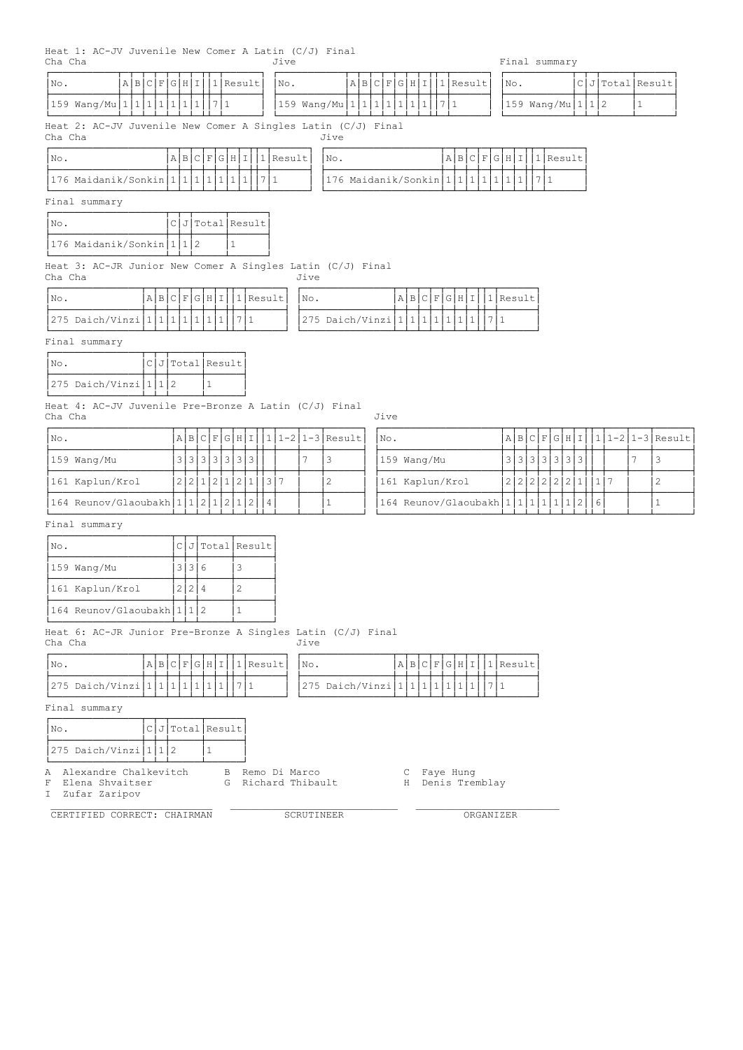Heat 1: AC-JV Juvenile New Comer A Latin (C/J) Final

Cha Cha

| No. | A | B | C | F | G | H | I | 1 | Result |
|---|---|---|---|---|---|---|---|---|---|
| 159 Wang/Mu | 1 | 1 | 1 | 1 | 1 | 1 | 1 | 7 | 1 |

Jive

| No. | A | B | C | F | G | H | I | 1 | Result |
|---|---|---|---|---|---|---|---|---|---|
| 159 Wang/Mu | 1 | 1 | 1 | 1 | 1 | 1 | 1 | 7 | 1 |

Final summary

| No. | C | J | Total | Result |
|---|---|---|---|---|
| 159 Wang/Mu | 1 | 1 | 2 | 1 |

Heat 2: AC-JV Juvenile New Comer A Singles Latin (C/J) Final

Cha Cha

| No. | A | B | C | F | G | H | I | 1 | Result |
|---|---|---|---|---|---|---|---|---|---|
| 176 Maidanik/Sonkin | 1 | 1 | 1 | 1 | 1 | 1 | 1 | 7 | 1 |

Jive

| No. | A | B | C | F | G | H | I | 1 | Result |
|---|---|---|---|---|---|---|---|---|---|
| 176 Maidanik/Sonkin | 1 | 1 | 1 | 1 | 1 | 1 | 1 | 7 | 1 |

Final summary

| No. | C | J | Total | Result |
|---|---|---|---|---|
| 176 Maidanik/Sonkin | 1 | 1 | 2 | 1 |

Heat 3: AC-JR Junior New Comer A Singles Latin (C/J) Final

Cha Cha

| No. | A | B | C | F | G | H | I | 1 | Result |
|---|---|---|---|---|---|---|---|---|---|
| 275 Daich/Vinzi | 1 | 1 | 1 | 1 | 1 | 1 | 1 | 7 | 1 |

Jive

| No. | A | B | C | F | G | H | I | 1 | Result |
|---|---|---|---|---|---|---|---|---|---|
| 275 Daich/Vinzi | 1 | 1 | 1 | 1 | 1 | 1 | 1 | 7 | 1 |

Final summary

| No. | C | J | Total | Result |
|---|---|---|---|---|
| 275 Daich/Vinzi | 1 | 1 | 2 | 1 |

Heat 4: AC-JV Juvenile Pre-Bronze A Latin (C/J) Final

Cha Cha

| No. | A | B | C | F | G | H | I | 1 | 1-2 | 1-3 | Result |
|---|---|---|---|---|---|---|---|---|---|---|---|
| 159 Wang/Mu | 3 | 3 | 3 | 3 | 3 | 3 | 3 | | | 7 | 3 |
| 161 Kaplun/Krol | 2 | 2 | 1 | 2 | 1 | 2 | 1 | 3 | 7 | | 2 |
| 164 Reunov/Glaoubakh | 1 | 1 | 2 | 1 | 2 | 1 | 2 | 4 | | | 1 |

Jive

| No. | A | B | C | F | G | H | I | 1 | 1-2 | 1-3 | Result |
|---|---|---|---|---|---|---|---|---|---|---|---|
| 159 Wang/Mu | 3 | 3 | 3 | 3 | 3 | 3 | 3 | | | 7 | 3 |
| 161 Kaplun/Krol | 2 | 2 | 2 | 2 | 2 | 2 | 1 | 1 | 7 | | 2 |
| 164 Reunov/Glaoubakh | 1 | 1 | 1 | 1 | 1 | 1 | 2 | 6 | | | 1 |

Final summary

| No. | C | J | Total | Result |
|---|---|---|---|---|
| 159 Wang/Mu | 3 | 3 | 6 | 3 |
| 161 Kaplun/Krol | 2 | 2 | 4 | 2 |
| 164 Reunov/Glaoubakh | 1 | 1 | 2 | 1 |

Heat 6: AC-JR Junior Pre-Bronze A Singles Latin (C/J) Final

Cha Cha

| No. | A | B | C | F | G | H | I | 1 | Result |
|---|---|---|---|---|---|---|---|---|---|
| 275 Daich/Vinzi | 1 | 1 | 1 | 1 | 1 | 1 | 1 | 7 | 1 |

Jive

| No. | A | B | C | F | G | H | I | 1 | Result |
|---|---|---|---|---|---|---|---|---|---|
| 275 Daich/Vinzi | 1 | 1 | 1 | 1 | 1 | 1 | 1 | 7 | 1 |

Final summary

| No. | C | J | Total | Result |
|---|---|---|---|---|
| 275 Daich/Vinzi | 1 | 1 | 2 | 1 |

A Alexandre Chalkevitch
B Remo Di Marco
C Faye Hung
F Elena Shvaitser
G Richard Thibault
H Denis Tremblay
I Zufar Zaripov

CERTIFIED CORRECT: CHAIRMAN ______ SCRUTINEER ______ ORGANIZER ______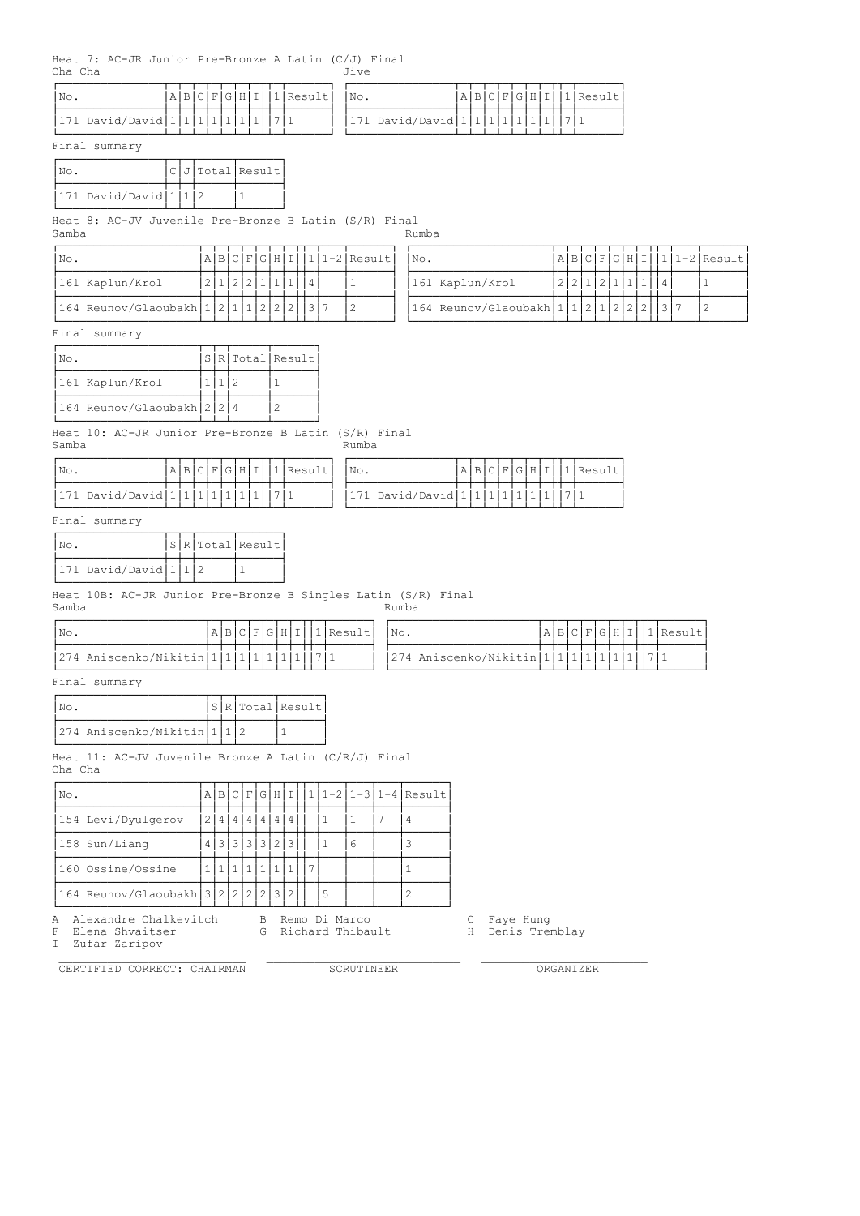Heat 7: AC-JR Junior Pre-Bronze A Latin (C/J) Final

Cha Cha

| No. | A | B | C | F | G | H | I | 1 | Result |
|---|---|---|---|---|---|---|---|---|---|
| 171 David/David | 1 | 1 | 1 | 1 | 1 | 1 | 1 | 7 | 1 |

Jive

| No. | A | B | C | F | G | H | I | 1 | Result |
|---|---|---|---|---|---|---|---|---|---|
| 171 David/David | 1 | 1 | 1 | 1 | 1 | 1 | 1 | 7 | 1 |

Final summary

| No. | C | J | Total | Result |
|---|---|---|---|---|
| 171 David/David | 1 | 1 | 2 | 1 |

Heat 8: AC-JV Juvenile Pre-Bronze B Latin (S/R) Final

Samba

| No. | A | B | C | F | G | H | I | 1 | 1-2 | Result |
|---|---|---|---|---|---|---|---|---|---|---|
| 161 Kaplun/Krol | 2 | 1 | 2 | 2 | 1 | 1 | 1 | 4 | | 1 |
| 164 Reunov/Glaoubakh | 1 | 2 | 1 | 1 | 2 | 2 | 2 | 3 | 7 | 2 |

Rumba

| No. | A | B | C | F | G | H | I | 1 | 1-2 | Result |
|---|---|---|---|---|---|---|---|---|---|---|
| 161 Kaplun/Krol | 2 | 2 | 1 | 2 | 1 | 1 | 1 | 4 | | 1 |
| 164 Reunov/Glaoubakh | 1 | 1 | 2 | 1 | 2 | 2 | 2 | 3 | 7 | 2 |

Final summary

| No. | S | R | Total | Result |
|---|---|---|---|---|
| 161 Kaplun/Krol | 1 | 1 | 2 | 1 |
| 164 Reunov/Glaoubakh | 2 | 2 | 4 | 2 |

Heat 10: AC-JR Junior Pre-Bronze B Latin (S/R) Final

Samba

| No. | A | B | C | F | G | H | I | 1 | Result |
|---|---|---|---|---|---|---|---|---|---|
| 171 David/David | 1 | 1 | 1 | 1 | 1 | 1 | 1 | 7 | 1 |

Rumba

| No. | A | B | C | F | G | H | I | 1 | Result |
|---|---|---|---|---|---|---|---|---|---|
| 171 David/David | 1 | 1 | 1 | 1 | 1 | 1 | 1 | 7 | 1 |

Final summary

| No. | S | R | Total | Result |
|---|---|---|---|---|
| 171 David/David | 1 | 1 | 2 | 1 |

Heat 10B: AC-JR Junior Pre-Bronze B Singles Latin (S/R) Final

Samba

| No. | A | B | C | F | G | H | I | 1 | Result |
|---|---|---|---|---|---|---|---|---|---|
| 274 Aniscenko/Nikitin | 1 | 1 | 1 | 1 | 1 | 1 | 1 | 7 | 1 |

Rumba

| No. | A | B | C | F | G | H | I | 1 | Result |
|---|---|---|---|---|---|---|---|---|---|
| 274 Aniscenko/Nikitin | 1 | 1 | 1 | 1 | 1 | 1 | 1 | 7 | 1 |

Final summary

| No. | S | R | Total | Result |
|---|---|---|---|---|
| 274 Aniscenko/Nikitin | 1 | 1 | 2 | 1 |

Heat 11: AC-JV Juvenile Bronze A Latin (C/R/J) Final

Cha Cha

| No. | A | B | C | F | G | H | I | 1 | 1-2 | 1-3 | 1-4 | Result |
|---|---|---|---|---|---|---|---|---|---|---|---|---|
| 154 Levi/Dyulgerov | 2 | 4 | 4 | 4 | 4 | 4 | 4 | | 1 | 1 | 7 | 4 |
| 158 Sun/Liang | 4 | 3 | 3 | 3 | 3 | 2 | 3 | | 1 | 6 | | 3 |
| 160 Ossine/Ossine | 1 | 1 | 1 | 1 | 1 | 1 | 1 | 7 | | | | 1 |
| 164 Reunov/Glaoubakh | 3 | 2 | 2 | 2 | 2 | 3 | 2 | | 5 | | | 2 |

A Alexandre Chalkevitch B Remo Di Marco C Faye Hung
F Elena Shvaitser G Richard Thibault H Denis Tremblay
I Zufar Zaripov

CERTIFIED CORRECT: CHAIRMAN | SCRUTINEER | ORGANIZER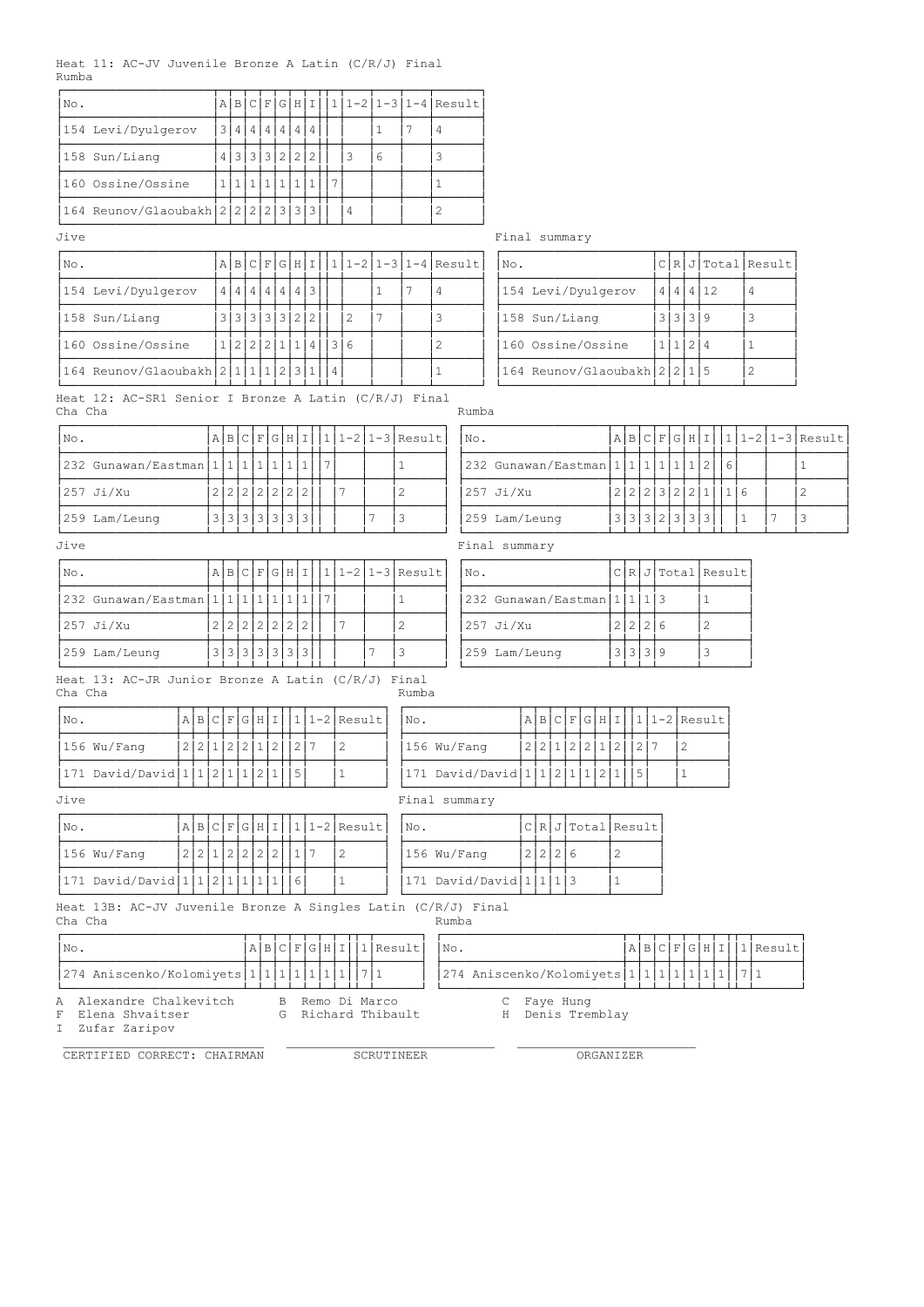Heat 11: AC-JV Juvenile Bronze A Latin (C/R/J) Final

Rumba

| No. | A | B | C | F | G | H | I | 1 | 1-2 | 1-3 | 1-4 | Result |
|---|---|---|---|---|---|---|---|---|---|---|---|---|
| 154 Levi/Dyulgerov | 3 | 4 | 4 | 4 | 4 | 4 | 4 | | | 1 | 7 | 4 |
| 158 Sun/Liang | 4 | 3 | 3 | 3 | 2 | 2 | 2 | | 3 | 6 | | 3 |
| 160 Ossine/Ossine | 1 | 1 | 1 | 1 | 1 | 1 | 1 | 7 | | | | 1 |
| 164 Reunov/Glaoubakh | 2 | 2 | 2 | 2 | 3 | 3 | 3 | | 4 | | | 2 |

Jive

| No. | A | B | C | F | G | H | I | 1 | 1-2 | 1-3 | 1-4 | Result |
|---|---|---|---|---|---|---|---|---|---|---|---|---|
| 154 Levi/Dyulgerov | 4 | 4 | 4 | 4 | 4 | 4 | 3 | | | 1 | 7 | 4 |
| 158 Sun/Liang | 3 | 3 | 3 | 3 | 3 | 2 | 2 | | 2 | 7 | | 3 |
| 160 Ossine/Ossine | 1 | 2 | 2 | 2 | 1 | 1 | 4 | 3 | 6 | | | 2 |
| 164 Reunov/Glaoubakh | 2 | 1 | 1 | 1 | 2 | 3 | 1 | 4 | | | | 1 |

Final summary

| No. | C | R | J | Total | Result |
|---|---|---|---|---|---|
| 154 Levi/Dyulgerov | 4 | 4 | 4 | 12 | 4 |
| 158 Sun/Liang | 3 | 3 | 3 | 9 | 3 |
| 160 Ossine/Ossine | 1 | 1 | 2 | 4 | 1 |
| 164 Reunov/Glaoubakh | 2 | 2 | 1 | 5 | 2 |

Heat 12: AC-SR1 Senior I Bronze A Latin (C/R/J) Final

Cha Cha

| No. | A | B | C | F | G | H | I | 1 | 1-2 | 1-3 | Result |
|---|---|---|---|---|---|---|---|---|---|---|---|
| 232 Gunawan/Eastman | 1 | 1 | 1 | 1 | 1 | 1 | 1 | 7 | | | 1 |
| 257 Ji/Xu | 2 | 2 | 2 | 2 | 2 | 2 | 2 | | 7 | | 2 |
| 259 Lam/Leung | 3 | 3 | 3 | 3 | 3 | 3 | 3 | | | 7 | 3 |

Rumba

| No. | A | B | C | F | G | H | I | 1 | 1-2 | 1-3 | Result |
|---|---|---|---|---|---|---|---|---|---|---|---|
| 232 Gunawan/Eastman | 1 | 1 | 1 | 1 | 1 | 1 | 2 | 6 | | | 1 |
| 257 Ji/Xu | 2 | 2 | 2 | 3 | 2 | 2 | 1 | 1 | 6 | | 2 |
| 259 Lam/Leung | 3 | 3 | 3 | 2 | 3 | 3 | 3 | | 1 | 7 | 3 |

Jive

| No. | A | B | C | F | G | H | I | 1 | 1-2 | 1-3 | Result |
|---|---|---|---|---|---|---|---|---|---|---|---|
| 232 Gunawan/Eastman | 1 | 1 | 1 | 1 | 1 | 1 | 1 | 7 | | | 1 |
| 257 Ji/Xu | 2 | 2 | 2 | 2 | 2 | 2 | 2 | | 7 | | 2 |
| 259 Lam/Leung | 3 | 3 | 3 | 3 | 3 | 3 | 3 | | | 7 | 3 |

Final summary

| No. | C | R | J | Total | Result |
|---|---|---|---|---|---|
| 232 Gunawan/Eastman | 1 | 1 | 1 | 3 | 1 |
| 257 Ji/Xu | 2 | 2 | 2 | 6 | 2 |
| 259 Lam/Leung | 3 | 3 | 3 | 9 | 3 |

Heat 13: AC-JR Junior Bronze A Latin (C/R/J) Final

Cha Cha

| No. | A | B | C | F | G | H | I | 1 | 1-2 | Result |
|---|---|---|---|---|---|---|---|---|---|---|
| 156 Wu/Fang | 2 | 2 | 1 | 2 | 2 | 1 | 2 | 2 | 7 | 2 |
| 171 David/David | 1 | 1 | 2 | 1 | 1 | 2 | 1 | 5 | | 1 |

Rumba

| No. | A | B | C | F | G | H | I | 1 | 1-2 | Result |
|---|---|---|---|---|---|---|---|---|---|---|
| 156 Wu/Fang | 2 | 2 | 1 | 2 | 2 | 1 | 2 | 2 | 7 | 2 |
| 171 David/David | 1 | 1 | 2 | 1 | 1 | 2 | 1 | 5 | | 1 |

Jive

| No. | A | B | C | F | G | H | I | 1 | 1-2 | Result |
|---|---|---|---|---|---|---|---|---|---|---|
| 156 Wu/Fang | 2 | 2 | 1 | 2 | 2 | 2 | 2 | 1 | 7 | 2 |
| 171 David/David | 1 | 1 | 2 | 1 | 1 | 1 | 1 | 6 | | 1 |

Final summary

| No. | C | R | J | Total | Result |
|---|---|---|---|---|---|
| 156 Wu/Fang | 2 | 2 | 2 | 6 | 2 |
| 171 David/David | 1 | 1 | 1 | 3 | 1 |

Heat 13B: AC-JV Juvenile Bronze A Singles Latin (C/R/J) Final

Cha Cha

| No. | A | B | C | F | G | H | I | 1 | Result |
|---|---|---|---|---|---|---|---|---|---|
| 274 Aniscenko/Kolomiyets | 1 | 1 | 1 | 1 | 1 | 1 | 1 | 7 | 1 |

Rumba

| No. | A | B | C | F | G | H | I | 1 | Result |
|---|---|---|---|---|---|---|---|---|---|
| 274 Aniscenko/Kolomiyets | 1 | 1 | 1 | 1 | 1 | 1 | 1 | 7 | 1 |

A Alexandre Chalkevitch &nbsp;&nbsp; B Remo Di Marco &nbsp;&nbsp; C Faye Hung
F Elena Shvaitser &nbsp;&nbsp; G Richard Thibault &nbsp;&nbsp; H Denis Tremblay
I Zufar Zaripov

CERTIFIED CORRECT: CHAIRMAN &nbsp;&nbsp; SCRUTINEER &nbsp;&nbsp; ORGANIZER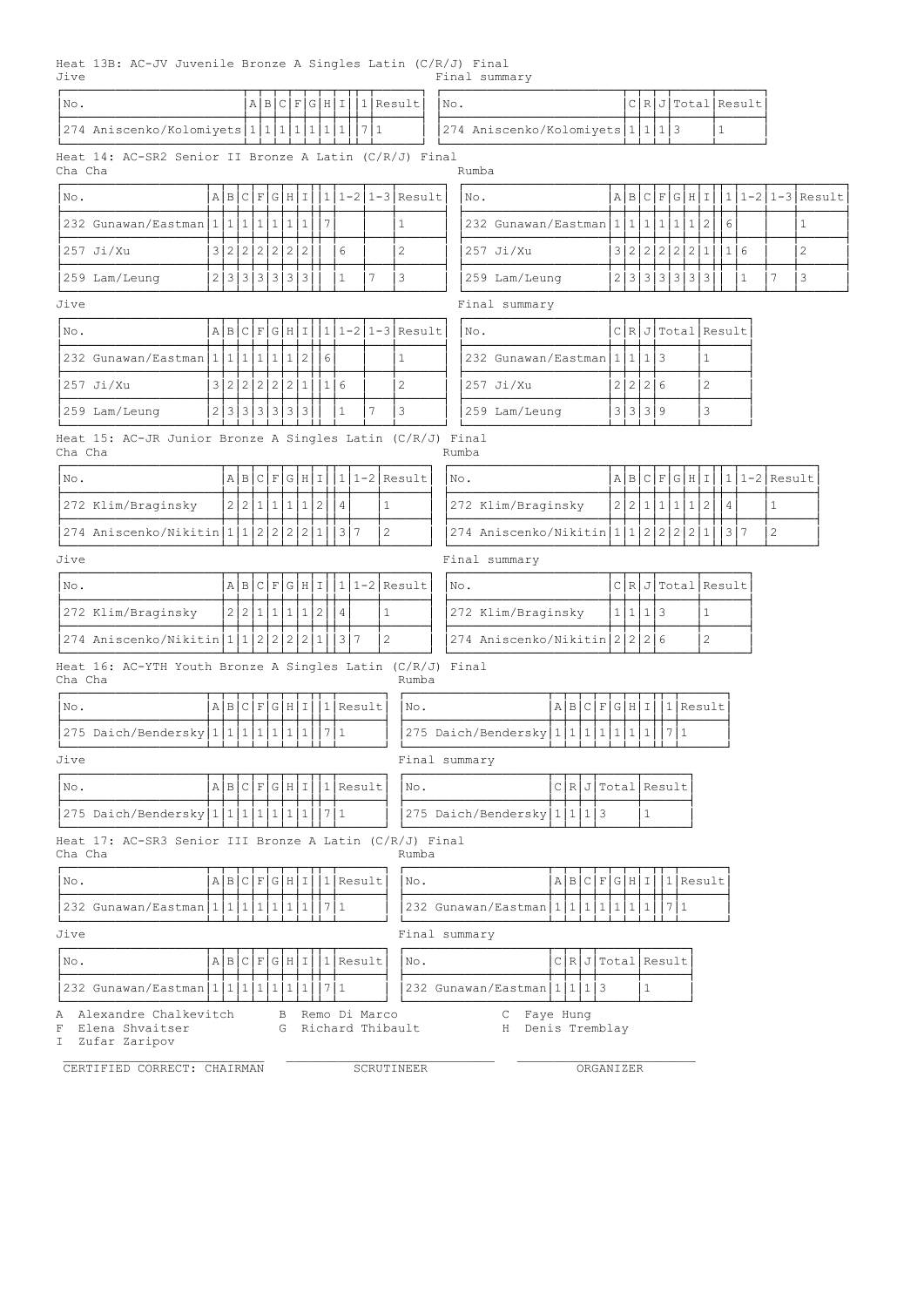## Heat 13B: AC-JV Juvenile Bronze A Singles Latin (C/R/J) Final

### Jive

| No. | A | B | C | F | G | H | I | | 1 | Result |
|---|---|---|---|---|---|---|---|---|---|---|
| 274 Aniscenko/Kolomiyets | 1 | 1 | 1 | 1 | 1 | 1 | 1 | | 7 | 1 |

### Final summary

| No. | C | R | J | Total | Result |
|---|---|---|---|---|---|
| 274 Aniscenko/Kolomiyets | 1 | 1 | 1 | 3 | 1 |

## Heat 14: AC-SR2 Senior II Bronze A Latin (C/R/J) Final

### Cha Cha

| No. | A | B | C | F | G | H | I | | 1 | 1-2 | 1-3 | Result |
|---|---|---|---|---|---|---|---|---|---|---|---|---|
| 232 Gunawan/Eastman | 1 | 1 | 1 | 1 | 1 | 1 | 1 | | 7 | | | 1 |
| 257 Ji/Xu | 3 | 2 | 2 | 2 | 2 | 2 | 2 | | | 6 | | 2 |
| 259 Lam/Leung | 2 | 3 | 3 | 3 | 3 | 3 | 3 | | | 1 | 7 | 3 |

### Rumba

| No. | A | B | C | F | G | H | I | | 1 | 1-2 | 1-3 | Result |
|---|---|---|---|---|---|---|---|---|---|---|---|---|
| 232 Gunawan/Eastman | 1 | 1 | 1 | 1 | 1 | 1 | 2 | | 6 | | | 1 |
| 257 Ji/Xu | 3 | 2 | 2 | 2 | 2 | 2 | 1 | | 1 | 6 | | 2 |
| 259 Lam/Leung | 2 | 3 | 3 | 3 | 3 | 3 | 3 | | | 1 | 7 | 3 |

### Jive

| No. | A | B | C | F | G | H | I | | 1 | 1-2 | 1-3 | Result |
|---|---|---|---|---|---|---|---|---|---|---|---|---|
| 232 Gunawan/Eastman | 1 | 1 | 1 | 1 | 1 | 1 | 2 | | 6 | | | 1 |
| 257 Ji/Xu | 3 | 2 | 2 | 2 | 2 | 2 | 1 | | 1 | 6 | | 2 |
| 259 Lam/Leung | 2 | 3 | 3 | 3 | 3 | 3 | 3 | | | 1 | 7 | 3 |

### Final summary

| No. | C | R | J | Total | Result |
|---|---|---|---|---|---|
| 232 Gunawan/Eastman | 1 | 1 | 1 | 3 | 1 |
| 257 Ji/Xu | 2 | 2 | 2 | 6 | 2 |
| 259 Lam/Leung | 3 | 3 | 3 | 9 | 3 |

## Heat 15: AC-JR Junior Bronze A Singles Latin (C/R/J) Final

### Cha Cha

| No. | A | B | C | F | G | H | I | | 1 | 1-2 | Result |
|---|---|---|---|---|---|---|---|---|---|---|---|
| 272 Klim/Braginsky | 2 | 2 | 1 | 1 | 1 | 1 | 2 | | 4 | | 1 |
| 274 Aniscenko/Nikitin | 1 | 1 | 2 | 2 | 2 | 2 | 1 | | 3 | 7 | 2 |

### Rumba

| No. | A | B | C | F | G | H | I | | 1 | 1-2 | Result |
|---|---|---|---|---|---|---|---|---|---|---|---|
| 272 Klim/Braginsky | 2 | 2 | 1 | 1 | 1 | 1 | 2 | | 4 | | 1 |
| 274 Aniscenko/Nikitin | 1 | 1 | 2 | 2 | 2 | 2 | 1 | | 3 | 7 | 2 |

### Jive

| No. | A | B | C | F | G | H | I | | 1 | 1-2 | Result |
|---|---|---|---|---|---|---|---|---|---|---|---|
| 272 Klim/Braginsky | 2 | 2 | 1 | 1 | 1 | 1 | 2 | | 4 | | 1 |
| 274 Aniscenko/Nikitin | 1 | 1 | 2 | 2 | 2 | 2 | 1 | | 3 | 7 | 2 |

### Final summary

| No. | C | R | J | Total | Result |
|---|---|---|---|---|---|
| 272 Klim/Braginsky | 1 | 1 | 1 | 3 | 1 |
| 274 Aniscenko/Nikitin | 2 | 2 | 2 | 6 | 2 |

## Heat 16: AC-YTH Youth Bronze A Singles Latin (C/R/J) Final

### Cha Cha

| No. | A | B | C | F | G | H | I | | 1 | Result |
|---|---|---|---|---|---|---|---|---|---|---|
| 275 Daich/Bendersky | 1 | 1 | 1 | 1 | 1 | 1 | 1 | | 7 | 1 |

### Rumba

| No. | A | B | C | F | G | H | I | | 1 | Result |
|---|---|---|---|---|---|---|---|---|---|---|
| 275 Daich/Bendersky | 1 | 1 | 1 | 1 | 1 | 1 | 1 | | 7 | 1 |

### Jive

| No. | A | B | C | F | G | H | I | | 1 | Result |
|---|---|---|---|---|---|---|---|---|---|---|
| 275 Daich/Bendersky | 1 | 1 | 1 | 1 | 1 | 1 | 1 | | 7 | 1 |

### Final summary

| No. | C | R | J | Total | Result |
|---|---|---|---|---|---|
| 275 Daich/Bendersky | 1 | 1 | 1 | 3 | 1 |

## Heat 17: AC-SR3 Senior III Bronze A Latin (C/R/J) Final

### Cha Cha

| No. | A | B | C | F | G | H | I | | 1 | Result |
|---|---|---|---|---|---|---|---|---|---|---|
| 232 Gunawan/Eastman | 1 | 1 | 1 | 1 | 1 | 1 | 1 | | 7 | 1 |

### Rumba

| No. | A | B | C | F | G | H | I | | 1 | Result |
|---|---|---|---|---|---|---|---|---|---|---|
| 232 Gunawan/Eastman | 1 | 1 | 1 | 1 | 1 | 1 | 1 | | 7 | 1 |

### Jive

| No. | A | B | C | F | G | H | I | | 1 | Result |
|---|---|---|---|---|---|---|---|---|---|---|
| 232 Gunawan/Eastman | 1 | 1 | 1 | 1 | 1 | 1 | 1 | | 7 | 1 |

### Final summary

| No. | C | R | J | Total | Result |
|---|---|---|---|---|---|
| 232 Gunawan/Eastman | 1 | 1 | 1 | 3 | 1 |

A Alexandre Chalkevitch B Remo Di Marco C Faye Hung
F Elena Shvaitser G Richard Thibault H Denis Tremblay
I Zufar Zaripov

CERTIFIED CORRECT: CHAIRMAN ____________ SCRUTINEER ____________ ORGANIZER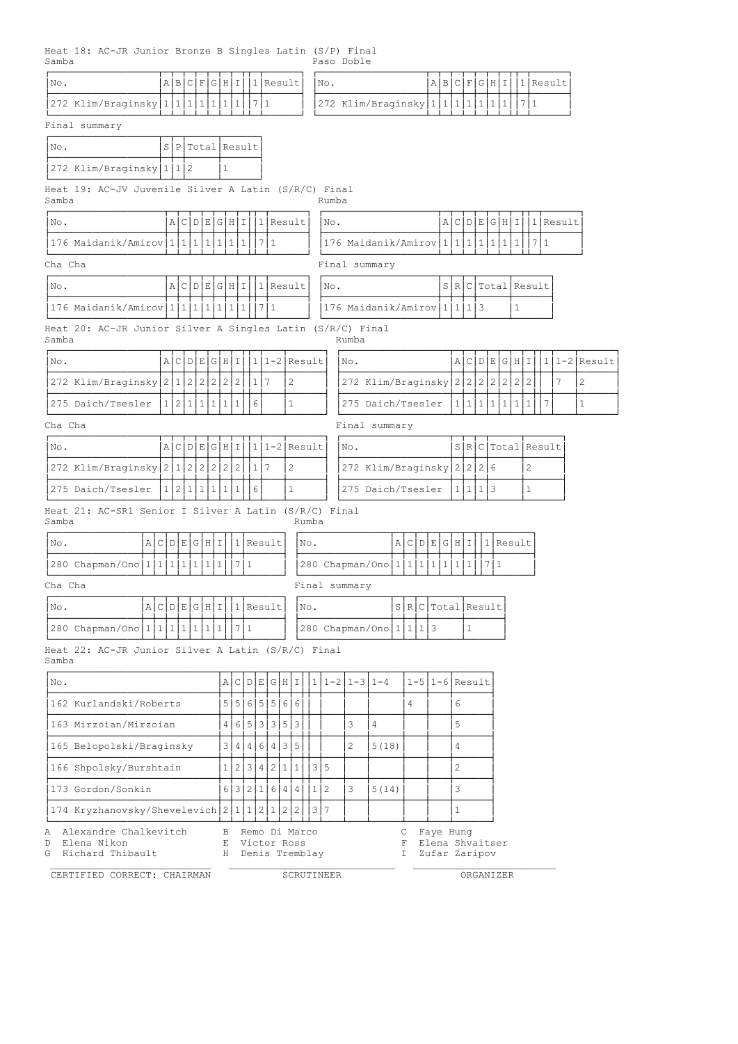Heat 18: AC-JR Junior Bronze B Singles Latin (S/P) Final

Samba

| No. | A | B | C | F | G | H | I | | 1 | Result |
|---|---|---|---|---|---|---|---|---|---|---|
| 272 Klim/Braginsky | 1 | 1 | 1 | 1 | 1 | 1 | 1 | | 7 | 1 |

Paso Doble

| No. | A | B | C | F | G | H | I | | 1 | Result |
|---|---|---|---|---|---|---|---|---|---|---|
| 272 Klim/Braginsky | 1 | 1 | 1 | 1 | 1 | 1 | 1 | | 7 | 1 |

Final summary

| No. | S | P | Total | Result |
|---|---|---|---|---|
| 272 Klim/Braginsky | 1 | 1 | 2 | 1 |

Heat 19: AC-JV Juvenile Silver A Latin (S/R/C) Final

Samba

| No. | A | C | D | E | G | H | I | | 1 | Result |
|---|---|---|---|---|---|---|---|---|---|---|
| 176 Maidanik/Amirov | 1 | 1 | 1 | 1 | 1 | 1 | 1 | | 7 | 1 |

Rumba

| No. | A | C | D | E | G | H | I | | 1 | Result |
|---|---|---|---|---|---|---|---|---|---|---|
| 176 Maidanik/Amirov | 1 | 1 | 1 | 1 | 1 | 1 | 1 | | 7 | 1 |

Cha Cha

| No. | A | C | D | E | G | H | I | | 1 | Result |
|---|---|---|---|---|---|---|---|---|---|---|
| 176 Maidanik/Amirov | 1 | 1 | 1 | 1 | 1 | 1 | 1 | | 7 | 1 |

Final summary

| No. | S | R | C | Total | Result |
|---|---|---|---|---|---|
| 176 Maidanik/Amirov | 1 | 1 | 1 | 3 | 1 |

Heat 20: AC-JR Junior Silver A Singles Latin (S/R/C) Final

Samba

| No. | A | C | D | E | G | H | I | | 1 | 1-2 | Result |
|---|---|---|---|---|---|---|---|---|---|---|---|
| 272 Klim/Braginsky | 2 | 1 | 2 | 2 | 2 | 2 | 2 | | 1 | 7 | 2 |
| 275 Daich/Tsesler | 1 | 2 | 1 | 1 | 1 | 1 | 1 | | 6 | | 1 |

Rumba

| No. | A | C | D | E | G | H | I | | 1 | 1-2 | Result |
|---|---|---|---|---|---|---|---|---|---|---|---|
| 272 Klim/Braginsky | 2 | 2 | 2 | 2 | 2 | 2 | 2 | | | 7 | 2 |
| 275 Daich/Tsesler | 1 | 1 | 1 | 1 | 1 | 1 | 1 | | 7 | | 1 |

Cha Cha

| No. | A | C | D | E | G | H | I | | 1 | 1-2 | Result |
|---|---|---|---|---|---|---|---|---|---|---|---|
| 272 Klim/Braginsky | 2 | 1 | 2 | 2 | 2 | 2 | 2 | | 1 | 7 | 2 |
| 275 Daich/Tsesler | 1 | 2 | 1 | 1 | 1 | 1 | 1 | | 6 | | 1 |

Final summary

| No. | S | R | C | Total | Result |
|---|---|---|---|---|---|
| 272 Klim/Braginsky | 2 | 2 | 2 | 6 | 2 |
| 275 Daich/Tsesler | 1 | 1 | 1 | 3 | 1 |

Heat 21: AC-SR1 Senior I Silver A Latin (S/R/C) Final

Samba

| No. | A | C | D | E | G | H | I | | 1 | Result |
|---|---|---|---|---|---|---|---|---|---|---|
| 280 Chapman/Ono | 1 | 1 | 1 | 1 | 1 | 1 | 1 | | 7 | 1 |

Rumba

| No. | A | C | D | E | G | H | I | | 1 | Result |
|---|---|---|---|---|---|---|---|---|---|---|
| 280 Chapman/Ono | 1 | 1 | 1 | 1 | 1 | 1 | 1 | | 7 | 1 |

Cha Cha

| No. | A | C | D | E | G | H | I | | 1 | Result |
|---|---|---|---|---|---|---|---|---|---|---|
| 280 Chapman/Ono | 1 | 1 | 1 | 1 | 1 | 1 | 1 | | 7 | 1 |

Final summary

| No. | S | R | C | Total | Result |
|---|---|---|---|---|---|
| 280 Chapman/Ono | 1 | 1 | 1 | 3 | 1 |

Heat 22: AC-JR Junior Silver A Latin (S/R/C) Final

Samba

| No. | A | C | D | E | G | H | I | | 1 | 1-2 | 1-3 | 1-4 | 1-5 | 1-6 | Result |
|---|---|---|---|---|---|---|---|---|---|---|---|---|---|---|---|
| 162 Kurlandski/Roberts | 5 | 5 | 6 | 5 | 5 | 6 | 6 | | | | | | 4 | | 6 |
| 163 Mirzoian/Mirzoian | 4 | 6 | 5 | 3 | 3 | 5 | 3 | | | | 3 | 4 | | | 5 |
| 165 Belopolski/Braginsky | 3 | 4 | 4 | 6 | 4 | 3 | 5 | | | | 2 | 5(18) | | | 4 |
| 166 Shpolsky/Burshtain | 1 | 2 | 3 | 4 | 2 | 1 | 1 | | 3 | 5 | | | | | 2 |
| 173 Gordon/Sonkin | 6 | 3 | 2 | 1 | 6 | 4 | 4 | | 1 | 2 | 3 | 5(14) | | | 3 |
| 174 Kryzhanovsky/Shevelevich | 2 | 1 | 1 | 2 | 1 | 2 | 2 | | 3 | 7 | | | | | 1 |

A Alexandre Chalkevitch  
B Remo Di Marco  
C Faye Hung  
D Elena Nikon  
E Victor Ross  
F Elena Shvaitser  
G Richard Thibault  
H Denis Tremblay  
I Zufar Zaripov

CERTIFIED CORRECT: CHAIRMAN ____________ SCRUTINEER ____________ ORGANIZER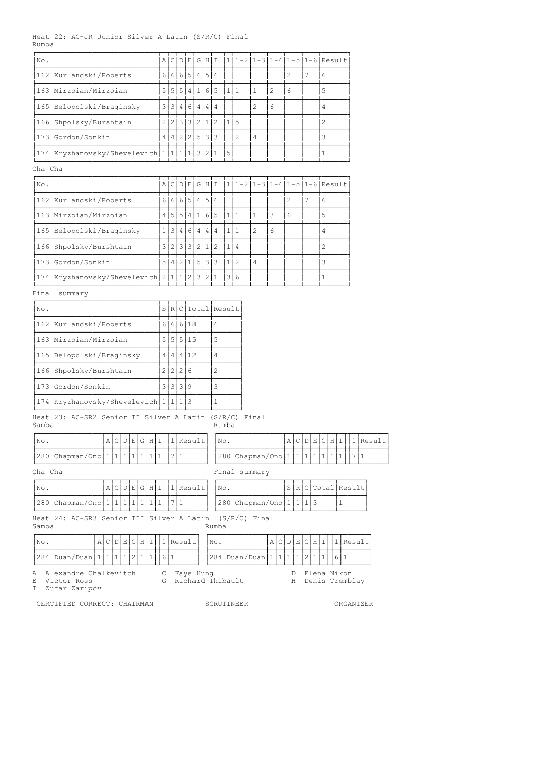Heat 22: AC-JR Junior Silver A Latin (S/R/C) Final

Rumba

| No. | A | C | D | E | G | H | I | | 1 | 1-2 | 1-3 | 1-4 | 1-5 | 1-6 | Result |
|---|---|---|---|---|---|---|---|---|---|---|---|---|---|---|---|
| 162 Kurlandski/Roberts | 6 | 6 | 6 | 5 | 6 | 5 | 6 | | | | | | 2 | 7 | 6 |
| 163 Mirzoian/Mirzoian | 5 | 5 | 5 | 4 | 1 | 6 | 5 | | 1 | 1 | 1 | 2 | 6 | | 5 |
| 165 Belopolski/Braginsky | 3 | 3 | 4 | 6 | 4 | 4 | 4 | | | | 2 | 6 | | | 4 |
| 166 Shpolsky/Burshtain | 2 | 2 | 3 | 3 | 2 | 1 | 2 | | 1 | 5 | | | | | 2 |
| 173 Gordon/Sonkin | 4 | 4 | 2 | 2 | 5 | 3 | 3 | | | 2 | 4 | | | | 3 |
| 174 Kryzhanovsky/Shevelevich | 1 | 1 | 1 | 1 | 3 | 2 | 1 | | 5 | | | | | | 1 |

Cha Cha

| No. | A | C | D | E | G | H | I | | 1 | 1-2 | 1-3 | 1-4 | 1-5 | 1-6 | Result |
|---|---|---|---|---|---|---|---|---|---|---|---|---|---|---|---|
| 162 Kurlandski/Roberts | 6 | 6 | 6 | 5 | 6 | 5 | 6 | | | | | | 2 | 7 | 6 |
| 163 Mirzoian/Mirzoian | 4 | 5 | 5 | 4 | 1 | 6 | 5 | | 1 | 1 | 1 | 3 | 6 | | 5 |
| 165 Belopolski/Braginsky | 1 | 3 | 4 | 6 | 4 | 4 | 4 | | 1 | 1 | 2 | 6 | | | 4 |
| 166 Shpolsky/Burshtain | 3 | 2 | 3 | 3 | 2 | 1 | 2 | | 1 | 4 | | | | | 2 |
| 173 Gordon/Sonkin | 5 | 4 | 2 | 1 | 5 | 3 | 3 | | 1 | 2 | 4 | | | | 3 |
| 174 Kryzhanovsky/Shevelevich | 2 | 1 | 1 | 2 | 3 | 2 | 1 | | 3 | 6 | | | | | 1 |

Final summary

| No. | S | R | C | Total | Result |
|---|---|---|---|---|---|
| 162 Kurlandski/Roberts | 6 | 6 | 6 | 18 | 6 |
| 163 Mirzoian/Mirzoian | 5 | 5 | 5 | 15 | 5 |
| 165 Belopolski/Braginsky | 4 | 4 | 4 | 12 | 4 |
| 166 Shpolsky/Burshtain | 2 | 2 | 2 | 6 | 2 |
| 173 Gordon/Sonkin | 3 | 3 | 3 | 9 | 3 |
| 174 Kryzhanovsky/Shevelevich | 1 | 1 | 1 | 3 | 1 |

Heat 23: AC-SR2 Senior II Silver A Latin (S/R/C) Final

Samba

| No. | A | C | D | E | G | H | I | | 1 | Result |
|---|---|---|---|---|---|---|---|---|---|---|
| 280 Chapman/Ono | 1 | 1 | 1 | 1 | 1 | 1 | 1 | | 7 | 1 |

Rumba

| No. | A | C | D | E | G | H | I | | 1 | Result |
|---|---|---|---|---|---|---|---|---|---|---|
| 280 Chapman/Ono | 1 | 1 | 1 | 1 | 1 | 1 | 1 | | 7 | 1 |

Cha Cha

| No. | A | C | D | E | G | H | I | | 1 | Result |
|---|---|---|---|---|---|---|---|---|---|---|
| 280 Chapman/Ono | 1 | 1 | 1 | 1 | 1 | 1 | 1 | | 7 | 1 |

Final summary

| No. | S | R | C | Total | Result |
|---|---|---|---|---|---|
| 280 Chapman/Ono | 1 | 1 | 1 | 3 | 1 |

Heat 24: AC-SR3 Senior III Silver A Latin (S/R/C) Final

Samba

| No. | A | C | D | E | G | H | I | | 1 | Result |
|---|---|---|---|---|---|---|---|---|---|---|
| 284 Duan/Duan | 1 | 1 | 1 | 1 | 2 | 1 | 1 | | 6 | 1 |

Rumba

| No. | A | C | D | E | G | H | I | | 1 | Result |
|---|---|---|---|---|---|---|---|---|---|---|
| 284 Duan/Duan | 1 | 1 | 1 | 1 | 2 | 1 | 1 | | 6 | 1 |

A Alexandre Chalkevitch　　C Faye Hung　　D Elena Nikon
E Victor Ross　　G Richard Thibault　　H Denis Tremblay
I Zufar Zaripov

CERTIFIED CORRECT: CHAIRMAN　　SCRUTINEER　　ORGANIZER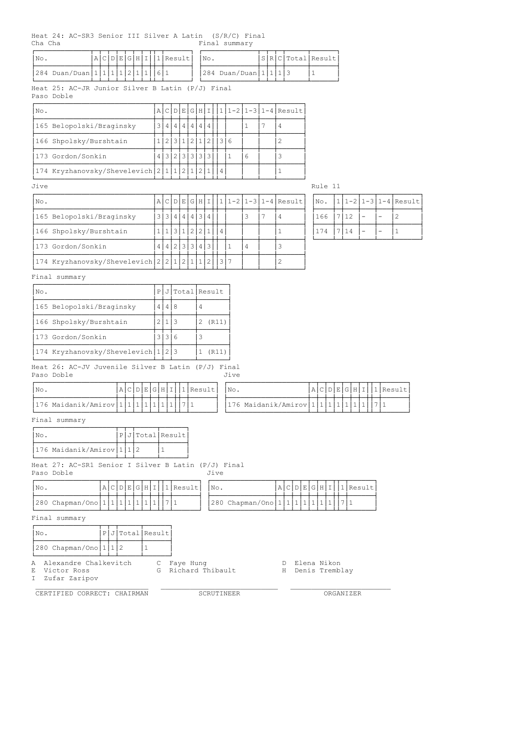Heat 24: AC-SR3 Senior III Silver A Latin (S/R/C) Final

Cha Cha

| No. | A | C | D | E | G | H | I | 1 | Result |
|---|---|---|---|---|---|---|---|---|---|
| 284 Duan/Duan | 1 | 1 | 1 | 1 | 2 | 1 | 1 | 6 | 1 |

Final summary

| No. | S | R | C | Total | Result |
|---|---|---|---|---|---|
| 284 Duan/Duan | 1 | 1 | 1 | 3 | 1 |

Heat 25: AC-JR Junior Silver B Latin (P/J) Final

Paso Doble

| No. | A | C | D | E | G | H | I | 1 | 1-2 | 1-3 | 1-4 | Result |
|---|---|---|---|---|---|---|---|---|---|---|---|---|
| 165 Belopolski/Braginsky | 3 | 4 | 4 | 4 | 4 | 4 | 4 | | | 1 | 7 | 4 |
| 166 Shpolsky/Burshtain | 1 | 2 | 3 | 1 | 2 | 1 | 2 | 3 | 6 | | | 2 |
| 173 Gordon/Sonkin | 4 | 3 | 2 | 3 | 3 | 3 | 3 | | 1 | 6 | | 3 |
| 174 Kryzhanovsky/Shevelevich | 2 | 1 | 1 | 2 | 1 | 2 | 1 | 4 | | | | 1 |

Jive

| No. | A | C | D | E | G | H | I | 1 | 1-2 | 1-3 | 1-4 | Result |
|---|---|---|---|---|---|---|---|---|---|---|---|---|
| 165 Belopolski/Braginsky | 3 | 3 | 4 | 4 | 4 | 3 | 4 | | | 3 | 7 | 4 |
| 166 Shpolsky/Burshtain | 1 | 1 | 3 | 1 | 2 | 2 | 1 | 4 | | | | 1 |
| 173 Gordon/Sonkin | 4 | 4 | 2 | 3 | 3 | 4 | 3 | | 1 | 4 | | 3 |
| 174 Kryzhanovsky/Shevelevich | 2 | 2 | 1 | 2 | 1 | 1 | 2 | 3 | 7 | | | 2 |

Rule 11

| No. | 1 | 1-2 | 1-3 | 1-4 | Result |
|---|---|---|---|---|---|
| 166 | 7 | 12 | - | - | 2 |
| 174 | 7 | 14 | - | - | 1 |

Final summary

| No. | P | J | Total | Result |
|---|---|---|---|---|
| 165 Belopolski/Braginsky | 4 | 4 | 8 | 4 |
| 166 Shpolsky/Burshtain | 2 | 1 | 3 | 2 (R11) |
| 173 Gordon/Sonkin | 3 | 3 | 6 | 3 |
| 174 Kryzhanovsky/Shevelevich | 1 | 2 | 3 | 1 (R11) |

Heat 26: AC-JV Juvenile Silver B Latin (P/J) Final

Paso Doble

| No. | A | C | D | E | G | H | I | 1 | Result |
|---|---|---|---|---|---|---|---|---|---|
| 176 Maidanik/Amirov | 1 | 1 | 1 | 1 | 1 | 1 | 1 | 7 | 1 |

Jive

| No. | A | C | D | E | G | H | I | 1 | Result |
|---|---|---|---|---|---|---|---|---|---|
| 176 Maidanik/Amirov | 1 | 1 | 1 | 1 | 1 | 1 | 1 | 7 | 1 |

Final summary

| No. | P | J | Total | Result |
|---|---|---|---|---|
| 176 Maidanik/Amirov | 1 | 1 | 2 | 1 |

Heat 27: AC-SR1 Senior I Silver B Latin (P/J) Final

Paso Doble

| No. | A | C | D | E | G | H | I | 1 | Result |
|---|---|---|---|---|---|---|---|---|---|
| 280 Chapman/Ono | 1 | 1 | 1 | 1 | 1 | 1 | 1 | 7 | 1 |

Jive

| No. | A | C | D | E | G | H | I | 1 | Result |
|---|---|---|---|---|---|---|---|---|---|
| 280 Chapman/Ono | 1 | 1 | 1 | 1 | 1 | 1 | 1 | 7 | 1 |

Final summary

| No. | P | J | Total | Result |
|---|---|---|---|---|
| 280 Chapman/Ono | 1 | 1 | 2 | 1 |

A Alexandre Chalkevitch
C Faye Hung
D Elena Nikon
E Victor Ross
G Richard Thibault
H Denis Tremblay
I Zufar Zaripov

CERTIFIED CORRECT: CHAIRMAN ______ SCRUTINEER ______ ORGANIZER ______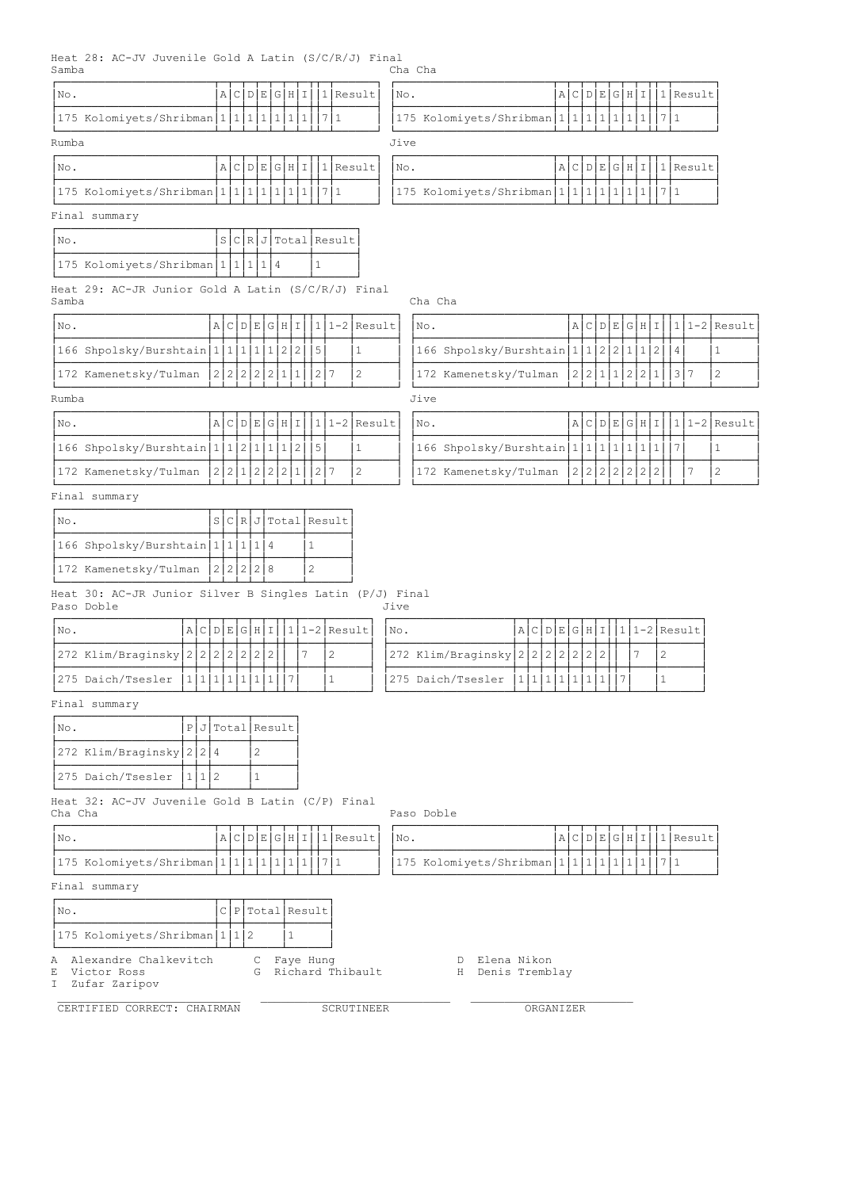## Heat 28: AC-JV Juvenile Gold A Latin (S/C/R/J) Final

**Samba**

| No. | A | C | D | E | G | H | I | | 1 | Result |
|---|---|---|---|---|---|---|---|---|---|---|
| 175 Kolomiyets/Shribman | 1 | 1 | 1 | 1 | 1 | 1 | 1 | | 7 | 1 |

**Cha Cha**

| No. | A | C | D | E | G | H | I | | 1 | Result |
|---|---|---|---|---|---|---|---|---|---|---|
| 175 Kolomiyets/Shribman | 1 | 1 | 1 | 1 | 1 | 1 | 1 | | 7 | 1 |

**Rumba**

| No. | A | C | D | E | G | H | I | | 1 | Result |
|---|---|---|---|---|---|---|---|---|---|---|
| 175 Kolomiyets/Shribman | 1 | 1 | 1 | 1 | 1 | 1 | 1 | | 7 | 1 |

**Jive**

| No. | A | C | D | E | G | H | I | | 1 | Result |
|---|---|---|---|---|---|---|---|---|---|---|
| 175 Kolomiyets/Shribman | 1 | 1 | 1 | 1 | 1 | 1 | 1 | | 7 | 1 |

**Final summary**

| No. | S | C | R | J | Total | Result |
|---|---|---|---|---|---|---|
| 175 Kolomiyets/Shribman | 1 | 1 | 1 | 1 | 4 | 1 |

## Heat 29: AC-JR Junior Gold A Latin (S/C/R/J) Final

**Samba**

| No. | A | C | D | E | G | H | I | | 1 | 1-2 | Result |
|---|---|---|---|---|---|---|---|---|---|---|---|
| 166 Shpolsky/Burshtain | 1 | 1 | 1 | 1 | 1 | 2 | 2 | | 5 | | 1 |
| 172 Kamenetsky/Tulman | 2 | 2 | 2 | 2 | 2 | 1 | 1 | | 2 | 7 | 2 |

**Cha Cha**

| No. | A | C | D | E | G | H | I | | 1 | 1-2 | Result |
|---|---|---|---|---|---|---|---|---|---|---|---|
| 166 Shpolsky/Burshtain | 1 | 1 | 2 | 2 | 1 | 1 | 2 | | 4 | | 1 |
| 172 Kamenetsky/Tulman | 2 | 2 | 1 | 1 | 2 | 2 | 1 | | 3 | 7 | 2 |

**Rumba**

| No. | A | C | D | E | G | H | I | | 1 | 1-2 | Result |
|---|---|---|---|---|---|---|---|---|---|---|---|
| 166 Shpolsky/Burshtain | 1 | 1 | 2 | 1 | 1 | 1 | 2 | | 5 | | 1 |
| 172 Kamenetsky/Tulman | 2 | 2 | 1 | 2 | 2 | 2 | 1 | | 2 | 7 | 2 |

**Jive**

| No. | A | C | D | E | G | H | I | | 1 | 1-2 | Result |
|---|---|---|---|---|---|---|---|---|---|---|---|
| 166 Shpolsky/Burshtain | 1 | 1 | 1 | 1 | 1 | 1 | 1 | | 7 | | 1 |
| 172 Kamenetsky/Tulman | 2 | 2 | 2 | 2 | 2 | 2 | 2 | | | 7 | 2 |

**Final summary**

| No. | S | C | R | J | Total | Result |
|---|---|---|---|---|---|---|
| 166 Shpolsky/Burshtain | 1 | 1 | 1 | 1 | 4 | 1 |
| 172 Kamenetsky/Tulman | 2 | 2 | 2 | 2 | 8 | 2 |

## Heat 30: AC-JR Junior Silver B Singles Latin (P/J) Final

**Paso Doble**

| No. | A | C | D | E | G | H | I | | 1 | 1-2 | Result |
|---|---|---|---|---|---|---|---|---|---|---|---|
| 272 Klim/Braginsky | 2 | 2 | 2 | 2 | 2 | 2 | 2 | | | 7 | 2 |
| 275 Daich/Tsesler | 1 | 1 | 1 | 1 | 1 | 1 | 1 | | 7 | | 1 |

**Jive**

| No. | A | C | D | E | G | H | I | | 1 | 1-2 | Result |
|---|---|---|---|---|---|---|---|---|---|---|---|
| 272 Klim/Braginsky | 2 | 2 | 2 | 2 | 2 | 2 | 2 | | | 7 | 2 |
| 275 Daich/Tsesler | 1 | 1 | 1 | 1 | 1 | 1 | 1 | | 7 | | 1 |

**Final summary**

| No. | P | J | Total | Result |
|---|---|---|---|---|
| 272 Klim/Braginsky | 2 | 2 | 4 | 2 |
| 275 Daich/Tsesler | 1 | 1 | 2 | 1 |

## Heat 32: AC-JV Juvenile Gold B Latin (C/P) Final

**Cha Cha**

| No. | A | C | D | E | G | H | I | | 1 | Result |
|---|---|---|---|---|---|---|---|---|---|---|
| 175 Kolomiyets/Shribman | 1 | 1 | 1 | 1 | 1 | 1 | 1 | | 7 | 1 |

**Paso Doble**

| No. | A | C | D | E | G | H | I | | 1 | Result |
|---|---|---|---|---|---|---|---|---|---|---|
| 175 Kolomiyets/Shribman | 1 | 1 | 1 | 1 | 1 | 1 | 1 | | 7 | 1 |

**Final summary**

| No. | C | P | Total | Result |
|---|---|---|---|---|
| 175 Kolomiyets/Shribman | 1 | 1 | 2 | 1 |

A Alexandre Chalkevitch    C Faye Hung    D Elena Nikon
E Victor Ross    G Richard Thibault    H Denis Tremblay
I Zufar Zaripov

CERTIFIED CORRECT: CHAIRMAN    SCRUTINEER    ORGANIZER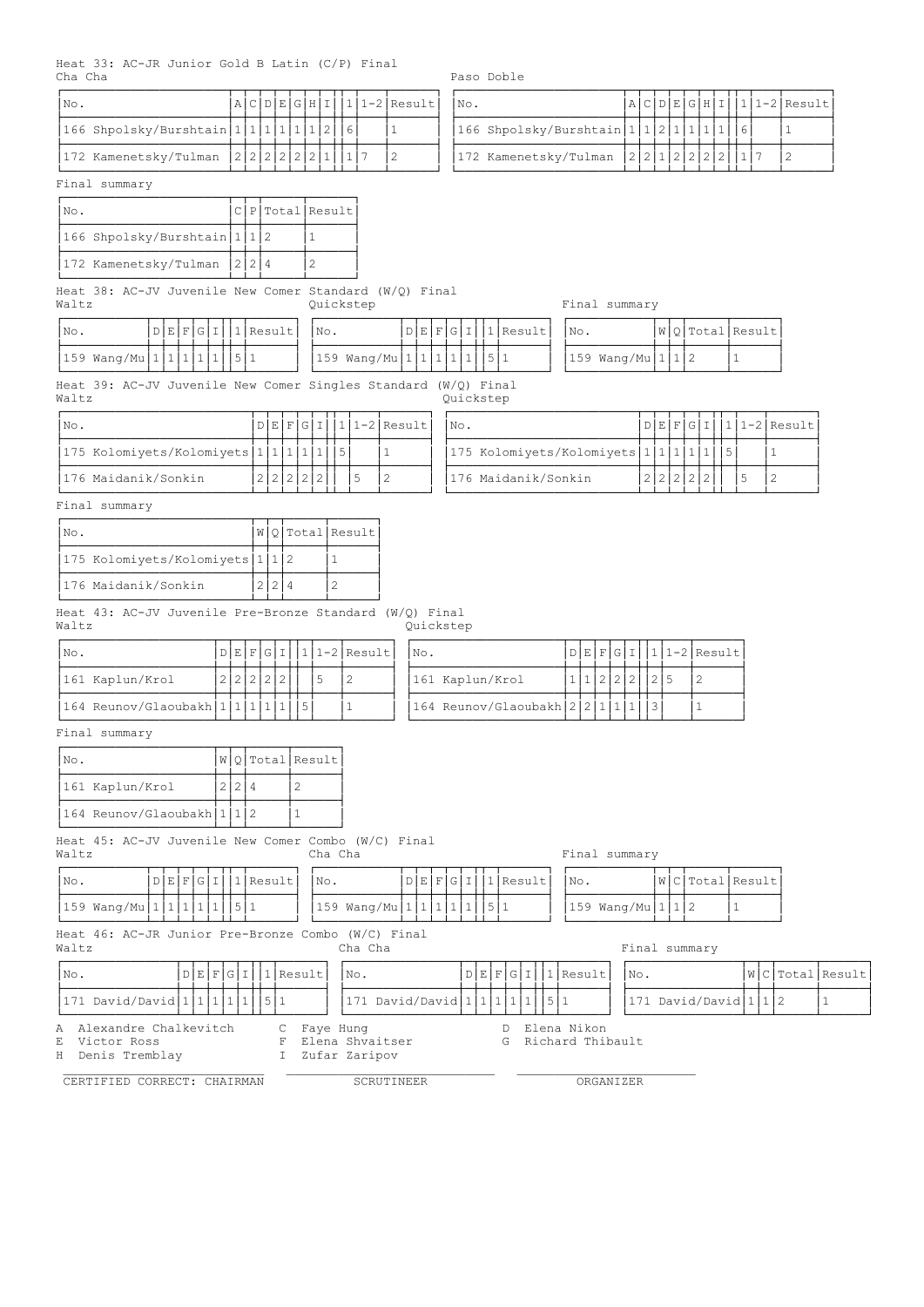Heat 33: AC-JR Junior Gold B Latin (C/P) Final

Cha Cha

| No. | A | C | D | E | G | H | I | 1 | 1-2 | Result |
|---|---|---|---|---|---|---|---|---|---|---|
| 166 Shpolsky/Burshtain | 1 | 1 | 1 | 1 | 1 | 1 | 2 | 6 | | 1 |
| 172 Kamenetsky/Tulman | 2 | 2 | 2 | 2 | 2 | 2 | 1 | 1 | 7 | 2 |

Paso Doble

| No. | A | C | D | E | G | H | I | 1 | 1-2 | Result |
|---|---|---|---|---|---|---|---|---|---|---|
| 166 Shpolsky/Burshtain | 1 | 1 | 2 | 1 | 1 | 1 | 1 | 6 | | 1 |
| 172 Kamenetsky/Tulman | 2 | 2 | 1 | 2 | 2 | 2 | 2 | 1 | 7 | 2 |

Final summary

| No. | C | P | Total | Result |
|---|---|---|---|---|
| 166 Shpolsky/Burshtain | 1 | 1 | 2 | 1 |
| 172 Kamenetsky/Tulman | 2 | 2 | 4 | 2 |

Heat 38: AC-JV Juvenile New Comer Standard (W/Q) Final

Waltz

| No. | D | E | F | G | I | 1 | Result |
|---|---|---|---|---|---|---|---|
| 159 Wang/Mu | 1 | 1 | 1 | 1 | 1 | 5 | 1 |

Quickstep

| No. | D | E | F | G | I | 1 | Result |
|---|---|---|---|---|---|---|---|
| 159 Wang/Mu | 1 | 1 | 1 | 1 | 1 | 5 | 1 |

Final summary

| No. | W | Q | Total | Result |
|---|---|---|---|---|
| 159 Wang/Mu | 1 | 1 | 2 | 1 |

Heat 39: AC-JV Juvenile New Comer Singles Standard (W/Q) Final

Waltz

| No. | D | E | F | G | I | 1 | 1-2 | Result |
|---|---|---|---|---|---|---|---|---|
| 175 Kolomiyets/Kolomiyets | 1 | 1 | 1 | 1 | 1 | 5 | | 1 |
| 176 Maidanik/Sonkin | 2 | 2 | 2 | 2 | 2 | | 5 | 2 |

Quickstep

| No. | D | E | F | G | I | 1 | 1-2 | Result |
|---|---|---|---|---|---|---|---|---|
| 175 Kolomiyets/Kolomiyets | 1 | 1 | 1 | 1 | 1 | 5 | | 1 |
| 176 Maidanik/Sonkin | 2 | 2 | 2 | 2 | 2 | | 5 | 2 |

Final summary

| No. | W | Q | Total | Result |
|---|---|---|---|---|
| 175 Kolomiyets/Kolomiyets | 1 | 1 | 2 | 1 |
| 176 Maidanik/Sonkin | 2 | 2 | 4 | 2 |

Heat 43: AC-JV Juvenile Pre-Bronze Standard (W/Q) Final

Waltz

| No. | D | E | F | G | I | 1 | 1-2 | Result |
|---|---|---|---|---|---|---|---|---|
| 161 Kaplun/Krol | 2 | 2 | 2 | 2 | 2 | | 5 | 2 |
| 164 Reunov/Glaoubakh | 1 | 1 | 1 | 1 | 1 | 5 | | 1 |

Quickstep

| No. | D | E | F | G | I | 1 | 1-2 | Result |
|---|---|---|---|---|---|---|---|---|
| 161 Kaplun/Krol | 1 | 1 | 2 | 2 | 2 | 2 | 5 | 2 |
| 164 Reunov/Glaoubakh | 2 | 2 | 1 | 1 | 1 | 3 | | 1 |

Final summary

| No. | W | Q | Total | Result |
|---|---|---|---|---|
| 161 Kaplun/Krol | 2 | 2 | 4 | 2 |
| 164 Reunov/Glaoubakh | 1 | 1 | 2 | 1 |

Heat 45: AC-JV Juvenile New Comer Combo (W/C) Final

Waltz

| No. | D | E | F | G | I | 1 | Result |
|---|---|---|---|---|---|---|---|
| 159 Wang/Mu | 1 | 1 | 1 | 1 | 1 | 5 | 1 |

Cha Cha

| No. | D | E | F | G | I | 1 | Result |
|---|---|---|---|---|---|---|---|
| 159 Wang/Mu | 1 | 1 | 1 | 1 | 1 | 5 | 1 |

Final summary

| No. | W | C | Total | Result |
|---|---|---|---|---|
| 159 Wang/Mu | 1 | 1 | 2 | 1 |

Heat 46: AC-JR Junior Pre-Bronze Combo (W/C) Final

Waltz

| No. | D | E | F | G | I | 1 | Result |
|---|---|---|---|---|---|---|---|
| 171 David/David | 1 | 1 | 1 | 1 | 1 | 5 | 1 |

Cha Cha

| No. | D | E | F | G | I | 1 | Result |
|---|---|---|---|---|---|---|---|
| 171 David/David | 1 | 1 | 1 | 1 | 1 | 5 | 1 |

Final summary

| No. | W | C | Total | Result |
|---|---|---|---|---|
| 171 David/David | 1 | 1 | 2 | 1 |

A Alexandre Chalkevitch  
C Faye Hung  
D Elena Nikon  
E Victor Ross  
F Elena Shvaitser  
G Richard Thibault  
H Denis Tremblay  
I Zufar Zaripov

CERTIFIED CORRECT: CHAIRMAN ______ SCRUTINEER ______ ORGANIZER ______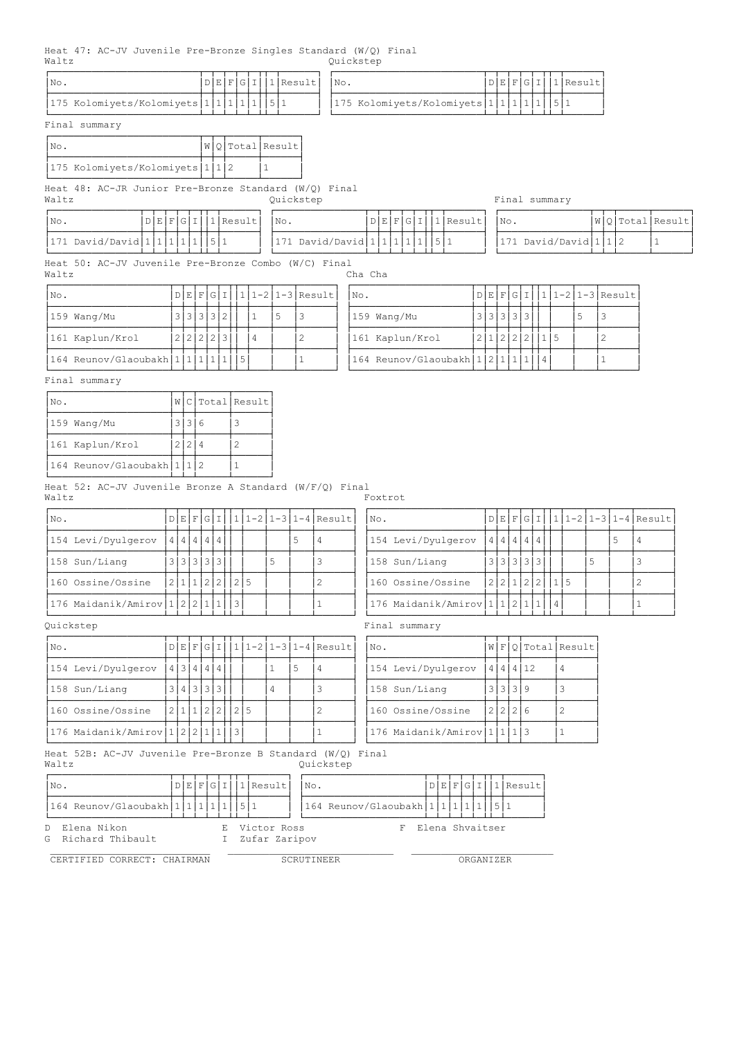Heat 47: AC-JV Juvenile Pre-Bronze Singles Standard (W/Q) Final

Waltz

| No. | D | E | F | G | I | | 1 | Result |
|---|---|---|---|---|---|---|---|---|
| 175 Kolomiyets/Kolomiyets | 1 | 1 | 1 | 1 | 1 | | 5 | 1 |

Quickstep

| No. | D | E | F | G | I | | 1 | Result |
|---|---|---|---|---|---|---|---|---|
| 175 Kolomiyets/Kolomiyets | 1 | 1 | 1 | 1 | 1 | | 5 | 1 |

Final summary

| No. | W | Q | Total | Result |
|---|---|---|---|---|
| 175 Kolomiyets/Kolomiyets | 1 | 1 | 2 | 1 |

Heat 48: AC-JR Junior Pre-Bronze Standard (W/Q) Final

Waltz

| No. | D | E | F | G | I | | 1 | Result |
|---|---|---|---|---|---|---|---|---|
| 171 David/David | 1 | 1 | 1 | 1 | 1 | | 5 | 1 |

Quickstep

| No. | D | E | F | G | I | | 1 | Result |
|---|---|---|---|---|---|---|---|---|
| 171 David/David | 1 | 1 | 1 | 1 | 1 | | 5 | 1 |

Final summary

| No. | W | Q | Total | Result |
|---|---|---|---|---|
| 171 David/David | 1 | 1 | 2 | 1 |

Heat 50: AC-JV Juvenile Pre-Bronze Combo (W/C) Final

Waltz

| No. | D | E | F | G | I | | 1 | 1-2 | 1-3 | Result |
|---|---|---|---|---|---|---|---|---|---|---|
| 159 Wang/Mu | 3 | 3 | 3 | 3 | 2 | | | 1 | 5 | 3 |
| 161 Kaplun/Krol | 2 | 2 | 2 | 2 | 3 | | | 4 | | 2 |
| 164 Reunov/Glaoubakh | 1 | 1 | 1 | 1 | 1 | | 5 | | | 1 |

Cha Cha

| No. | D | E | F | G | I | | 1 | 1-2 | 1-3 | Result |
|---|---|---|---|---|---|---|---|---|---|---|
| 159 Wang/Mu | 3 | 3 | 3 | 3 | 3 | | | | 5 | 3 |
| 161 Kaplun/Krol | 2 | 1 | 2 | 2 | 2 | | 1 | 5 | | 2 |
| 164 Reunov/Glaoubakh | 1 | 2 | 1 | 1 | 1 | | 4 | | | 1 |

Final summary

| No. | W | C | Total | Result |
|---|---|---|---|---|
| 159 Wang/Mu | 3 | 3 | 6 | 3 |
| 161 Kaplun/Krol | 2 | 2 | 4 | 2 |
| 164 Reunov/Glaoubakh | 1 | 1 | 2 | 1 |

Heat 52: AC-JV Juvenile Bronze A Standard (W/F/Q) Final

Waltz

| No. | D | E | F | G | I | | 1 | 1-2 | 1-3 | 1-4 | Result |
|---|---|---|---|---|---|---|---|---|---|---|---|
| 154 Levi/Dyulgerov | 4 | 4 | 4 | 4 | 4 | | | | | 5 | 4 |
| 158 Sun/Liang | 3 | 3 | 3 | 3 | 3 | | | | 5 | | 3 |
| 160 Ossine/Ossine | 2 | 1 | 1 | 2 | 2 | | 2 | 5 | | | 2 |
| 176 Maidanik/Amirov | 1 | 2 | 2 | 1 | 1 | | 3 | | | | 1 |

Foxtrot

| No. | D | E | F | G | I | | 1 | 1-2 | 1-3 | 1-4 | Result |
|---|---|---|---|---|---|---|---|---|---|---|---|
| 154 Levi/Dyulgerov | 4 | 4 | 4 | 4 | 4 | | | | | 5 | 4 |
| 158 Sun/Liang | 3 | 3 | 3 | 3 | 3 | | | | 5 | | 3 |
| 160 Ossine/Ossine | 2 | 2 | 1 | 2 | 2 | | 1 | 5 | | | 2 |
| 176 Maidanik/Amirov | 1 | 1 | 2 | 1 | 1 | | 4 | | | | 1 |

Quickstep

| No. | D | E | F | G | I | | 1 | 1-2 | 1-3 | 1-4 | Result |
|---|---|---|---|---|---|---|---|---|---|---|---|
| 154 Levi/Dyulgerov | 4 | 3 | 4 | 4 | 4 | | | | 1 | 5 | 4 |
| 158 Sun/Liang | 3 | 4 | 3 | 3 | 3 | | | | 4 | | 3 |
| 160 Ossine/Ossine | 2 | 1 | 1 | 2 | 2 | | 2 | 5 | | | 2 |
| 176 Maidanik/Amirov | 1 | 2 | 2 | 1 | 1 | | 3 | | | | 1 |

Final summary

| No. | W | F | Q | Total | Result |
|---|---|---|---|---|---|
| 154 Levi/Dyulgerov | 4 | 4 | 4 | 12 | 4 |
| 158 Sun/Liang | 3 | 3 | 3 | 9 | 3 |
| 160 Ossine/Ossine | 2 | 2 | 2 | 6 | 2 |
| 176 Maidanik/Amirov | 1 | 1 | 1 | 3 | 1 |

Heat 52B: AC-JV Juvenile Pre-Bronze B Standard (W/Q) Final

Waltz

| No. | D | E | F | G | I | | 1 | Result |
|---|---|---|---|---|---|---|---|---|
| 164 Reunov/Glaoubakh | 1 | 1 | 1 | 1 | 1 | | 5 | 1 |

Quickstep

| No. | D | E | F | G | I | | 1 | Result |
|---|---|---|---|---|---|---|---|---|
| 164 Reunov/Glaoubakh | 1 | 1 | 1 | 1 | 1 | | 5 | 1 |

D Elena Nikon E Victor Ross F Elena Shvaitser
G Richard Thibault I Zufar Zaripov

CERTIFIED CORRECT: CHAIRMAN ____________ SCRUTINEER ____________ ORGANIZER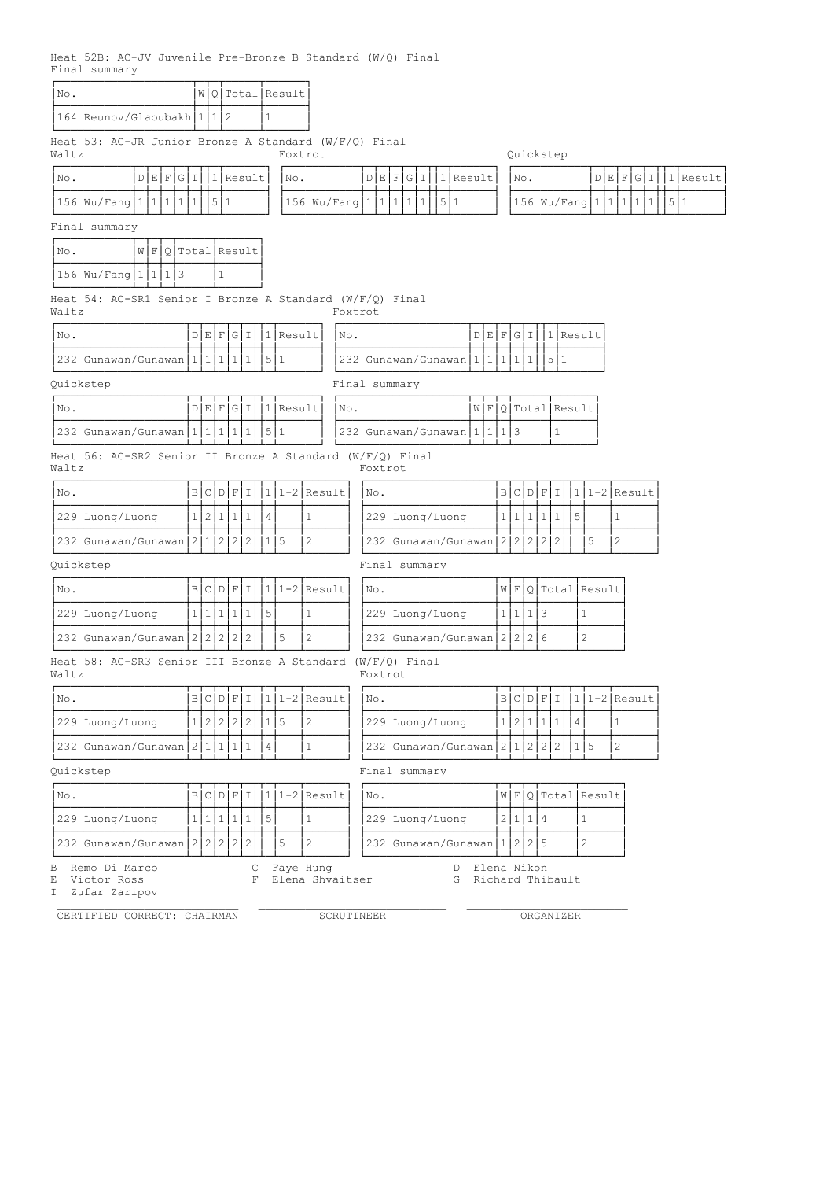Heat 52B: AC-JV Juvenile Pre-Bronze B Standard (W/Q) Final

Final summary

| No. | W | Q | Total | Result |
|---|---|---|---|---|
| 164 Reunov/Glaoubakh | 1 | 1 | 2 | 1 |

Heat 53: AC-JR Junior Bronze A Standard (W/F/Q) Final

Waltz

| No. | D | E | F | G | I | 1 | Result |
|---|---|---|---|---|---|---|---|
| 156 Wu/Fang | 1 | 1 | 1 | 1 | 1 | 5 | 1 |

Foxtrot

| No. | D | E | F | G | I | 1 | Result |
|---|---|---|---|---|---|---|---|
| 156 Wu/Fang | 1 | 1 | 1 | 1 | 1 | 5 | 1 |

Quickstep

| No. | D | E | F | G | I | 1 | Result |
|---|---|---|---|---|---|---|---|
| 156 Wu/Fang | 1 | 1 | 1 | 1 | 1 | 5 | 1 |

Final summary

| No. | W | F | Q | Total | Result |
|---|---|---|---|---|---|
| 156 Wu/Fang | 1 | 1 | 1 | 3 | 1 |

Heat 54: AC-SR1 Senior I Bronze A Standard (W/F/Q) Final

Waltz

| No. | D | E | F | G | I | 1 | Result |
|---|---|---|---|---|---|---|---|
| 232 Gunawan/Gunawan | 1 | 1 | 1 | 1 | 1 | 5 | 1 |

Foxtrot

| No. | D | E | F | G | I | 1 | Result |
|---|---|---|---|---|---|---|---|
| 232 Gunawan/Gunawan | 1 | 1 | 1 | 1 | 1 | 5 | 1 |

Quickstep

| No. | D | E | F | G | I | 1 | Result |
|---|---|---|---|---|---|---|---|
| 232 Gunawan/Gunawan | 1 | 1 | 1 | 1 | 1 | 5 | 1 |

Final summary

| No. | W | F | Q | Total | Result |
|---|---|---|---|---|---|
| 232 Gunawan/Gunawan | 1 | 1 | 1 | 3 | 1 |

Heat 56: AC-SR2 Senior II Bronze A Standard (W/F/Q) Final

Waltz

| No. | B | C | D | F | I | 1 | 1-2 | Result |
|---|---|---|---|---|---|---|---|---|
| 229 Luong/Luong | 1 | 2 | 1 | 1 | 1 | 4 | | 1 |
| 232 Gunawan/Gunawan | 2 | 1 | 2 | 2 | 2 | 1 | 5 | 2 |

Foxtrot

| No. | B | C | D | F | I | 1 | 1-2 | Result |
|---|---|---|---|---|---|---|---|---|
| 229 Luong/Luong | 1 | 1 | 1 | 1 | 1 | 5 | | 1 |
| 232 Gunawan/Gunawan | 2 | 2 | 2 | 2 | 2 | | 5 | 2 |

Quickstep

| No. | B | C | D | F | I | 1 | 1-2 | Result |
|---|---|---|---|---|---|---|---|---|
| 229 Luong/Luong | 1 | 1 | 1 | 1 | 1 | 5 | | 1 |
| 232 Gunawan/Gunawan | 2 | 2 | 2 | 2 | 2 | | 5 | 2 |

Final summary

| No. | W | F | Q | Total | Result |
|---|---|---|---|---|---|
| 229 Luong/Luong | 1 | 1 | 1 | 3 | 1 |
| 232 Gunawan/Gunawan | 2 | 2 | 2 | 6 | 2 |

Heat 58: AC-SR3 Senior III Bronze A Standard (W/F/Q) Final

Waltz

| No. | B | C | D | F | I | 1 | 1-2 | Result |
|---|---|---|---|---|---|---|---|---|
| 229 Luong/Luong | 1 | 2 | 2 | 2 | 2 | 1 | 5 | 2 |
| 232 Gunawan/Gunawan | 2 | 1 | 1 | 1 | 1 | 4 | | 1 |

Foxtrot

| No. | B | C | D | F | I | 1 | 1-2 | Result |
|---|---|---|---|---|---|---|---|---|
| 229 Luong/Luong | 1 | 2 | 1 | 1 | 1 | 4 | | 1 |
| 232 Gunawan/Gunawan | 2 | 1 | 2 | 2 | 2 | 1 | 5 | 2 |

Quickstep

| No. | B | C | D | F | I | 1 | 1-2 | Result |
|---|---|---|---|---|---|---|---|---|
| 229 Luong/Luong | 1 | 1 | 1 | 1 | 1 | 5 | | 1 |
| 232 Gunawan/Gunawan | 2 | 2 | 2 | 2 | 2 | | 5 | 2 |

Final summary

| No. | W | F | Q | Total | Result |
|---|---|---|---|---|---|
| 229 Luong/Luong | 2 | 1 | 1 | 4 | 1 |
| 232 Gunawan/Gunawan | 1 | 2 | 2 | 5 | 2 |

B Remo Di Marco
C Faye Hung
D Elena Nikon
E Victor Ross
F Elena Shvaitser
G Richard Thibault
I Zufar Zaripov

CERTIFIED CORRECT: CHAIRMAN ____________ SCRUTINEER ____________ ORGANIZER ____________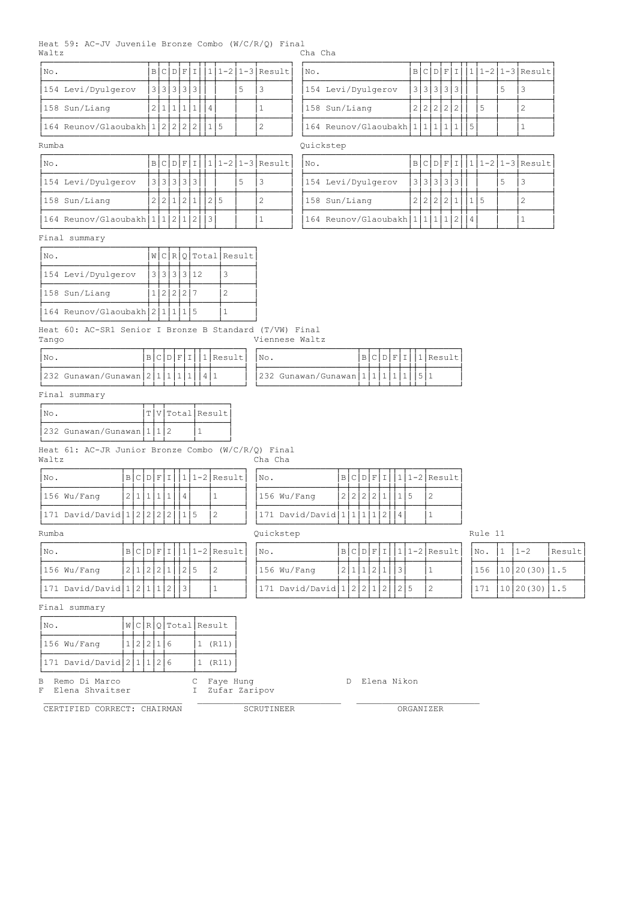## Heat 59: AC-JV Juvenile Bronze Combo (W/C/R/Q) Final

Waltz

| No. | B | C | D | F | I | | 1 | 1-2 | 1-3 | Result |
|---|---|---|---|---|---|---|---|---|---|---|
| 154 Levi/Dyulgerov | 3 | 3 | 3 | 3 | 3 | | | | 5 | 3 |
| 158 Sun/Liang | 2 | 1 | 1 | 1 | 1 | | 4 | | | 1 |
| 164 Reunov/Glaoubakh | 1 | 2 | 2 | 2 | 2 | | 1 | 5 | | 2 |

Cha Cha

| No. | B | C | D | F | I | | 1 | 1-2 | 1-3 | Result |
|---|---|---|---|---|---|---|---|---|---|---|
| 154 Levi/Dyulgerov | 3 | 3 | 3 | 3 | 3 | | | | 5 | 3 |
| 158 Sun/Liang | 2 | 2 | 2 | 2 | 2 | | | 5 | | 2 |
| 164 Reunov/Glaoubakh | 1 | 1 | 1 | 1 | 1 | | 5 | | | 1 |

Rumba

| No. | B | C | D | F | I | | 1 | 1-2 | 1-3 | Result |
|---|---|---|---|---|---|---|---|---|---|---|
| 154 Levi/Dyulgerov | 3 | 3 | 3 | 3 | 3 | | | | 5 | 3 |
| 158 Sun/Liang | 2 | 2 | 1 | 2 | 1 | | 2 | 5 | | 2 |
| 164 Reunov/Glaoubakh | 1 | 1 | 2 | 1 | 2 | | 3 | | | 1 |

Quickstep

| No. | B | C | D | F | I | | 1 | 1-2 | 1-3 | Result |
|---|---|---|---|---|---|---|---|---|---|---|
| 154 Levi/Dyulgerov | 3 | 3 | 3 | 3 | 3 | | | | 5 | 3 |
| 158 Sun/Liang | 2 | 2 | 2 | 2 | 1 | | 1 | 5 | | 2 |
| 164 Reunov/Glaoubakh | 1 | 1 | 1 | 1 | 2 | | 4 | | | 1 |

Final summary

| No. | W | C | R | Q | Total | Result |
|---|---|---|---|---|---|---|
| 154 Levi/Dyulgerov | 3 | 3 | 3 | 3 | 12 | 3 |
| 158 Sun/Liang | 1 | 2 | 2 | 2 | 7 | 2 |
| 164 Reunov/Glaoubakh | 2 | 1 | 1 | 1 | 5 | 1 |

## Heat 60: AC-SR1 Senior I Bronze B Standard (T/VW) Final

Tango

| No. | B | C | D | F | I | | 1 | Result |
|---|---|---|---|---|---|---|---|---|
| 232 Gunawan/Gunawan | 2 | 1 | 1 | 1 | 1 | | 4 | 1 |

Viennese Waltz

| No. | B | C | D | F | I | | 1 | Result |
|---|---|---|---|---|---|---|---|---|
| 232 Gunawan/Gunawan | 1 | 1 | 1 | 1 | 1 | | 5 | 1 |

Final summary

| No. | T | V | Total | Result |
|---|---|---|---|---|
| 232 Gunawan/Gunawan | 1 | 1 | 2 | 1 |

## Heat 61: AC-JR Junior Bronze Combo (W/C/R/Q) Final

Waltz

| No. | B | C | D | F | I | | 1 | 1-2 | Result |
|---|---|---|---|---|---|---|---|---|---|
| 156 Wu/Fang | 2 | 1 | 1 | 1 | 1 | | 4 | | 1 |
| 171 David/David | 1 | 2 | 2 | 2 | 2 | | 1 | 5 | 2 |

Cha Cha

| No. | B | C | D | F | I | | 1 | 1-2 | Result |
|---|---|---|---|---|---|---|---|---|---|
| 156 Wu/Fang | 2 | 2 | 2 | 2 | 1 | | 1 | 5 | 2 |
| 171 David/David | 1 | 1 | 1 | 1 | 2 | | 4 | | 1 |

Rumba

| No. | B | C | D | F | I | | 1 | 1-2 | Result |
|---|---|---|---|---|---|---|---|---|---|
| 156 Wu/Fang | 2 | 1 | 2 | 2 | 1 | | 2 | 5 | 2 |
| 171 David/David | 1 | 2 | 1 | 1 | 2 | | 3 | | 1 |

Quickstep

| No. | B | C | D | F | I | | 1 | 1-2 | Result |
|---|---|---|---|---|---|---|---|---|---|
| 156 Wu/Fang | 2 | 1 | 1 | 2 | 1 | | 3 | | 1 |
| 171 David/David | 1 | 2 | 2 | 1 | 2 | | 2 | 5 | 2 |

Rule 11

| No. | 1 | 1-2 | Result |
|---|---|---|---|
| 156 | 10 | 20(30) | 1.5 |
| 171 | 10 | 20(30) | 1.5 |

Final summary

| No. | W | C | R | Q | Total | Result |
|---|---|---|---|---|---|---|
| 156 Wu/Fang | 1 | 2 | 2 | 1 | 6 | 1 (R11) |
| 171 David/David | 2 | 1 | 1 | 2 | 6 | 1 (R11) |

B Remo Di Marco
C Faye Hung
D Elena Nikon
F Elena Shvaitser
I Zufar Zaripov

CERTIFIED CORRECT: CHAIRMAN — SCRUTINEER — ORGANIZER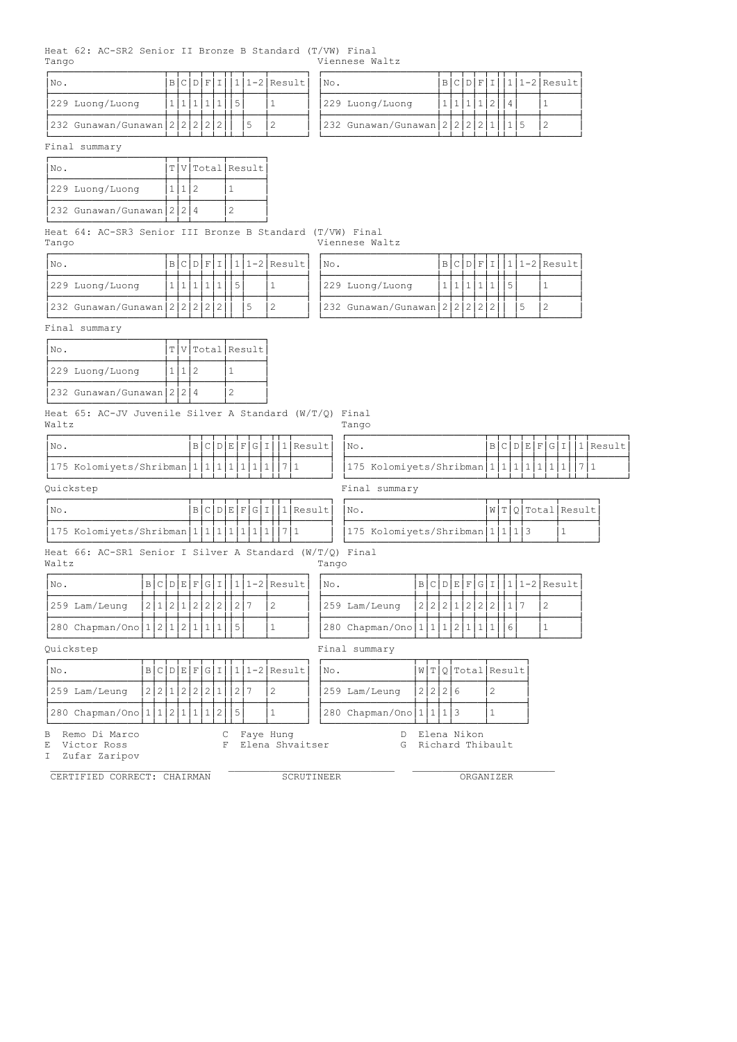Heat 62: AC-SR2 Senior II Bronze B Standard (T/VW) Final

Tango

| No. | B | C | D | F | I | 1 | 1-2 | Result |
|---|---|---|---|---|---|---|---|---|
| 229 Luong/Luong | 1 | 1 | 1 | 1 | 1 | 5 | | 1 |
| 232 Gunawan/Gunawan | 2 | 2 | 2 | 2 | 2 | | 5 | 2 |

Viennese Waltz

| No. | B | C | D | F | I | 1 | 1-2 | Result |
|---|---|---|---|---|---|---|---|---|
| 229 Luong/Luong | 1 | 1 | 1 | 1 | 2 | 4 | | 1 |
| 232 Gunawan/Gunawan | 2 | 2 | 2 | 2 | 1 | 1 | 5 | 2 |

Final summary

| No. | T | V | Total | Result |
|---|---|---|---|---|
| 229 Luong/Luong | 1 | 1 | 2 | 1 |
| 232 Gunawan/Gunawan | 2 | 2 | 4 | 2 |

Heat 64: AC-SR3 Senior III Bronze B Standard (T/VW) Final

Tango

| No. | B | C | D | F | I | 1 | 1-2 | Result |
|---|---|---|---|---|---|---|---|---|
| 229 Luong/Luong | 1 | 1 | 1 | 1 | 1 | 5 | | 1 |
| 232 Gunawan/Gunawan | 2 | 2 | 2 | 2 | 2 | | 5 | 2 |

Viennese Waltz

| No. | B | C | D | F | I | 1 | 1-2 | Result |
|---|---|---|---|---|---|---|---|---|
| 229 Luong/Luong | 1 | 1 | 1 | 1 | 1 | 5 | | 1 |
| 232 Gunawan/Gunawan | 2 | 2 | 2 | 2 | 2 | | 5 | 2 |

Final summary

| No. | T | V | Total | Result |
|---|---|---|---|---|
| 229 Luong/Luong | 1 | 1 | 2 | 1 |
| 232 Gunawan/Gunawan | 2 | 2 | 4 | 2 |

Heat 65: AC-JV Juvenile Silver A Standard (W/T/Q) Final

Waltz

| No. | B | C | D | E | F | G | I | 1 | Result |
|---|---|---|---|---|---|---|---|---|---|
| 175 Kolomiyets/Shribman | 1 | 1 | 1 | 1 | 1 | 1 | 1 | 7 | 1 |

Tango

| No. | B | C | D | E | F | G | I | 1 | Result |
|---|---|---|---|---|---|---|---|---|---|
| 175 Kolomiyets/Shribman | 1 | 1 | 1 | 1 | 1 | 1 | 1 | 7 | 1 |

Quickstep

| No. | B | C | D | E | F | G | I | 1 | Result |
|---|---|---|---|---|---|---|---|---|---|
| 175 Kolomiyets/Shribman | 1 | 1 | 1 | 1 | 1 | 1 | 1 | 7 | 1 |

Final summary

| No. | W | T | Q | Total | Result |
|---|---|---|---|---|---|
| 175 Kolomiyets/Shribman | 1 | 1 | 1 | 3 | 1 |

Heat 66: AC-SR1 Senior I Silver A Standard (W/T/Q) Final

Waltz

| No. | B | C | D | E | F | G | I | 1 | 1-2 | Result |
|---|---|---|---|---|---|---|---|---|---|---|
| 259 Lam/Leung | 2 | 1 | 2 | 1 | 2 | 2 | 2 | 2 | 7 | 2 |
| 280 Chapman/Ono | 1 | 2 | 1 | 2 | 1 | 1 | 1 | 5 | | 1 |

Tango

| No. | B | C | D | E | F | G | I | 1 | 1-2 | Result |
|---|---|---|---|---|---|---|---|---|---|---|
| 259 Lam/Leung | 2 | 2 | 2 | 1 | 2 | 2 | 2 | 1 | 7 | 2 |
| 280 Chapman/Ono | 1 | 1 | 1 | 2 | 1 | 1 | 1 | 6 | | 1 |

Quickstep

| No. | B | C | D | E | F | G | I | 1 | 1-2 | Result |
|---|---|---|---|---|---|---|---|---|---|---|
| 259 Lam/Leung | 2 | 2 | 1 | 2 | 2 | 2 | 1 | 2 | 7 | 2 |
| 280 Chapman/Ono | 1 | 1 | 2 | 1 | 1 | 1 | 2 | 5 | | 1 |

Final summary

| No. | W | T | Q | Total | Result |
|---|---|---|---|---|---|
| 259 Lam/Leung | 2 | 2 | 2 | 6 | 2 |
| 280 Chapman/Ono | 1 | 1 | 1 | 3 | 1 |

B Remo Di Marco  
C Faye Hung  
D Elena Nikon  
E Victor Ross  
F Elena Shvaitser  
G Richard Thibault  
I Zufar Zaripov

CERTIFIED CORRECT: CHAIRMAN ____________ SCRUTINEER ____________ ORGANIZER ____________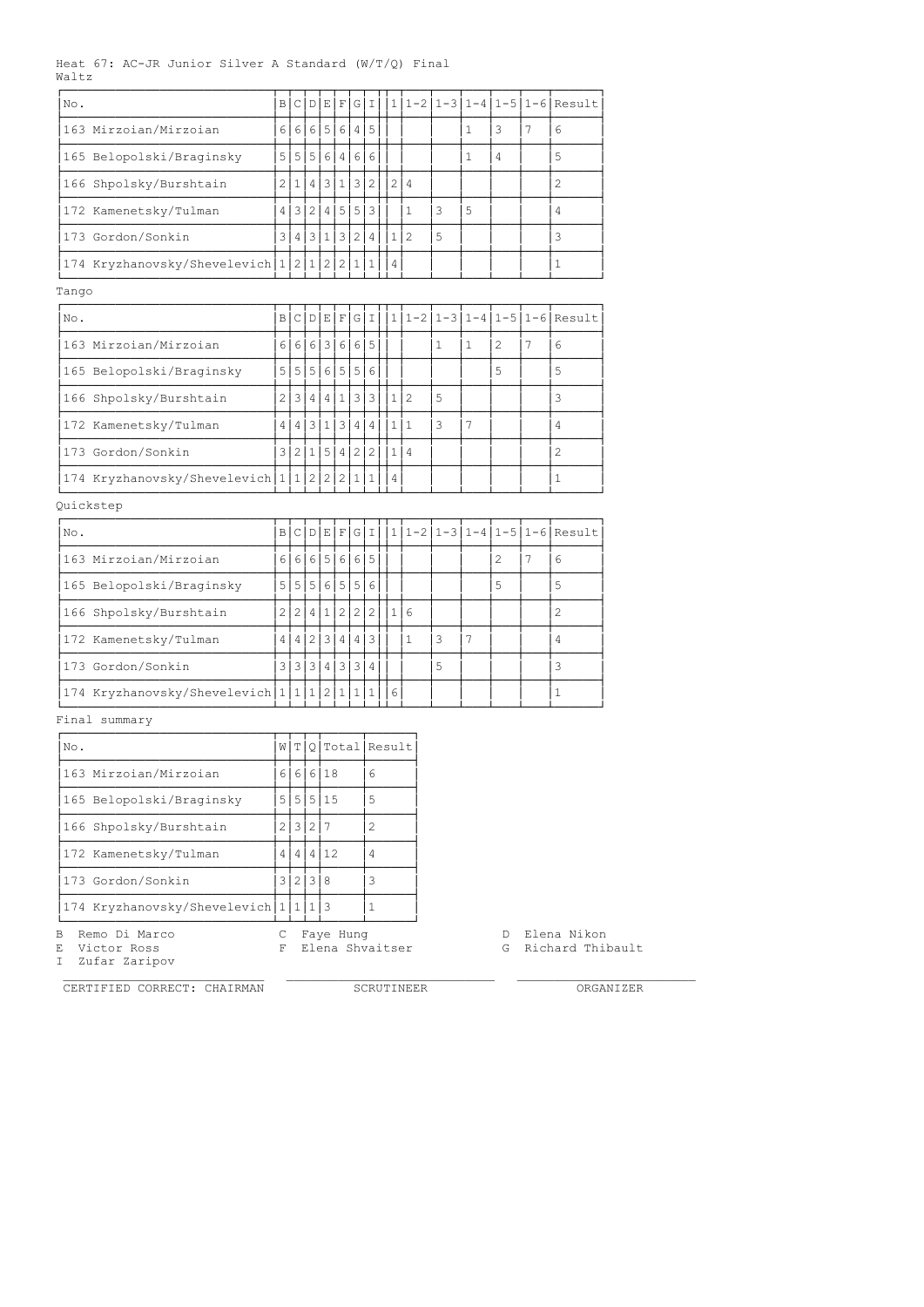Heat 67: AC-JR Junior Silver A Standard (W/T/Q) Final

Waltz

| No. | B | C | D | E | F | G | I | 1 | 1-2 | 1-3 | 1-4 | 1-5 | 1-6 | Result |
|---|---|---|---|---|---|---|---|---|---|---|---|---|---|---|
| 163 Mirzoian/Mirzoian | 6 | 6 | 6 | 5 | 6 | 4 | 5 | | | | 1 | 3 | 7 | 6 |
| 165 Belopolski/Braginsky | 5 | 5 | 5 | 6 | 4 | 6 | 6 | | | | 1 | 4 | | 5 |
| 166 Shpolsky/Burshtain | 2 | 1 | 4 | 3 | 1 | 3 | 2 | 2 | 4 | | | | | 2 |
| 172 Kamenetsky/Tulman | 4 | 3 | 2 | 4 | 5 | 5 | 3 | | 1 | 3 | 5 | | | 4 |
| 173 Gordon/Sonkin | 3 | 4 | 3 | 1 | 3 | 2 | 4 | 1 | 2 | 5 | | | | 3 |
| 174 Kryzhanovsky/Shevelevich | 1 | 2 | 1 | 2 | 2 | 1 | 1 | 4 | | | | | | 1 |

Tango

| No. | B | C | D | E | F | G | I | 1 | 1-2 | 1-3 | 1-4 | 1-5 | 1-6 | Result |
|---|---|---|---|---|---|---|---|---|---|---|---|---|---|---|
| 163 Mirzoian/Mirzoian | 6 | 6 | 6 | 3 | 6 | 6 | 5 | | | 1 | 1 | 2 | 7 | 6 |
| 165 Belopolski/Braginsky | 5 | 5 | 5 | 6 | 5 | 5 | 6 | | | | | 5 | | 5 |
| 166 Shpolsky/Burshtain | 2 | 3 | 4 | 4 | 1 | 3 | 3 | 1 | 2 | 5 | | | | 3 |
| 172 Kamenetsky/Tulman | 4 | 4 | 3 | 1 | 3 | 4 | 4 | 1 | 1 | 3 | 7 | | | 4 |
| 173 Gordon/Sonkin | 3 | 2 | 1 | 5 | 4 | 2 | 2 | 1 | 4 | | | | | 2 |
| 174 Kryzhanovsky/Shevelevich | 1 | 1 | 2 | 2 | 2 | 1 | 1 | 4 | | | | | | 1 |

Quickstep

| No. | B | C | D | E | F | G | I | 1 | 1-2 | 1-3 | 1-4 | 1-5 | 1-6 | Result |
|---|---|---|---|---|---|---|---|---|---|---|---|---|---|---|
| 163 Mirzoian/Mirzoian | 6 | 6 | 6 | 5 | 6 | 6 | 5 | | | | | 2 | 7 | 6 |
| 165 Belopolski/Braginsky | 5 | 5 | 5 | 6 | 5 | 5 | 6 | | | | | 5 | | 5 |
| 166 Shpolsky/Burshtain | 2 | 2 | 4 | 1 | 2 | 2 | 2 | 1 | 6 | | | | | 2 |
| 172 Kamenetsky/Tulman | 4 | 4 | 2 | 3 | 4 | 4 | 3 | | 1 | 3 | 7 | | | 4 |
| 173 Gordon/Sonkin | 3 | 3 | 3 | 4 | 3 | 3 | 4 | | | 5 | | | | 3 |
| 174 Kryzhanovsky/Shevelevich | 1 | 1 | 1 | 2 | 1 | 1 | 1 | 6 | | | | | | 1 |

Final summary

| No. | W | T | Q | Total | Result |
|---|---|---|---|---|---|
| 163 Mirzoian/Mirzoian | 6 | 6 | 6 | 18 | 6 |
| 165 Belopolski/Braginsky | 5 | 5 | 5 | 15 | 5 |
| 166 Shpolsky/Burshtain | 2 | 3 | 2 | 7 | 2 |
| 172 Kamenetsky/Tulman | 4 | 4 | 4 | 12 | 4 |
| 173 Gordon/Sonkin | 3 | 2 | 3 | 8 | 3 |
| 174 Kryzhanovsky/Shevelevich | 1 | 1 | 1 | 3 | 1 |

B Remo Di Marco
C Faye Hung
D Elena Nikon
E Victor Ross
F Elena Shvaitser
G Richard Thibault
I Zufar Zaripov

CERTIFIED CORRECT: CHAIRMAN ______ SCRUTINEER ______ ORGANIZER ______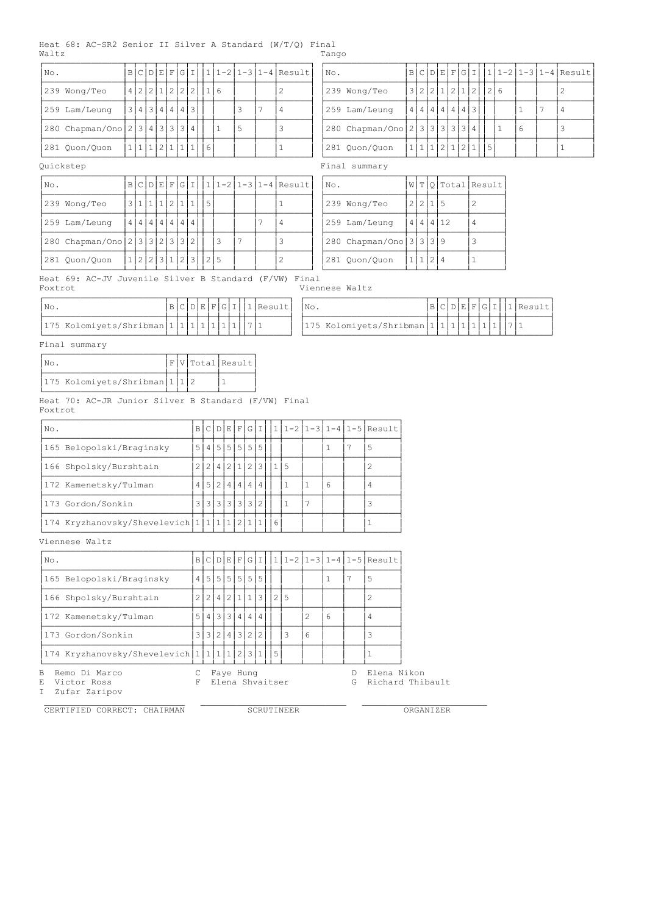Heat 68: AC-SR2 Senior II Silver A Standard (W/T/Q) Final

Waltz

| No. | B | C | D | E | F | G | I | | 1 | 1-2 | 1-3 | 1-4 | Result |
|---|---|---|---|---|---|---|---|---|---|---|---|---|---|
| 239 Wong/Teo | 4 | 2 | 2 | 1 | 2 | 2 | 2 | | 1 | 6 | | | 2 |
| 259 Lam/Leung | 3 | 4 | 3 | 4 | 4 | 4 | 3 | | | | 3 | 7 | 4 |
| 280 Chapman/Ono | 2 | 3 | 4 | 3 | 3 | 3 | 4 | | | 1 | 5 | | 3 |
| 281 Quon/Quon | 1 | 1 | 1 | 2 | 1 | 1 | 1 | | 6 | | | | 1 |

Tango

| No. | B | C | D | E | F | G | I | | 1 | 1-2 | 1-3 | 1-4 | Result |
|---|---|---|---|---|---|---|---|---|---|---|---|---|---|
| 239 Wong/Teo | 3 | 2 | 2 | 1 | 2 | 1 | 2 | | 2 | 6 | | | 2 |
| 259 Lam/Leung | 4 | 4 | 4 | 4 | 4 | 4 | 3 | | | | 1 | 7 | 4 |
| 280 Chapman/Ono | 2 | 3 | 3 | 3 | 3 | 3 | 4 | | | 1 | 6 | | 3 |
| 281 Quon/Quon | 1 | 1 | 1 | 2 | 1 | 2 | 1 | | 5 | | | | 1 |

Quickstep

| No. | B | C | D | E | F | G | I | | 1 | 1-2 | 1-3 | 1-4 | Result |
|---|---|---|---|---|---|---|---|---|---|---|---|---|---|
| 239 Wong/Teo | 3 | 1 | 1 | 1 | 2 | 1 | 1 | | 5 | | | | 1 |
| 259 Lam/Leung | 4 | 4 | 4 | 4 | 4 | 4 | 4 | | | | | 7 | 4 |
| 280 Chapman/Ono | 2 | 3 | 3 | 2 | 3 | 3 | 2 | | | 3 | 7 | | 3 |
| 281 Quon/Quon | 1 | 2 | 2 | 3 | 1 | 2 | 3 | | 2 | 5 | | | 2 |

Final summary

| No. | W | T | Q | Total | Result |
|---|---|---|---|---|---|
| 239 Wong/Teo | 2 | 2 | 1 | 5 | 2 |
| 259 Lam/Leung | 4 | 4 | 4 | 12 | 4 |
| 280 Chapman/Ono | 3 | 3 | 3 | 9 | 3 |
| 281 Quon/Quon | 1 | 1 | 2 | 4 | 1 |

Heat 69: AC-JV Juvenile Silver B Standard (F/VW) Final

Foxtrot

| No. | B | C | D | E | F | G | I | | 1 | Result |
|---|---|---|---|---|---|---|---|---|---|---|
| 175 Kolomiyets/Shribman | 1 | 1 | 1 | 1 | 1 | 1 | 1 | | 7 | 1 |

Viennese Waltz

| No. | B | C | D | E | F | G | I | | 1 | Result |
|---|---|---|---|---|---|---|---|---|---|---|
| 175 Kolomiyets/Shribman | 1 | 1 | 1 | 1 | 1 | 1 | 1 | | 7 | 1 |

Final summary

| No. | F | V | Total | Result |
|---|---|---|---|---|
| 175 Kolomiyets/Shribman | 1 | 1 | 2 | 1 |

Heat 70: AC-JR Junior Silver B Standard (F/VW) Final

Foxtrot

| No. | B | C | D | E | F | G | I | | 1 | 1-2 | 1-3 | 1-4 | 1-5 | Result |
|---|---|---|---|---|---|---|---|---|---|---|---|---|---|---|
| 165 Belopolski/Braginsky | 5 | 4 | 5 | 5 | 5 | 5 | 5 | | | | | 1 | 7 | 5 |
| 166 Shpolsky/Burshtain | 2 | 2 | 4 | 2 | 1 | 2 | 3 | | 1 | 5 | | | | 2 |
| 172 Kamenetsky/Tulman | 4 | 5 | 2 | 4 | 4 | 4 | 4 | | | 1 | 1 | 6 | | 4 |
| 173 Gordon/Sonkin | 3 | 3 | 3 | 3 | 3 | 3 | 2 | | | 1 | 7 | | | 3 |
| 174 Kryzhanovsky/Shevelevich | 1 | 1 | 1 | 1 | 2 | 1 | 1 | | 6 | | | | | 1 |

Viennese Waltz

| No. | B | C | D | E | F | G | I | | 1 | 1-2 | 1-3 | 1-4 | 1-5 | Result |
|---|---|---|---|---|---|---|---|---|---|---|---|---|---|---|
| 165 Belopolski/Braginsky | 4 | 5 | 5 | 5 | 5 | 5 | 5 | | | | | 1 | 7 | 5 |
| 166 Shpolsky/Burshtain | 2 | 2 | 4 | 2 | 1 | 1 | 3 | | 2 | 5 | | | | 2 |
| 172 Kamenetsky/Tulman | 5 | 4 | 3 | 3 | 4 | 4 | 4 | | | | 2 | 6 | | 4 |
| 173 Gordon/Sonkin | 3 | 3 | 2 | 4 | 3 | 2 | 2 | | | 3 | 6 | | | 3 |
| 174 Kryzhanovsky/Shevelevich | 1 | 1 | 1 | 1 | 2 | 3 | 1 | | 5 | | | | | 1 |

B Remo Di Marco
C Faye Hung
D Elena Nikon
E Victor Ross
F Elena Shvaitser
G Richard Thibault
I Zufar Zaripov

CERTIFIED CORRECT: CHAIRMAN ______________ SCRUTINEER ______________ ORGANIZER ______________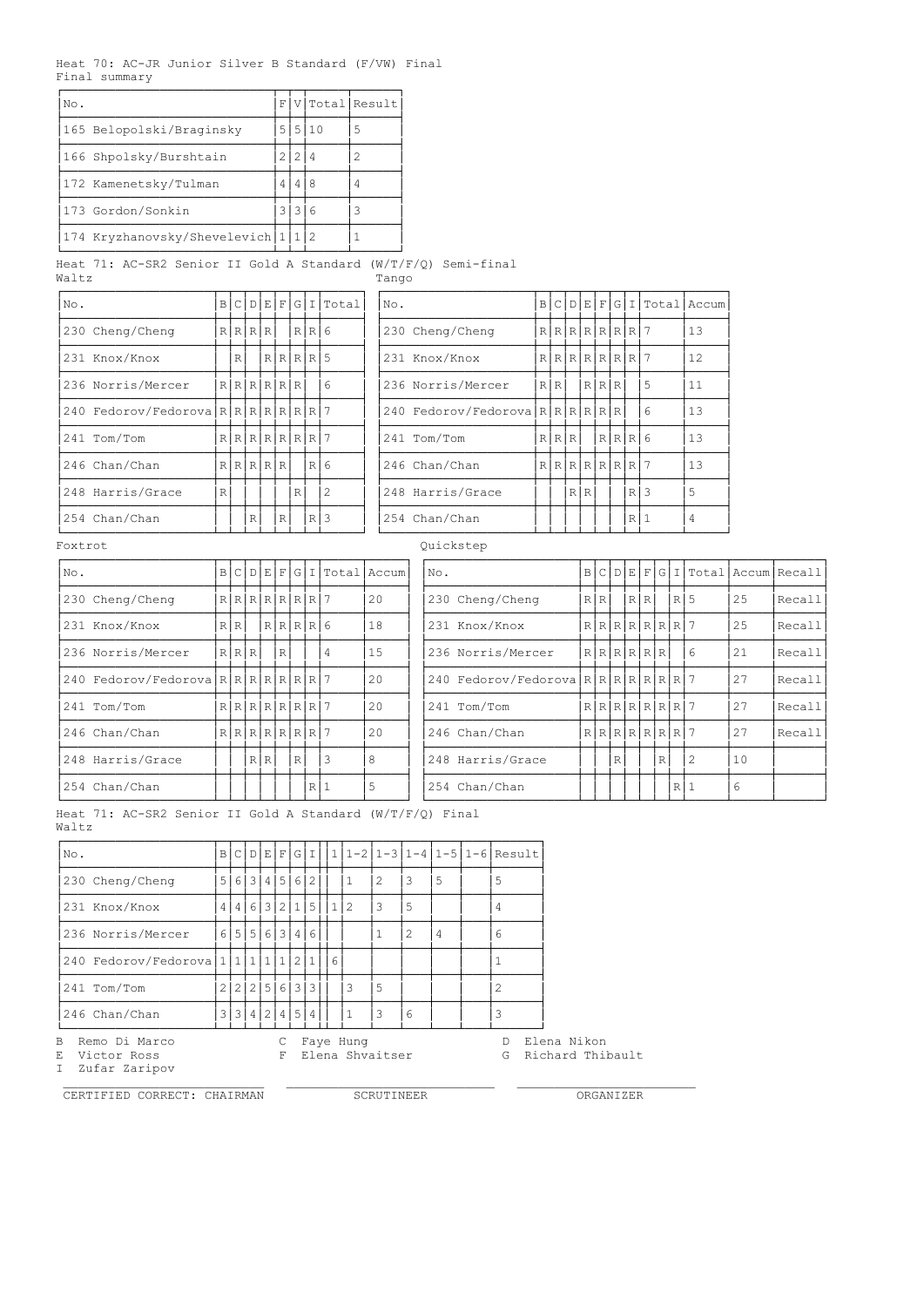Heat 70: AC-JR Junior Silver B Standard (F/VW) Final
Final summary

| No. | F | V | Total | Result |
|---|---|---|---|---|
| 165 Belopolski/Braginsky | 5 | 5 | 10 | 5 |
| 166 Shpolsky/Burshtain | 2 | 2 | 4 | 2 |
| 172 Kamenetsky/Tulman | 4 | 4 | 8 | 4 |
| 173 Gordon/Sonkin | 3 | 3 | 6 | 3 |
| 174 Kryzhanovsky/Shevelevich | 1 | 1 | 2 | 1 |

Heat 71: AC-SR2 Senior II Gold A Standard (W/T/F/Q) Semi-final

Waltz

| No. | B | C | D | E | F | G | I | Total |
|---|---|---|---|---|---|---|---|---|
| 230 Cheng/Cheng | R | R | R | R | | R | R | 6 |
| 231 Knox/Knox | | R | | R | R | R | R | 5 |
| 236 Norris/Mercer | R | R | R | R | R | R | | 6 |
| 240 Fedorov/Fedorova | R | R | R | R | R | R | R | 7 |
| 241 Tom/Tom | R | R | R | R | R | R | R | 7 |
| 246 Chan/Chan | R | R | R | R | R | | R | 6 |
| 248 Harris/Grace | R | | | | | R | | 2 |
| 254 Chan/Chan | | | R | | R | | R | 3 |

Tango

| No. | B | C | D | E | F | G | I | Total | Accum |
|---|---|---|---|---|---|---|---|---|---|
| 230 Cheng/Cheng | R | R | R | R | R | R | R | 7 | 13 |
| 231 Knox/Knox | R | R | R | R | R | R | R | 7 | 12 |
| 236 Norris/Mercer | R | R | | R | R | R | | 5 | 11 |
| 240 Fedorov/Fedorova | R | R | R | R | R | R | | 6 | 13 |
| 241 Tom/Tom | R | R | R | | R | R | R | 6 | 13 |
| 246 Chan/Chan | R | R | R | R | R | R | R | 7 | 13 |
| 248 Harris/Grace | | | R | R | | | R | 3 | 5 |
| 254 Chan/Chan | | | | | | | R | 1 | 4 |

Foxtrot

| No. | B | C | D | E | F | G | I | Total | Accum |
|---|---|---|---|---|---|---|---|---|---|
| 230 Cheng/Cheng | R | R | R | R | R | R | R | 7 | 20 |
| 231 Knox/Knox | R | R | | R | R | R | R | 6 | 18 |
| 236 Norris/Mercer | R | R | R | | R | | | 4 | 15 |
| 240 Fedorov/Fedorova | R | R | R | R | R | R | R | 7 | 20 |
| 241 Tom/Tom | R | R | R | R | R | R | R | 7 | 20 |
| 246 Chan/Chan | R | R | R | R | R | R | R | 7 | 20 |
| 248 Harris/Grace | | | R | R | | R | | 3 | 8 |
| 254 Chan/Chan | | | | | | | R | 1 | 5 |

Quickstep

| No. | B | C | D | E | F | G | I | Total | Accum | Recall |
|---|---|---|---|---|---|---|---|---|---|---|
| 230 Cheng/Cheng | R | R | | R | R | | R | 5 | 25 | Recall |
| 231 Knox/Knox | R | R | R | R | R | R | R | 7 | 25 | Recall |
| 236 Norris/Mercer | R | R | R | R | R | R | | 6 | 21 | Recall |
| 240 Fedorov/Fedorova | R | R | R | R | R | R | R | 7 | 27 | Recall |
| 241 Tom/Tom | R | R | R | R | R | R | R | 7 | 27 | Recall |
| 246 Chan/Chan | R | R | R | R | R | R | R | 7 | 27 | Recall |
| 248 Harris/Grace | | | R | | | R | | 2 | 10 | |
| 254 Chan/Chan | | | | | | | R | 1 | 6 | |

Heat 71: AC-SR2 Senior II Gold A Standard (W/T/F/Q) Final

Waltz

| No. | B | C | D | E | F | G | I | 1 | 1-2 | 1-3 | 1-4 | 1-5 | 1-6 | Result |
|---|---|---|---|---|---|---|---|---|---|---|---|---|---|---|
| 230 Cheng/Cheng | 5 | 6 | 3 | 4 | 5 | 6 | 2 | | 1 | 2 | 3 | 5 | | 5 |
| 231 Knox/Knox | 4 | 4 | 6 | 3 | 2 | 1 | 5 | 1 | 2 | 3 | 5 | | | 4 |
| 236 Norris/Mercer | 6 | 5 | 5 | 6 | 3 | 4 | 6 | | | 1 | 2 | 4 | | 6 |
| 240 Fedorov/Fedorova | 1 | 1 | 1 | 1 | 1 | 2 | 1 | 6 | | | | | | 1 |
| 241 Tom/Tom | 2 | 2 | 2 | 5 | 6 | 3 | 3 | | 3 | 5 | | | | 2 |
| 246 Chan/Chan | 3 | 3 | 4 | 2 | 4 | 5 | 4 | | 1 | 3 | 6 | | | 3 |

B Remo Di Marco
C Faye Hung
D Elena Nikon
E Victor Ross
F Elena Shvaitser
G Richard Thibault
I Zufar Zaripov

CERTIFIED CORRECT: CHAIRMAN ____________ SCRUTINEER ____________ ORGANIZER ____________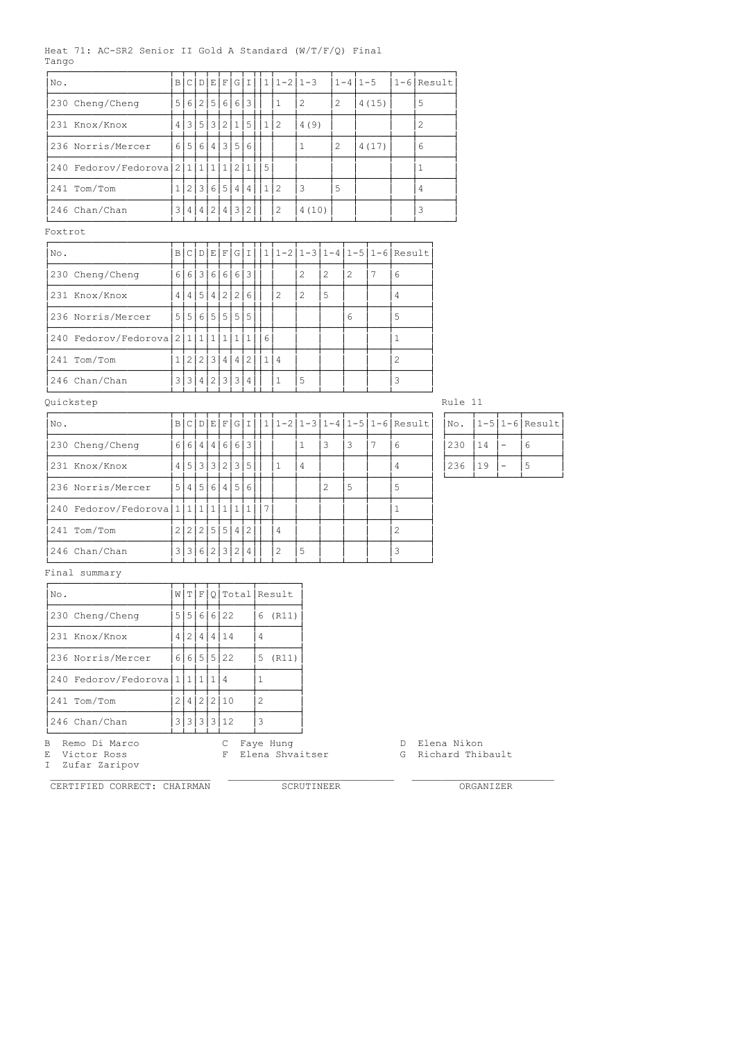Heat 71: AC-SR2 Senior II Gold A Standard (W/T/F/Q) Final

Tango

| No. | B | C | D | E | F | G | I | 1 | 1-2 | 1-3 | 1-4 | 1-5 | 1-6 | Result |
|---|---|---|---|---|---|---|---|---|---|---|---|---|---|---|
| 230 Cheng/Cheng | 5 | 6 | 2 | 5 | 6 | 6 | 3 | | 1 | 2 | 2 | 4(15) | | 5 |
| 231 Knox/Knox | 4 | 3 | 5 | 3 | 2 | 1 | 5 | 1 | 2 | 4(9) | | | | 2 |
| 236 Norris/Mercer | 6 | 5 | 6 | 4 | 3 | 5 | 6 | | | 1 | 2 | 4(17) | | 6 |
| 240 Fedorov/Fedorova | 2 | 1 | 1 | 1 | 1 | 2 | 1 | 5 | | | | | | 1 |
| 241 Tom/Tom | 1 | 2 | 3 | 6 | 5 | 4 | 4 | 1 | 2 | 3 | 5 | | | 4 |
| 246 Chan/Chan | 3 | 4 | 4 | 2 | 4 | 3 | 2 | | 2 | 4(10) | | | | 3 |

Foxtrot

| No. | B | C | D | E | F | G | I | 1 | 1-2 | 1-3 | 1-4 | 1-5 | 1-6 | Result |
|---|---|---|---|---|---|---|---|---|---|---|---|---|---|---|
| 230 Cheng/Cheng | 6 | 6 | 3 | 6 | 6 | 6 | 3 | | | 2 | 2 | 2 | 7 | 6 |
| 231 Knox/Knox | 4 | 4 | 5 | 4 | 2 | 2 | 6 | | 2 | 2 | 5 | | | 4 |
| 236 Norris/Mercer | 5 | 5 | 6 | 5 | 5 | 5 | 5 | | | | | 6 | | 5 |
| 240 Fedorov/Fedorova | 2 | 1 | 1 | 1 | 1 | 1 | 1 | 6 | | | | | | 1 |
| 241 Tom/Tom | 1 | 2 | 2 | 3 | 4 | 4 | 2 | 1 | 4 | | | | | 2 |
| 246 Chan/Chan | 3 | 3 | 4 | 2 | 3 | 3 | 4 | | 1 | 5 | | | | 3 |

Quickstep

| No. | B | C | D | E | F | G | I | 1 | 1-2 | 1-3 | 1-4 | 1-5 | 1-6 | Result |
|---|---|---|---|---|---|---|---|---|---|---|---|---|---|---|
| 230 Cheng/Cheng | 6 | 6 | 4 | 4 | 6 | 6 | 3 | | | 1 | 3 | 3 | 7 | 6 |
| 231 Knox/Knox | 4 | 5 | 3 | 3 | 2 | 3 | 5 | | 1 | 4 | | | | 4 |
| 236 Norris/Mercer | 5 | 4 | 5 | 6 | 4 | 5 | 6 | | | | 2 | 5 | | 5 |
| 240 Fedorov/Fedorova | 1 | 1 | 1 | 1 | 1 | 1 | 1 | 7 | | | | | | 1 |
| 241 Tom/Tom | 2 | 2 | 2 | 5 | 5 | 4 | 2 | | 4 | | | | | 2 |
| 246 Chan/Chan | 3 | 3 | 6 | 2 | 3 | 2 | 4 | | 2 | 5 | | | | 3 |

Rule 11

| No. | 1-5 | 1-6 | Result |
|---|---|---|---|
| 230 | 14 | - | 6 |
| 236 | 19 | - | 5 |

Final summary

| No. | W | T | F | Q | Total | Result |
|---|---|---|---|---|---|---|
| 230 Cheng/Cheng | 5 | 5 | 6 | 6 | 22 | 6 (R11) |
| 231 Knox/Knox | 4 | 2 | 4 | 4 | 14 | 4 |
| 236 Norris/Mercer | 6 | 6 | 5 | 5 | 22 | 5 (R11) |
| 240 Fedorov/Fedorova | 1 | 1 | 1 | 1 | 4 | 1 |
| 241 Tom/Tom | 2 | 4 | 2 | 2 | 10 | 2 |
| 246 Chan/Chan | 3 | 3 | 3 | 3 | 12 | 3 |

B Remo Di Marco    C Faye Hung    D Elena Nikon
E Victor Ross    F Elena Shvaitser    G Richard Thibault
I Zufar Zaripov

CERTIFIED CORRECT: CHAIRMAN    SCRUTINEER    ORGANIZER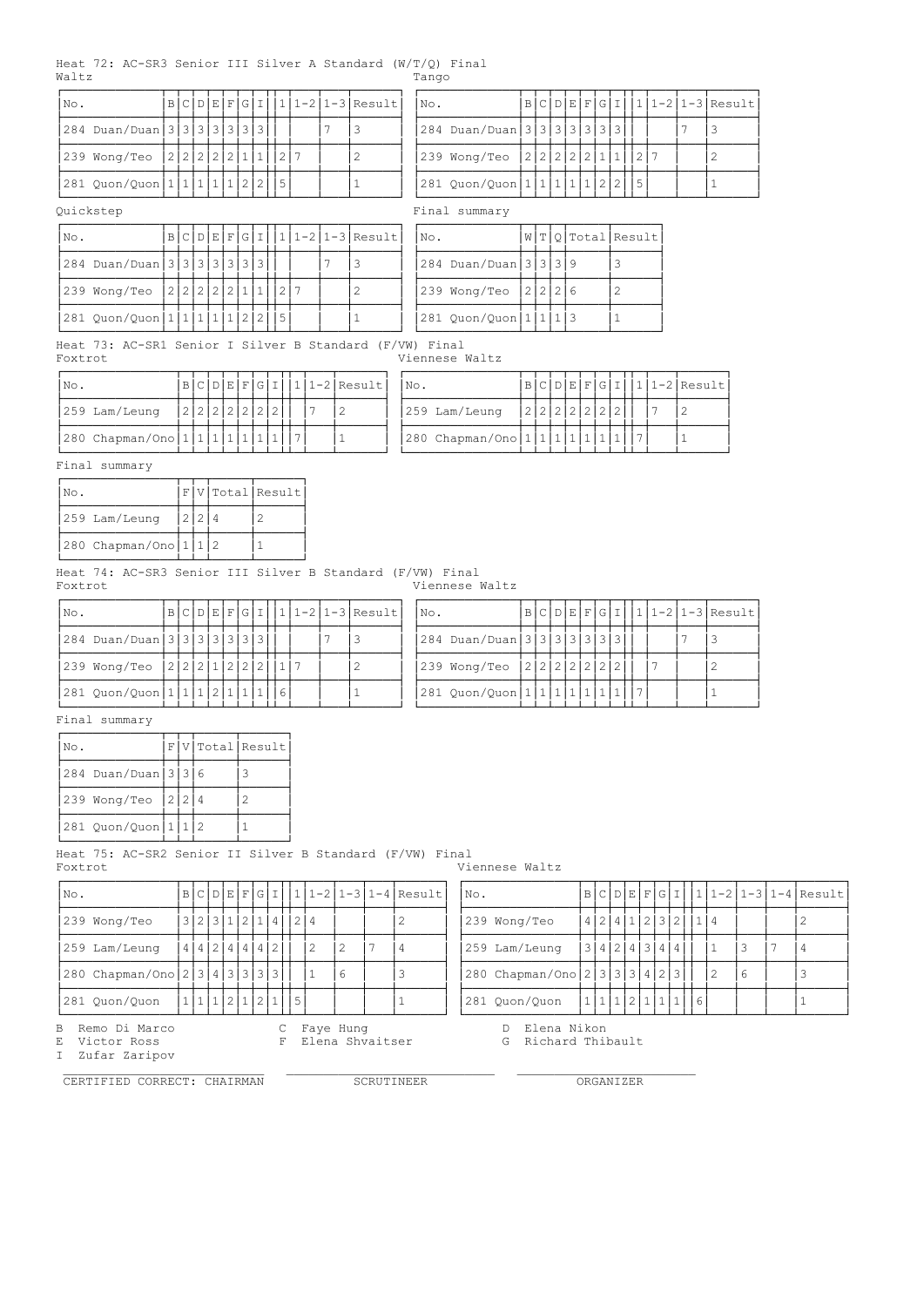## Heat 72: AC-SR3 Senior III Silver A Standard (W/T/Q) Final

**Waltz**

| No. | B | C | D | E | F | G | I | | 1 | 1-2 | 1-3 | Result |
|---|---|---|---|---|---|---|---|---|---|---|---|---|
| 284 Duan/Duan | 3 | 3 | 3 | 3 | 3 | 3 | 3 | | | | 7 | 3 |
| 239 Wong/Teo | 2 | 2 | 2 | 2 | 2 | 1 | 1 | | 2 | 7 | | 2 |
| 281 Quon/Quon | 1 | 1 | 1 | 1 | 1 | 2 | 2 | | 5 | | | 1 |

**Tango**

| No. | B | C | D | E | F | G | I | | 1 | 1-2 | 1-3 | Result |
|---|---|---|---|---|---|---|---|---|---|---|---|---|
| 284 Duan/Duan | 3 | 3 | 3 | 3 | 3 | 3 | 3 | | | | 7 | 3 |
| 239 Wong/Teo | 2 | 2 | 2 | 2 | 2 | 1 | 1 | | 2 | 7 | | 2 |
| 281 Quon/Quon | 1 | 1 | 1 | 1 | 1 | 2 | 2 | | 5 | | | 1 |

**Quickstep**

| No. | B | C | D | E | F | G | I | | 1 | 1-2 | 1-3 | Result |
|---|---|---|---|---|---|---|---|---|---|---|---|---|
| 284 Duan/Duan | 3 | 3 | 3 | 3 | 3 | 3 | 3 | | | | 7 | 3 |
| 239 Wong/Teo | 2 | 2 | 2 | 2 | 2 | 1 | 1 | | 2 | 7 | | 2 |
| 281 Quon/Quon | 1 | 1 | 1 | 1 | 1 | 2 | 2 | | 5 | | | 1 |

**Final summary**

| No. | W | T | Q | Total | Result |
|---|---|---|---|---|---|
| 284 Duan/Duan | 3 | 3 | 3 | 9 | 3 |
| 239 Wong/Teo | 2 | 2 | 2 | 6 | 2 |
| 281 Quon/Quon | 1 | 1 | 1 | 3 | 1 |

## Heat 73: AC-SR1 Senior I Silver B Standard (F/VW) Final

**Foxtrot**

| No. | B | C | D | E | F | G | I | | 1 | 1-2 | Result |
|---|---|---|---|---|---|---|---|---|---|---|---|
| 259 Lam/Leung | 2 | 2 | 2 | 2 | 2 | 2 | 2 | | | 7 | 2 |
| 280 Chapman/Ono | 1 | 1 | 1 | 1 | 1 | 1 | 1 | | 7 | | 1 |

**Viennese Waltz**

| No. | B | C | D | E | F | G | I | | 1 | 1-2 | Result |
|---|---|---|---|---|---|---|---|---|---|---|---|
| 259 Lam/Leung | 2 | 2 | 2 | 2 | 2 | 2 | 2 | | | 7 | 2 |
| 280 Chapman/Ono | 1 | 1 | 1 | 1 | 1 | 1 | 1 | | 7 | | 1 |

**Final summary**

| No. | F | V | Total | Result |
|---|---|---|---|---|
| 259 Lam/Leung | 2 | 2 | 4 | 2 |
| 280 Chapman/Ono | 1 | 1 | 2 | 1 |

## Heat 74: AC-SR3 Senior III Silver B Standard (F/VW) Final

**Foxtrot**

| No. | B | C | D | E | F | G | I | | 1 | 1-2 | 1-3 | Result |
|---|---|---|---|---|---|---|---|---|---|---|---|---|
| 284 Duan/Duan | 3 | 3 | 3 | 3 | 3 | 3 | 3 | | | | 7 | 3 |
| 239 Wong/Teo | 2 | 2 | 2 | 1 | 2 | 2 | 2 | | 1 | 7 | | 2 |
| 281 Quon/Quon | 1 | 1 | 1 | 2 | 1 | 1 | 1 | | 6 | | | 1 |

**Viennese Waltz**

| No. | B | C | D | E | F | G | I | | 1 | 1-2 | 1-3 | Result |
|---|---|---|---|---|---|---|---|---|---|---|---|---|
| 284 Duan/Duan | 3 | 3 | 3 | 3 | 3 | 3 | 3 | | | | 7 | 3 |
| 239 Wong/Teo | 2 | 2 | 2 | 2 | 2 | 2 | 2 | | | 7 | | 2 |
| 281 Quon/Quon | 1 | 1 | 1 | 1 | 1 | 1 | 1 | | 7 | | | 1 |

**Final summary**

| No. | F | V | Total | Result |
|---|---|---|---|---|
| 284 Duan/Duan | 3 | 3 | 6 | 3 |
| 239 Wong/Teo | 2 | 2 | 4 | 2 |
| 281 Quon/Quon | 1 | 1 | 2 | 1 |

## Heat 75: AC-SR2 Senior II Silver B Standard (F/VW) Final

**Foxtrot**

| No. | B | C | D | E | F | G | I | | 1 | 1-2 | 1-3 | 1-4 | Result |
|---|---|---|---|---|---|---|---|---|---|---|---|---|---|
| 239 Wong/Teo | 3 | 2 | 3 | 1 | 2 | 1 | 4 | | 2 | 4 | | | 2 |
| 259 Lam/Leung | 4 | 4 | 2 | 4 | 4 | 4 | 2 | | | 2 | 2 | 7 | 4 |
| 280 Chapman/Ono | 2 | 3 | 4 | 3 | 3 | 3 | 3 | | | 1 | 6 | | 3 |
| 281 Quon/Quon | 1 | 1 | 1 | 2 | 1 | 2 | 1 | | 5 | | | | 1 |

**Viennese Waltz**

| No. | B | C | D | E | F | G | I | | 1 | 1-2 | 1-3 | 1-4 | Result |
|---|---|---|---|---|---|---|---|---|---|---|---|---|---|
| 239 Wong/Teo | 4 | 2 | 4 | 1 | 2 | 3 | 2 | | 1 | 4 | | | 2 |
| 259 Lam/Leung | 3 | 4 | 2 | 4 | 3 | 4 | 4 | | | 1 | 3 | 7 | 4 |
| 280 Chapman/Ono | 2 | 3 | 3 | 3 | 4 | 2 | 3 | | | 2 | 6 | | 3 |
| 281 Quon/Quon | 1 | 1 | 1 | 2 | 1 | 1 | 1 | | 6 | | | | 1 |

B Remo Di Marco
C Faye Hung
D Elena Nikon
E Victor Ross
F Elena Shvaitser
G Richard Thibault
I Zufar Zaripov

CERTIFIED CORRECT: CHAIRMAN ____________ SCRUTINEER ____________ ORGANIZER ____________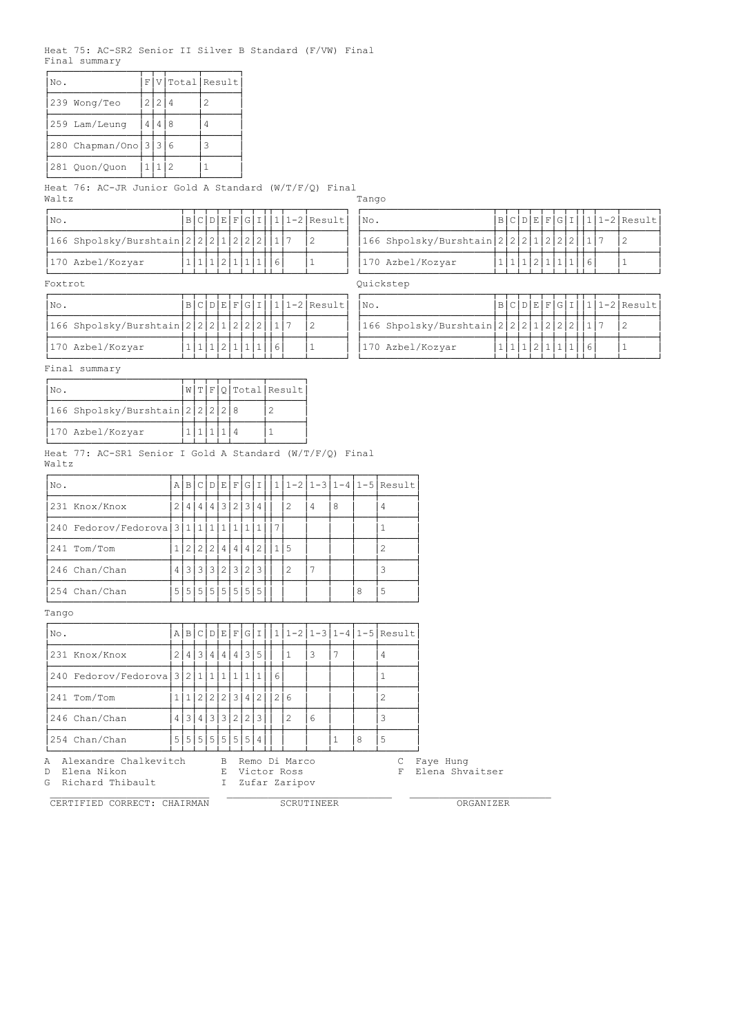Heat 75: AC-SR2 Senior II Silver B Standard (F/VW) Final

Final summary

| No. | F | V | Total | Result |
|---|---|---|---|---|
| 239 Wong/Teo | 2 | 2 | 4 | 2 |
| 259 Lam/Leung | 4 | 4 | 8 | 4 |
| 280 Chapman/Ono | 3 | 3 | 6 | 3 |
| 281 Quon/Quon | 1 | 1 | 2 | 1 |

Heat 76: AC-JR Junior Gold A Standard (W/T/F/Q) Final

Waltz

| No. | B | C | D | E | F | G | I | | 1 | 1-2 | Result |
|---|---|---|---|---|---|---|---|---|---|---|---|
| 166 Shpolsky/Burshtain | 2 | 2 | 2 | 1 | 2 | 2 | 2 | | 1 | 7 | 2 |
| 170 Azbel/Kozyar | 1 | 1 | 1 | 2 | 1 | 1 | 1 | | 6 | | 1 |

Tango

| No. | B | C | D | E | F | G | I | | 1 | 1-2 | Result |
|---|---|---|---|---|---|---|---|---|---|---|---|
| 166 Shpolsky/Burshtain | 2 | 2 | 2 | 1 | 2 | 2 | 2 | | 1 | 7 | 2 |
| 170 Azbel/Kozyar | 1 | 1 | 1 | 2 | 1 | 1 | 1 | | 6 | | 1 |

Foxtrot

| No. | B | C | D | E | F | G | I | | 1 | 1-2 | Result |
|---|---|---|---|---|---|---|---|---|---|---|---|
| 166 Shpolsky/Burshtain | 2 | 2 | 2 | 1 | 2 | 2 | 2 | | 1 | 7 | 2 |
| 170 Azbel/Kozyar | 1 | 1 | 1 | 2 | 1 | 1 | 1 | | 6 | | 1 |

Quickstep

| No. | B | C | D | E | F | G | I | | 1 | 1-2 | Result |
|---|---|---|---|---|---|---|---|---|---|---|---|
| 166 Shpolsky/Burshtain | 2 | 2 | 2 | 1 | 2 | 2 | 2 | | 1 | 7 | 2 |
| 170 Azbel/Kozyar | 1 | 1 | 1 | 2 | 1 | 1 | 1 | | 6 | | 1 |

Final summary

| No. | W | T | F | Q | Total | Result |
|---|---|---|---|---|---|---|
| 166 Shpolsky/Burshtain | 2 | 2 | 2 | 2 | 8 | 2 |
| 170 Azbel/Kozyar | 1 | 1 | 1 | 1 | 4 | 1 |

Heat 77: AC-SR1 Senior I Gold A Standard (W/T/F/Q) Final

Waltz

| No. | A | B | C | D | E | F | G | I | | 1 | 1-2 | 1-3 | 1-4 | 1-5 | Result |
|---|---|---|---|---|---|---|---|---|---|---|---|---|---|---|---|
| 231 Knox/Knox | 2 | 4 | 4 | 4 | 3 | 2 | 3 | 4 | | | 2 | 4 | 8 | | 4 |
| 240 Fedorov/Fedorova | 3 | 1 | 1 | 1 | 1 | 1 | 1 | 1 | | 7 | | | | | 1 |
| 241 Tom/Tom | 1 | 2 | 2 | 2 | 4 | 4 | 4 | 2 | | 1 | 5 | | | | 2 |
| 246 Chan/Chan | 4 | 3 | 3 | 3 | 2 | 3 | 2 | 3 | | | 2 | 7 | | | 3 |
| 254 Chan/Chan | 5 | 5 | 5 | 5 | 5 | 5 | 5 | 5 | | | | | | 8 | 5 |

Tango

| No. | A | B | C | D | E | F | G | I | | 1 | 1-2 | 1-3 | 1-4 | 1-5 | Result |
|---|---|---|---|---|---|---|---|---|---|---|---|---|---|---|---|
| 231 Knox/Knox | 2 | 4 | 3 | 4 | 4 | 4 | 3 | 5 | | | 1 | 3 | 7 | | 4 |
| 240 Fedorov/Fedorova | 3 | 2 | 1 | 1 | 1 | 1 | 1 | 1 | | 6 | | | | | 1 |
| 241 Tom/Tom | 1 | 1 | 2 | 2 | 2 | 3 | 4 | 2 | | 2 | 6 | | | | 2 |
| 246 Chan/Chan | 4 | 3 | 4 | 3 | 3 | 2 | 2 | 3 | | | 2 | 6 | | | 3 |
| 254 Chan/Chan | 5 | 5 | 5 | 5 | 5 | 5 | 5 | 4 | | | | | 1 | 8 | 5 |

A Alexandre Chalkevitch    B Remo Di Marco    C Faye Hung
D Elena Nikon    E Victor Ross    F Elena Shvaitser
G Richard Thibault    I Zufar Zaripov

CERTIFIED CORRECT: CHAIRMAN    SCRUTINEER    ORGANIZER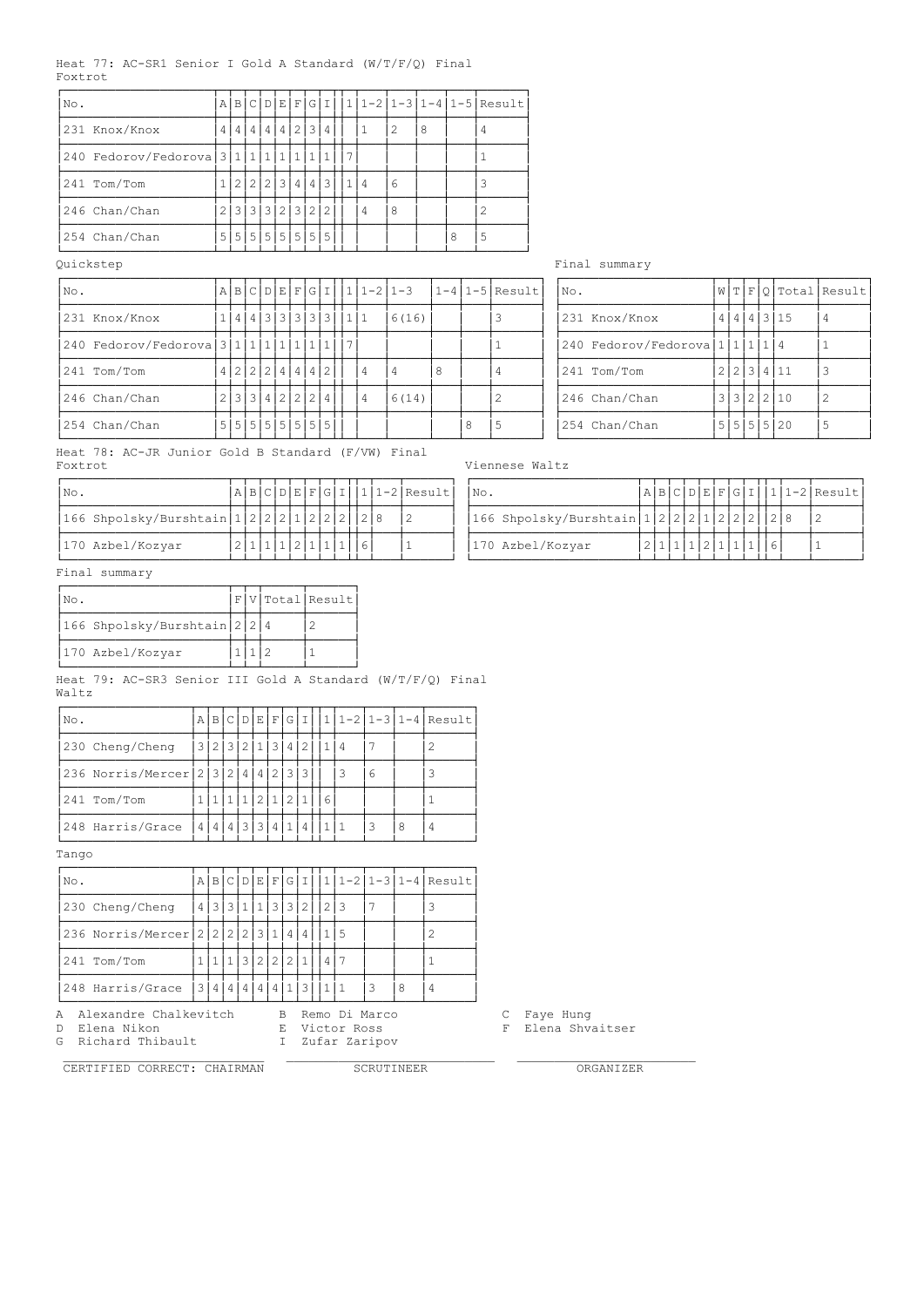Heat 77: AC-SR1 Senior I Gold A Standard (W/T/F/Q) Final

Foxtrot

| No. | A | B | C | D | E | F | G | I | 1 | 1-2 | 1-3 | 1-4 | 1-5 | Result |
|---|---|---|---|---|---|---|---|---|---|---|---|---|---|---|
| 231 Knox/Knox | 4 | 4 | 4 | 4 | 4 | 2 | 3 | 4 | | 1 | 2 | 8 | | 4 |
| 240 Fedorov/Fedorova | 3 | 1 | 1 | 1 | 1 | 1 | 1 | 1 | 7 | | | | | 1 |
| 241 Tom/Tom | 1 | 2 | 2 | 2 | 3 | 4 | 4 | 3 | 1 | 4 | 6 | | | 3 |
| 246 Chan/Chan | 2 | 3 | 3 | 3 | 2 | 3 | 2 | 2 | | 4 | 8 | | | 2 |
| 254 Chan/Chan | 5 | 5 | 5 | 5 | 5 | 5 | 5 | 5 | | | | | 8 | 5 |

Quickstep

| No. | A | B | C | D | E | F | G | I | 1 | 1-2 | 1-3 | 1-4 | 1-5 | Result |
|---|---|---|---|---|---|---|---|---|---|---|---|---|---|---|
| 231 Knox/Knox | 1 | 4 | 4 | 3 | 3 | 3 | 3 | 3 | 1 | 1 | 6(16) | | | 3 |
| 240 Fedorov/Fedorova | 3 | 1 | 1 | 1 | 1 | 1 | 1 | 1 | 7 | | | | | 1 |
| 241 Tom/Tom | 4 | 2 | 2 | 2 | 4 | 4 | 4 | 2 | | 4 | 4 | 8 | | 4 |
| 246 Chan/Chan | 2 | 3 | 3 | 4 | 2 | 2 | 2 | 4 | | 4 | 6(14) | | | 2 |
| 254 Chan/Chan | 5 | 5 | 5 | 5 | 5 | 5 | 5 | 5 | | | | | 8 | 5 |

Final summary

| No. | W | T | F | Q | Total | Result |
|---|---|---|---|---|---|---|
| 231 Knox/Knox | 4 | 4 | 4 | 3 | 15 | 4 |
| 240 Fedorov/Fedorova | 1 | 1 | 1 | 1 | 4 | 1 |
| 241 Tom/Tom | 2 | 2 | 3 | 4 | 11 | 3 |
| 246 Chan/Chan | 3 | 3 | 2 | 2 | 10 | 2 |
| 254 Chan/Chan | 5 | 5 | 5 | 5 | 20 | 5 |

Heat 78: AC-JR Junior Gold B Standard (F/VW) Final

Foxtrot

| No. | A | B | C | D | E | F | G | I | 1 | 1-2 | Result |
|---|---|---|---|---|---|---|---|---|---|---|---|
| 166 Shpolsky/Burshtain | 1 | 2 | 2 | 2 | 1 | 2 | 2 | 2 | 2 | 8 | 2 |
| 170 Azbel/Kozyar | 2 | 1 | 1 | 1 | 2 | 1 | 1 | 1 | 6 | | 1 |

Viennese Waltz

| No. | A | B | C | D | E | F | G | I | 1 | 1-2 | Result |
|---|---|---|---|---|---|---|---|---|---|---|---|
| 166 Shpolsky/Burshtain | 1 | 2 | 2 | 2 | 1 | 2 | 2 | 2 | 2 | 8 | 2 |
| 170 Azbel/Kozyar | 2 | 1 | 1 | 1 | 2 | 1 | 1 | 1 | 6 | | 1 |

Final summary

| No. | F | V | Total | Result |
|---|---|---|---|---|
| 166 Shpolsky/Burshtain | 2 | 2 | 4 | 2 |
| 170 Azbel/Kozyar | 1 | 1 | 2 | 1 |

Heat 79: AC-SR3 Senior III Gold A Standard (W/T/F/Q) Final

Waltz

| No. | A | B | C | D | E | F | G | I | 1 | 1-2 | 1-3 | 1-4 | Result |
|---|---|---|---|---|---|---|---|---|---|---|---|---|---|
| 230 Cheng/Cheng | 3 | 2 | 3 | 2 | 1 | 3 | 4 | 2 | 1 | 4 | 7 | | 2 |
| 236 Norris/Mercer | 2 | 3 | 2 | 4 | 4 | 2 | 3 | 3 | | 3 | 6 | | 3 |
| 241 Tom/Tom | 1 | 1 | 1 | 1 | 2 | 1 | 2 | 1 | 6 | | | | 1 |
| 248 Harris/Grace | 4 | 4 | 4 | 3 | 3 | 4 | 1 | 4 | 1 | 1 | 3 | 8 | 4 |

Tango

| No. | A | B | C | D | E | F | G | I | 1 | 1-2 | 1-3 | 1-4 | Result |
|---|---|---|---|---|---|---|---|---|---|---|---|---|---|
| 230 Cheng/Cheng | 4 | 3 | 3 | 1 | 1 | 3 | 3 | 2 | 2 | 3 | 7 | | 3 |
| 236 Norris/Mercer | 2 | 2 | 2 | 2 | 3 | 1 | 4 | 4 | 1 | 5 | | | 2 |
| 241 Tom/Tom | 1 | 1 | 1 | 3 | 2 | 2 | 2 | 1 | 4 | 7 | | | 1 |
| 248 Harris/Grace | 3 | 4 | 4 | 4 | 4 | 4 | 1 | 3 | 1 | 1 | 3 | 8 | 4 |

A Alexandre Chalkevitch &nbsp;&nbsp; B Remo Di Marco &nbsp;&nbsp; C Faye Hung
D Elena Nikon &nbsp;&nbsp; E Victor Ross &nbsp;&nbsp; F Elena Shvaitser
G Richard Thibault &nbsp;&nbsp; I Zufar Zaripov

CERTIFIED CORRECT: CHAIRMAN &nbsp;&nbsp; SCRUTINEER &nbsp;&nbsp; ORGANIZER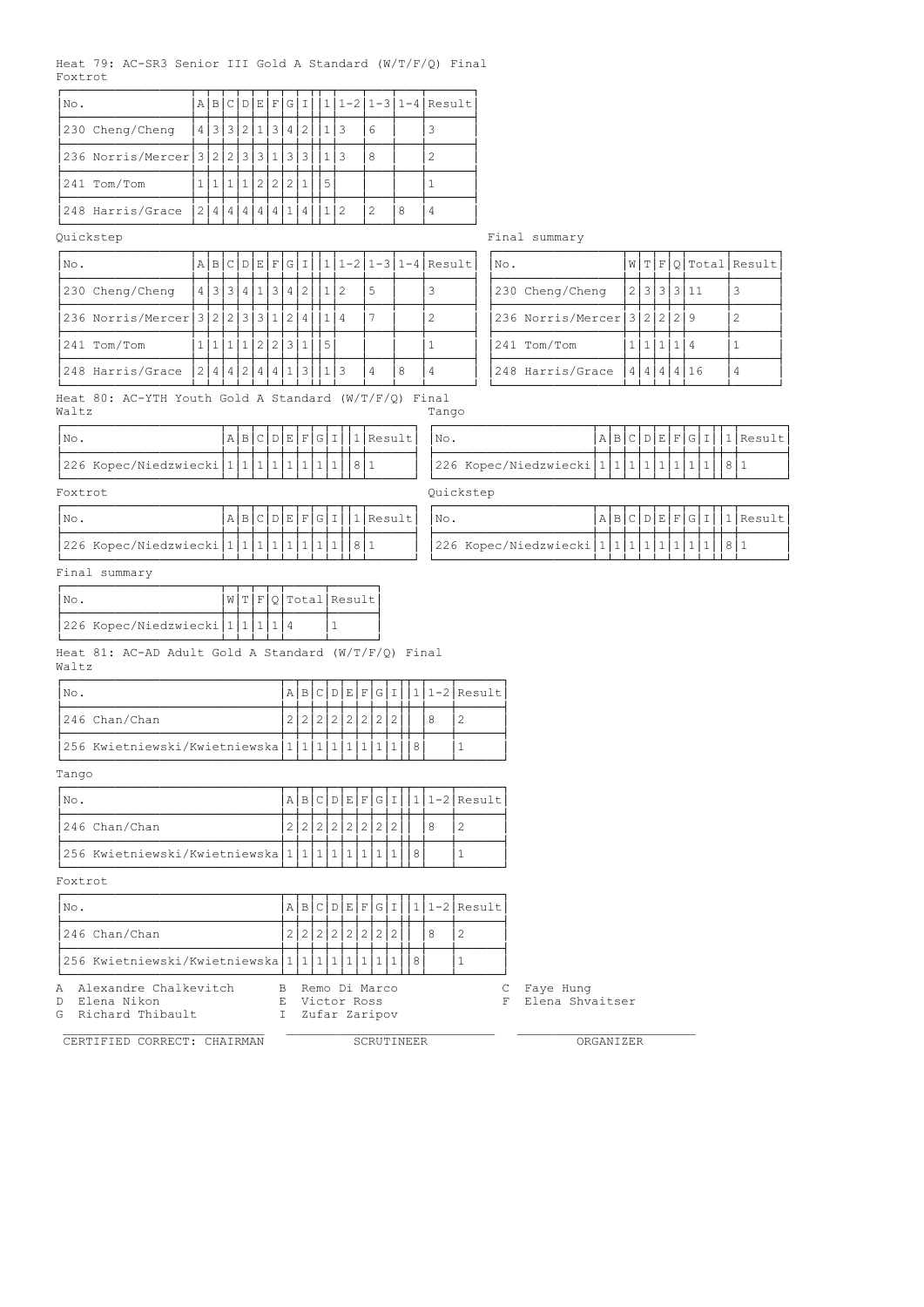Heat 79: AC-SR3 Senior III Gold A Standard (W/T/F/Q) Final

Foxtrot

| No. | A | B | C | D | E | F | G | I | | 1 | 1-2 | 1-3 | 1-4 | Result |
|---|---|---|---|---|---|---|---|---|---|---|---|---|---|---|
| 230 Cheng/Cheng | 4 | 3 | 3 | 2 | 1 | 3 | 4 | 2 | | 1 | 3 | 6 | | 3 |
| 236 Norris/Mercer | 3 | 2 | 2 | 3 | 3 | 1 | 3 | 3 | | 1 | 3 | 8 | | 2 |
| 241 Tom/Tom | 1 | 1 | 1 | 1 | 2 | 2 | 2 | 1 | | 5 | | | | 1 |
| 248 Harris/Grace | 2 | 4 | 4 | 4 | 4 | 4 | 1 | 4 | | 1 | 2 | 2 | 8 | 4 |

Quickstep

| No. | A | B | C | D | E | F | G | I | | 1 | 1-2 | 1-3 | 1-4 | Result |
|---|---|---|---|---|---|---|---|---|---|---|---|---|---|---|
| 230 Cheng/Cheng | 4 | 3 | 3 | 4 | 1 | 3 | 4 | 2 | | 1 | 2 | 5 | | 3 |
| 236 Norris/Mercer | 3 | 2 | 2 | 3 | 3 | 1 | 2 | 4 | | 1 | 4 | 7 | | 2 |
| 241 Tom/Tom | 1 | 1 | 1 | 1 | 2 | 2 | 3 | 1 | | 5 | | | | 1 |
| 248 Harris/Grace | 2 | 4 | 4 | 2 | 4 | 4 | 1 | 3 | | 1 | 3 | 4 | 8 | 4 |

Final summary

| No. | W | T | F | Q | Total | Result |
|---|---|---|---|---|---|---|
| 230 Cheng/Cheng | 2 | 3 | 3 | 3 | 11 | 3 |
| 236 Norris/Mercer | 3 | 2 | 2 | 2 | 9 | 2 |
| 241 Tom/Tom | 1 | 1 | 1 | 1 | 4 | 1 |
| 248 Harris/Grace | 4 | 4 | 4 | 4 | 16 | 4 |

Heat 80: AC-YTH Youth Gold A Standard (W/T/F/Q) Final

Waltz

| No. | A | B | C | D | E | F | G | I | | 1 | Result |
|---|---|---|---|---|---|---|---|---|---|---|---|
| 226 Kopec/Niedzwiecki | 1 | 1 | 1 | 1 | 1 | 1 | 1 | 1 | | 8 | 1 |

Tango

| No. | A | B | C | D | E | F | G | I | | 1 | Result |
|---|---|---|---|---|---|---|---|---|---|---|---|
| 226 Kopec/Niedzwiecki | 1 | 1 | 1 | 1 | 1 | 1 | 1 | 1 | | 8 | 1 |

Foxtrot

| No. | A | B | C | D | E | F | G | I | | 1 | Result |
|---|---|---|---|---|---|---|---|---|---|---|---|
| 226 Kopec/Niedzwiecki | 1 | 1 | 1 | 1 | 1 | 1 | 1 | 1 | | 8 | 1 |

Quickstep

| No. | A | B | C | D | E | F | G | I | | 1 | Result |
|---|---|---|---|---|---|---|---|---|---|---|---|
| 226 Kopec/Niedzwiecki | 1 | 1 | 1 | 1 | 1 | 1 | 1 | 1 | | 8 | 1 |

Final summary

| No. | W | T | F | Q | Total | Result |
|---|---|---|---|---|---|---|
| 226 Kopec/Niedzwiecki | 1 | 1 | 1 | 1 | 4 | 1 |

Heat 81: AC-AD Adult Gold A Standard (W/T/F/Q) Final

Waltz

| No. | A | B | C | D | E | F | G | I | | 1 | 1-2 | Result |
|---|---|---|---|---|---|---|---|---|---|---|---|---|
| 246 Chan/Chan | 2 | 2 | 2 | 2 | 2 | 2 | 2 | 2 | | | 8 | 2 |
| 256 Kwietniewski/Kwietniewska | 1 | 1 | 1 | 1 | 1 | 1 | 1 | 1 | | 8 | | 1 |

Tango

| No. | A | B | C | D | E | F | G | I | | 1 | 1-2 | Result |
|---|---|---|---|---|---|---|---|---|---|---|---|---|
| 246 Chan/Chan | 2 | 2 | 2 | 2 | 2 | 2 | 2 | 2 | | | 8 | 2 |
| 256 Kwietniewski/Kwietniewska | 1 | 1 | 1 | 1 | 1 | 1 | 1 | 1 | | 8 | | 1 |

Foxtrot

| No. | A | B | C | D | E | F | G | I | | 1 | 1-2 | Result |
|---|---|---|---|---|---|---|---|---|---|---|---|---|
| 246 Chan/Chan | 2 | 2 | 2 | 2 | 2 | 2 | 2 | 2 | | | 8 | 2 |
| 256 Kwietniewski/Kwietniewska | 1 | 1 | 1 | 1 | 1 | 1 | 1 | 1 | | 8 | | 1 |

A Alexandre Chalkevitch B Remo Di Marco C Faye Hung
D Elena Nikon E Victor Ross F Elena Shvaitser
G Richard Thibault I Zufar Zaripov

CERTIFIED CORRECT: CHAIRMAN SCRUTINEER ORGANIZER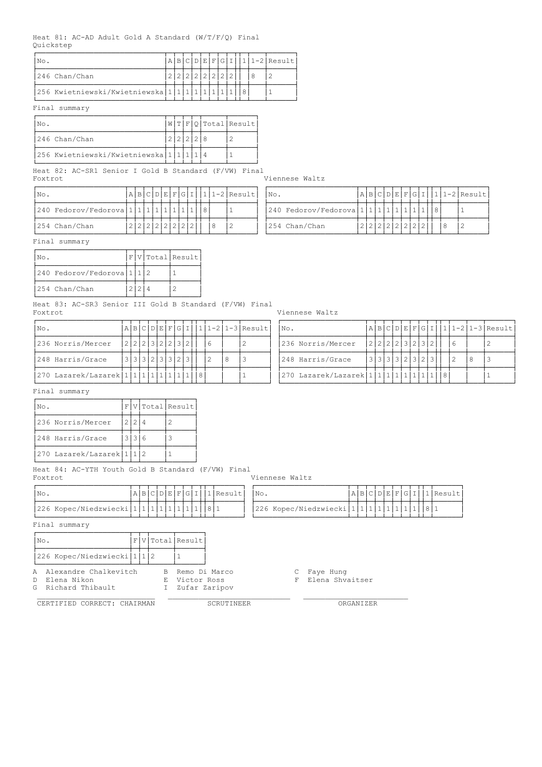Heat 81: AC-AD Adult Gold A Standard (W/T/F/Q) Final

Quickstep

| No. | A | B | C | D | E | F | G | I | 1 | 1-2 | Result |
|---|---|---|---|---|---|---|---|---|---|---|---|
| 246 Chan/Chan | 2 | 2 | 2 | 2 | 2 | 2 | 2 | 2 | | 8 | 2 |
| 256 Kwietniewski/Kwietniewska | 1 | 1 | 1 | 1 | 1 | 1 | 1 | 1 | 8 | | 1 |

Final summary

| No. | W | T | F | Q | Total | Result |
|---|---|---|---|---|---|---|
| 246 Chan/Chan | 2 | 2 | 2 | 2 | 8 | 2 |
| 256 Kwietniewski/Kwietniewska | 1 | 1 | 1 | 1 | 4 | 1 |

Heat 82: AC-SR1 Senior I Gold B Standard (F/VW) Final

Foxtrot

| No. | A | B | C | D | E | F | G | I | 1 | 1-2 | Result |
|---|---|---|---|---|---|---|---|---|---|---|---|
| 240 Fedorov/Fedorova | 1 | 1 | 1 | 1 | 1 | 1 | 1 | 1 | 8 | | 1 |
| 254 Chan/Chan | 2 | 2 | 2 | 2 | 2 | 2 | 2 | 2 | | 8 | 2 |

Viennese Waltz

| No. | A | B | C | D | E | F | G | I | 1 | 1-2 | Result |
|---|---|---|---|---|---|---|---|---|---|---|---|
| 240 Fedorov/Fedorova | 1 | 1 | 1 | 1 | 1 | 1 | 1 | 1 | 8 | | 1 |
| 254 Chan/Chan | 2 | 2 | 2 | 2 | 2 | 2 | 2 | 2 | | 8 | 2 |

Final summary

| No. | F | V | Total | Result |
|---|---|---|---|---|
| 240 Fedorov/Fedorova | 1 | 1 | 2 | 1 |
| 254 Chan/Chan | 2 | 2 | 4 | 2 |

Heat 83: AC-SR3 Senior III Gold B Standard (F/VW) Final

Foxtrot

| No. | A | B | C | D | E | F | G | I | 1 | 1-2 | 1-3 | Result |
|---|---|---|---|---|---|---|---|---|---|---|---|---|
| 236 Norris/Mercer | 2 | 2 | 2 | 3 | 2 | 2 | 3 | 2 | | 6 | | 2 |
| 248 Harris/Grace | 3 | 3 | 3 | 2 | 3 | 3 | 2 | 3 | | 2 | 8 | 3 |
| 270 Lazarek/Lazarek | 1 | 1 | 1 | 1 | 1 | 1 | 1 | 1 | 8 | | | 1 |

Viennese Waltz

| No. | A | B | C | D | E | F | G | I | 1 | 1-2 | 1-3 | Result |
|---|---|---|---|---|---|---|---|---|---|---|---|---|
| 236 Norris/Mercer | 2 | 2 | 2 | 2 | 3 | 2 | 3 | 2 | | 6 | | 2 |
| 248 Harris/Grace | 3 | 3 | 3 | 3 | 2 | 3 | 2 | 3 | | 2 | 8 | 3 |
| 270 Lazarek/Lazarek | 1 | 1 | 1 | 1 | 1 | 1 | 1 | 1 | 8 | | | 1 |

Final summary

| No. | F | V | Total | Result |
|---|---|---|---|---|
| 236 Norris/Mercer | 2 | 2 | 4 | 2 |
| 248 Harris/Grace | 3 | 3 | 6 | 3 |
| 270 Lazarek/Lazarek | 1 | 1 | 2 | 1 |

Heat 84: AC-YTH Youth Gold B Standard (F/VW) Final

Foxtrot

| No. | A | B | C | D | E | F | G | I | 1 | Result |
|---|---|---|---|---|---|---|---|---|---|---|
| 226 Kopec/Niedzwiecki | 1 | 1 | 1 | 1 | 1 | 1 | 1 | 1 | 8 | 1 |

Viennese Waltz

| No. | A | B | C | D | E | F | G | I | 1 | Result |
|---|---|---|---|---|---|---|---|---|---|---|
| 226 Kopec/Niedzwiecki | 1 | 1 | 1 | 1 | 1 | 1 | 1 | 1 | 8 | 1 |

Final summary

| No. | F | V | Total | Result |
|---|---|---|---|---|
| 226 Kopec/Niedzwiecki | 1 | 1 | 2 | 1 |

A Alexandre Chalkevitch
B Remo Di Marco
C Faye Hung
D Elena Nikon
E Victor Ross
F Elena Shvaitser
G Richard Thibault
I Zufar Zaripov

CERTIFIED CORRECT: CHAIRMAN ______ SCRUTINEER ______ ORGANIZER ______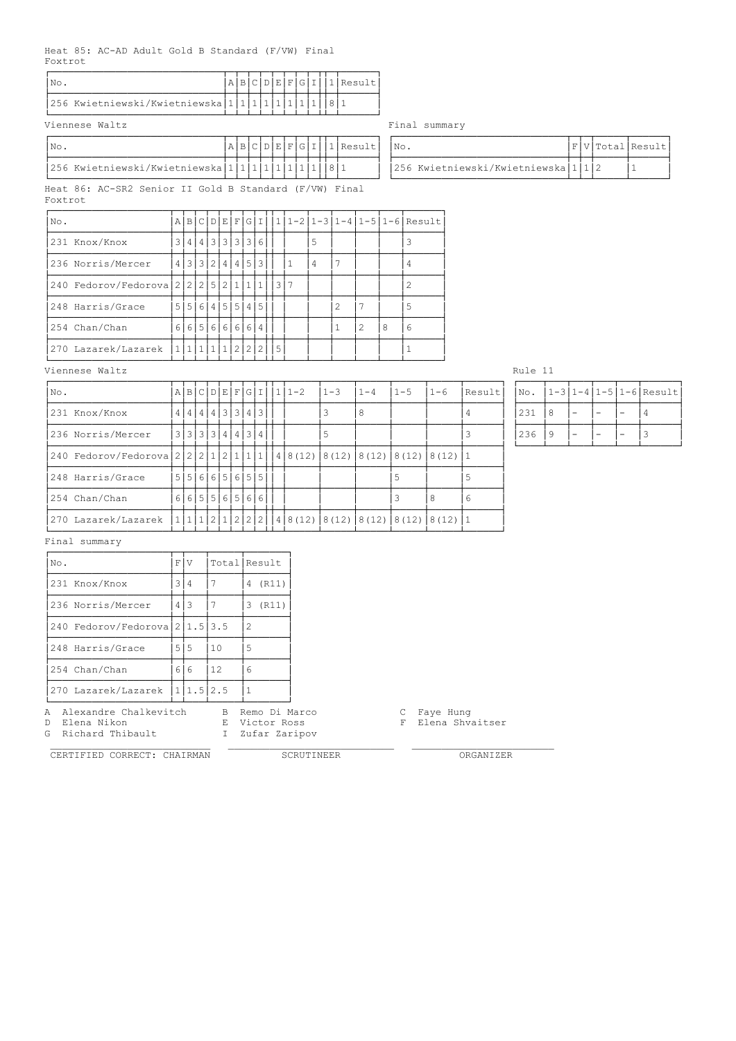Heat 85: AC-AD Adult Gold B Standard (F/VW) Final

Foxtrot

| No. | A | B | C | D | E | F | G | I | | 1 | Result |
|---|---|---|---|---|---|---|---|---|---|---|---|
| 256 Kwietniewski/Kwietniewska | 1 | 1 | 1 | 1 | 1 | 1 | 1 | 1 | | 8 | 1 |

Viennese Waltz

| No. | A | B | C | D | E | F | G | I | | 1 | Result |
|---|---|---|---|---|---|---|---|---|---|---|---|
| 256 Kwietniewski/Kwietniewska | 1 | 1 | 1 | 1 | 1 | 1 | 1 | 1 | | 8 | 1 |

Final summary

| No. | F | V | Total | Result |
|---|---|---|---|---|
| 256 Kwietniewski/Kwietniewska | 1 | 1 | 2 | 1 |

Heat 86: AC-SR2 Senior II Gold B Standard (F/VW) Final

Foxtrot

| No. | A | B | C | D | E | F | G | I | | 1 | 1-2 | 1-3 | 1-4 | 1-5 | 1-6 | Result |
|---|---|---|---|---|---|---|---|---|---|---|---|---|---|---|---|---|
| 231 Knox/Knox | 3 | 4 | 4 | 3 | 3 | 3 | 3 | 6 | | | | 5 | | | | 3 |
| 236 Norris/Mercer | 4 | 3 | 3 | 2 | 4 | 4 | 5 | 3 | | | 1 | 4 | 7 | | | 4 |
| 240 Fedorov/Fedorova | 2 | 2 | 2 | 5 | 2 | 1 | 1 | 1 | | 3 | 7 | | | | | 2 |
| 248 Harris/Grace | 5 | 5 | 6 | 4 | 5 | 5 | 4 | 5 | | | | | 2 | 7 | | 5 |
| 254 Chan/Chan | 6 | 6 | 5 | 6 | 6 | 6 | 6 | 4 | | | | | 1 | 2 | 8 | 6 |
| 270 Lazarek/Lazarek | 1 | 1 | 1 | 1 | 1 | 2 | 2 | 2 | | 5 | | | | | | 1 |

Viennese Waltz

| No. | A | B | C | D | E | F | G | I | | 1 | 1-2 | 1-3 | 1-4 | 1-5 | 1-6 | Result |
|---|---|---|---|---|---|---|---|---|---|---|---|---|---|---|---|---|
| 231 Knox/Knox | 4 | 4 | 4 | 4 | 3 | 3 | 4 | 3 | | | | 3 | 8 | | | 4 |
| 236 Norris/Mercer | 3 | 3 | 3 | 3 | 4 | 4 | 3 | 4 | | | | 5 | | | | 3 |
| 240 Fedorov/Fedorova | 2 | 2 | 2 | 1 | 2 | 1 | 1 | 1 | | 4 | 8(12) | 8(12) | 8(12) | 8(12) | 8(12) | 1 |
| 248 Harris/Grace | 5 | 5 | 6 | 6 | 5 | 6 | 5 | 5 | | | | | | 5 | | 5 |
| 254 Chan/Chan | 6 | 6 | 5 | 5 | 6 | 5 | 6 | 6 | | | | | | 3 | 8 | 6 |
| 270 Lazarek/Lazarek | 1 | 1 | 1 | 2 | 1 | 2 | 2 | 2 | | 4 | 8(12) | 8(12) | 8(12) | 8(12) | 8(12) | 1 |

Rule 11

| No. | 1-3 | 1-4 | 1-5 | 1-6 | Result |
|---|---|---|---|---|---|
| 231 | 8 | - | - | - | 4 |
| 236 | 9 | - | - | - | 3 |

Final summary

| No. | F | V | Total | Result |
|---|---|---|---|---|
| 231 Knox/Knox | 3 | 4 | 7 | 4 (R11) |
| 236 Norris/Mercer | 4 | 3 | 7 | 3 (R11) |
| 240 Fedorov/Fedorova | 2 | 1.5 | 3.5 | 2 |
| 248 Harris/Grace | 5 | 5 | 10 | 5 |
| 254 Chan/Chan | 6 | 6 | 12 | 6 |
| 270 Lazarek/Lazarek | 1 | 1.5 | 2.5 | 1 |

A Alexandre Chalkevitch    B Remo Di Marco    C Faye Hung
D Elena Nikon    E Victor Ross    F Elena Shvaitser
G Richard Thibault    I Zufar Zaripov

CERTIFIED CORRECT: CHAIRMAN    SCRUTINEER    ORGANIZER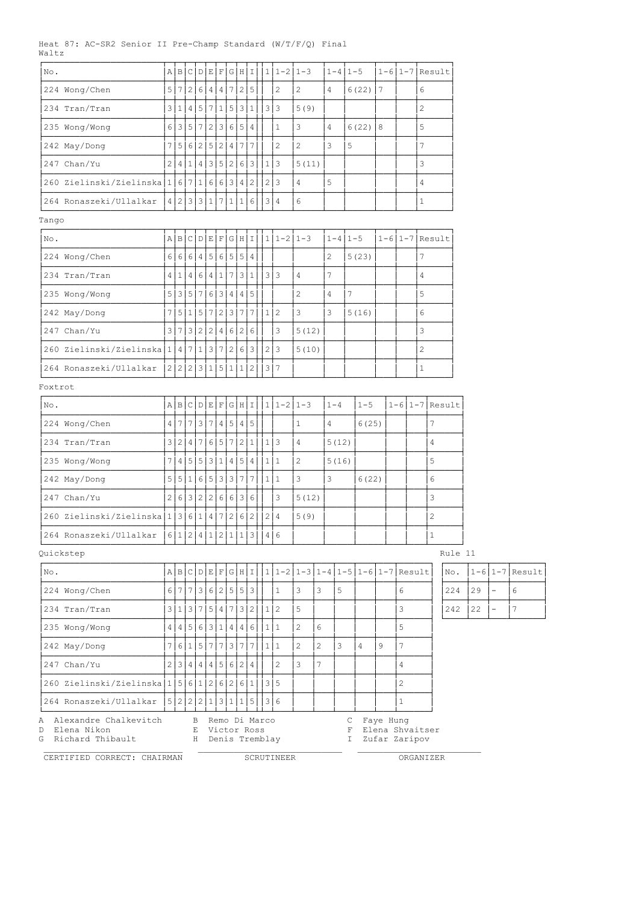Heat 87: AC-SR2 Senior II Pre-Champ Standard (W/T/F/Q) Final

Waltz

| No. | A | B | C | D | E | F | G | H | I | 1 | 1-2 | 1-3 | 1-4 | 1-5 | 1-6 | 1-7 | Result |
|---|---|---|---|---|---|---|---|---|---|---|---|---|---|---|---|---|---|
| 224 Wong/Chen | 5 | 7 | 2 | 6 | 4 | 4 | 7 | 2 | 5 | | 2 | 2 | 4 | 6(22) | 7 | | 6 |
| 234 Tran/Tran | 3 | 1 | 4 | 5 | 7 | 1 | 5 | 3 | 1 | 3 | 3 | 5(9) | | | | | 2 |
| 235 Wong/Wong | 6 | 3 | 5 | 7 | 2 | 3 | 6 | 5 | 4 | | 1 | 3 | 4 | 6(22) | 8 | | 5 |
| 242 May/Dong | 7 | 5 | 6 | 2 | 5 | 2 | 4 | 7 | 7 | | 2 | 2 | 3 | 5 | | | 7 |
| 247 Chan/Yu | 2 | 4 | 1 | 4 | 3 | 5 | 2 | 6 | 3 | 1 | 3 | 5(11) | | | | | 3 |
| 260 Zielinski/Zielinska | 1 | 6 | 7 | 1 | 6 | 6 | 3 | 4 | 2 | 2 | 3 | 4 | 5 | | | | 4 |
| 264 Ronaszeki/Ullalkar | 4 | 2 | 3 | 3 | 1 | 7 | 1 | 1 | 6 | 3 | 4 | 6 | | | | | 1 |

Tango

| No. | A | B | C | D | E | F | G | H | I | 1 | 1-2 | 1-3 | 1-4 | 1-5 | 1-6 | 1-7 | Result |
|---|---|---|---|---|---|---|---|---|---|---|---|---|---|---|---|---|---|
| 224 Wong/Chen | 6 | 6 | 6 | 4 | 5 | 6 | 5 | 5 | 4 | | | | 2 | 5(23) | | | 7 |
| 234 Tran/Tran | 4 | 1 | 4 | 6 | 4 | 1 | 7 | 3 | 1 | 3 | 3 | 4 | 7 | | | | 4 |
| 235 Wong/Wong | 5 | 3 | 5 | 7 | 6 | 3 | 4 | 4 | 5 | | | 2 | 4 | 7 | | | 5 |
| 242 May/Dong | 7 | 5 | 1 | 5 | 7 | 2 | 3 | 7 | 7 | 1 | 2 | 3 | 3 | 5(16) | | | 6 |
| 247 Chan/Yu | 3 | 7 | 3 | 2 | 2 | 4 | 6 | 2 | 6 | | 3 | 5(12) | | | | | 3 |
| 260 Zielinski/Zielinska | 1 | 4 | 7 | 1 | 3 | 7 | 2 | 6 | 3 | 2 | 3 | 5(10) | | | | | 2 |
| 264 Ronaszeki/Ullalkar | 2 | 2 | 2 | 3 | 1 | 5 | 1 | 1 | 2 | 3 | 7 | | | | | | 1 |

Foxtrot

| No. | A | B | C | D | E | F | G | H | I | 1 | 1-2 | 1-3 | 1-4 | 1-5 | 1-6 | 1-7 | Result |
|---|---|---|---|---|---|---|---|---|---|---|---|---|---|---|---|---|---|
| 224 Wong/Chen | 4 | 7 | 7 | 3 | 7 | 4 | 5 | 4 | 5 | | | 1 | 4 | 6(25) | | | 7 |
| 234 Tran/Tran | 3 | 2 | 4 | 7 | 6 | 5 | 7 | 2 | 1 | 1 | 3 | 4 | 5(12) | | | | 4 |
| 235 Wong/Wong | 7 | 4 | 5 | 5 | 3 | 1 | 4 | 5 | 4 | 1 | 1 | 2 | 5(16) | | | | 5 |
| 242 May/Dong | 5 | 5 | 1 | 6 | 5 | 3 | 3 | 7 | 7 | 1 | 1 | 3 | 3 | 6(22) | | | 6 |
| 247 Chan/Yu | 2 | 6 | 3 | 2 | 2 | 6 | 6 | 3 | 6 | | 3 | 5(12) | | | | | 3 |
| 260 Zielinski/Zielinska | 1 | 3 | 6 | 1 | 4 | 7 | 2 | 6 | 2 | 2 | 4 | 5(9) | | | | | 2 |
| 264 Ronaszeki/Ullalkar | 6 | 1 | 2 | 4 | 1 | 2 | 1 | 1 | 3 | 4 | 6 | | | | | | 1 |

Quickstep

| No. | A | B | C | D | E | F | G | H | I | 1 | 1-2 | 1-3 | 1-4 | 1-5 | 1-6 | 1-7 | Result |
|---|---|---|---|---|---|---|---|---|---|---|---|---|---|---|---|---|---|
| 224 Wong/Chen | 6 | 7 | 7 | 3 | 6 | 2 | 5 | 5 | 3 | | 1 | 3 | 3 | 5 | | | 6 |
| 234 Tran/Tran | 3 | 1 | 3 | 7 | 5 | 4 | 7 | 3 | 2 | 1 | 2 | 5 | | | | | 3 |
| 235 Wong/Wong | 4 | 4 | 5 | 6 | 3 | 1 | 4 | 4 | 6 | 1 | 1 | 2 | 6 | | | | 5 |
| 242 May/Dong | 7 | 6 | 1 | 5 | 7 | 7 | 3 | 7 | 7 | 1 | 1 | 2 | 2 | 3 | 4 | 9 | 7 |
| 247 Chan/Yu | 2 | 3 | 4 | 4 | 4 | 5 | 6 | 2 | 4 | | 2 | 3 | 7 | | | | 4 |
| 260 Zielinski/Zielinska | 1 | 5 | 6 | 1 | 2 | 6 | 2 | 6 | 1 | 3 | 5 | | | | | | 2 |
| 264 Ronaszeki/Ullalkar | 5 | 2 | 2 | 2 | 1 | 3 | 1 | 1 | 5 | 3 | 6 | | | | | | 1 |

Rule 11

| No. | 1-6 | 1-7 | Result |
|---|---|---|---|
| 224 | 29 | - | 6 |
| 242 | 22 | - | 7 |

A Alexandre Chalkevitch  B Remo Di Marco  C Faye Hung
D Elena Nikon  E Victor Ross  F Elena Shvaitser
G Richard Thibault  H Denis Tremblay  I Zufar Zaripov

CERTIFIED CORRECT: CHAIRMAN  SCRUTINEER  ORGANIZER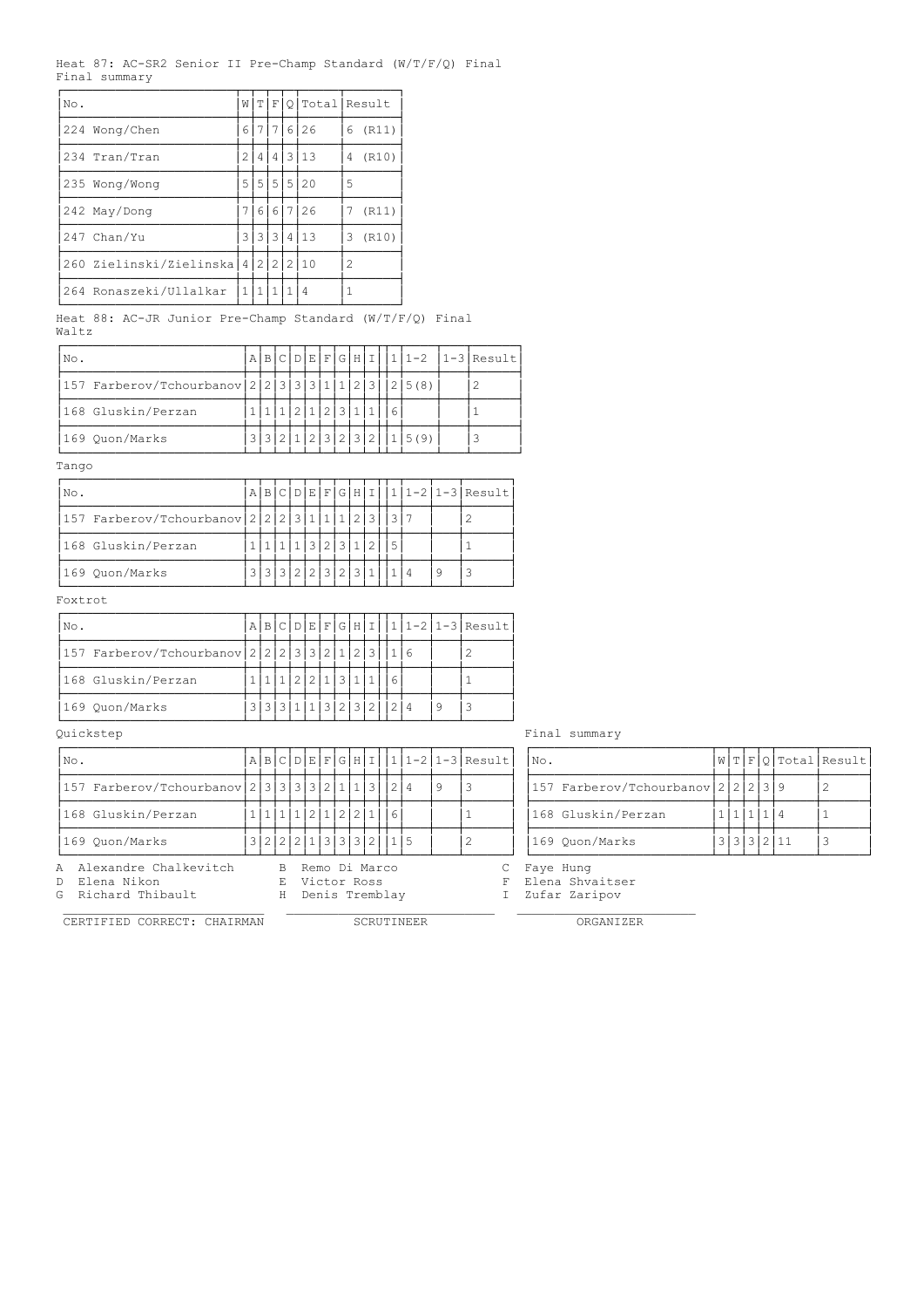Heat 87: AC-SR2 Senior II Pre-Champ Standard (W/T/F/Q) Final
Final summary

| No. | W | T | F | Q | Total | Result |
|---|---|---|---|---|---|---|
| 224 Wong/Chen | 6 | 7 | 7 | 6 | 26 | 6 (R11) |
| 234 Tran/Tran | 2 | 4 | 4 | 3 | 13 | 4 (R10) |
| 235 Wong/Wong | 5 | 5 | 5 | 5 | 20 | 5 |
| 242 May/Dong | 7 | 6 | 6 | 7 | 26 | 7 (R11) |
| 247 Chan/Yu | 3 | 3 | 3 | 4 | 13 | 3 (R10) |
| 260 Zielinski/Zielinska | 4 | 2 | 2 | 2 | 10 | 2 |
| 264 Ronaszeki/Ullalkar | 1 | 1 | 1 | 1 | 4 | 1 |

Heat 88: AC-JR Junior Pre-Champ Standard (W/T/F/Q) Final
Waltz

| No. | A | B | C | D | E | F | G | H | I | 1 | 1-2 | 1-3 | Result |
|---|---|---|---|---|---|---|---|---|---|---|---|---|---|
| 157 Farberov/Tchourbanov | 2 | 2 | 3 | 3 | 3 | 1 | 1 | 2 | 3 | 2 | 5(8) | | 2 |
| 168 Gluskin/Perzan | 1 | 1 | 1 | 2 | 1 | 2 | 3 | 1 | 1 | 6 | | | 1 |
| 169 Quon/Marks | 3 | 3 | 2 | 1 | 2 | 3 | 2 | 3 | 2 | 1 | 5(9) | | 3 |

Tango

| No. | A | B | C | D | E | F | G | H | I | 1 | 1-2 | 1-3 | Result |
|---|---|---|---|---|---|---|---|---|---|---|---|---|---|
| 157 Farberov/Tchourbanov | 2 | 2 | 2 | 3 | 1 | 1 | 1 | 2 | 3 | 3 | 7 | | 2 |
| 168 Gluskin/Perzan | 1 | 1 | 1 | 1 | 3 | 2 | 3 | 1 | 2 | 5 | | | 1 |
| 169 Quon/Marks | 3 | 3 | 3 | 2 | 2 | 3 | 2 | 3 | 1 | 1 | 4 | 9 | 3 |

Foxtrot

| No. | A | B | C | D | E | F | G | H | I | 1 | 1-2 | 1-3 | Result |
|---|---|---|---|---|---|---|---|---|---|---|---|---|---|
| 157 Farberov/Tchourbanov | 2 | 2 | 2 | 3 | 3 | 2 | 1 | 2 | 3 | 1 | 6 | | 2 |
| 168 Gluskin/Perzan | 1 | 1 | 1 | 2 | 2 | 1 | 3 | 1 | 1 | 6 | | | 1 |
| 169 Quon/Marks | 3 | 3 | 3 | 1 | 1 | 3 | 2 | 3 | 2 | 2 | 4 | 9 | 3 |

Quickstep

| No. | A | B | C | D | E | F | G | H | I | 1 | 1-2 | 1-3 | Result |
|---|---|---|---|---|---|---|---|---|---|---|---|---|---|
| 157 Farberov/Tchourbanov | 2 | 3 | 3 | 3 | 3 | 2 | 1 | 1 | 3 | 2 | 4 | 9 | 3 |
| 168 Gluskin/Perzan | 1 | 1 | 1 | 1 | 2 | 1 | 2 | 2 | 1 | 6 | | | 1 |
| 169 Quon/Marks | 3 | 2 | 2 | 2 | 1 | 3 | 3 | 3 | 2 | 1 | 5 | | 2 |

Final summary

| No. | W | T | F | Q | Total | Result |
|---|---|---|---|---|---|---|
| 157 Farberov/Tchourbanov | 2 | 2 | 2 | 3 | 9 | 2 |
| 168 Gluskin/Perzan | 1 | 1 | 1 | 1 | 4 | 1 |
| 169 Quon/Marks | 3 | 3 | 3 | 2 | 11 | 3 |

A Alexandre Chalkevitch  B Remo Di Marco  C Faye Hung
D Elena Nikon  E Victor Ross  F Elena Shvaitser
G Richard Thibault  H Denis Tremblay  I Zufar Zaripov

CERTIFIED CORRECT: CHAIRMAN  SCRUTINEER  ORGANIZER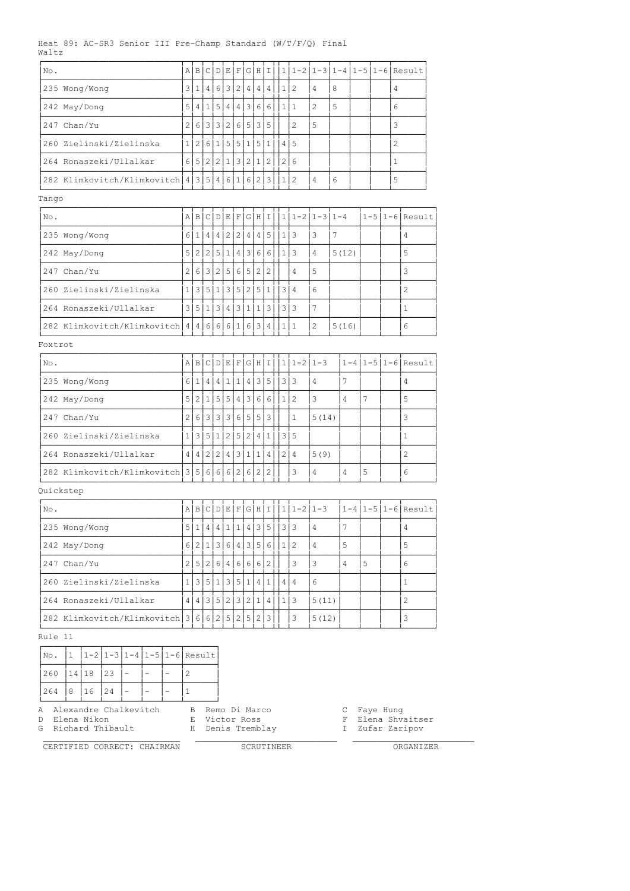Heat 89: AC-SR3 Senior III Pre-Champ Standard (W/T/F/Q) Final

Waltz

| No. | A | B | C | D | E | F | G | H | I | 1 | 1-2 | 1-3 | 1-4 | 1-5 | 1-6 | Result |
|---|---|---|---|---|---|---|---|---|---|---|---|---|---|---|---|---|
| 235 Wong/Wong | 3 | 1 | 4 | 6 | 3 | 2 | 4 | 4 | 4 | 1 | 2 | 4 | 8 | | | 4 |
| 242 May/Dong | 5 | 4 | 1 | 5 | 4 | 4 | 3 | 6 | 6 | 1 | 1 | 2 | 5 | | | 6 |
| 247 Chan/Yu | 2 | 6 | 3 | 3 | 2 | 6 | 5 | 3 | 5 | | 2 | 5 | | | | 3 |
| 260 Zielinski/Zielinska | 1 | 2 | 6 | 1 | 5 | 5 | 1 | 5 | 1 | 4 | 5 | | | | | 2 |
| 264 Ronaszeki/Ullalkar | 6 | 5 | 2 | 2 | 1 | 3 | 2 | 1 | 2 | 2 | 6 | | | | | 1 |
| 282 Klimkovitch/Klimkovitch | 4 | 3 | 5 | 4 | 6 | 1 | 6 | 2 | 3 | 1 | 2 | 4 | 6 | | | 5 |

Tango

| No. | A | B | C | D | E | F | G | H | I | 1 | 1-2 | 1-3 | 1-4 | 1-5 | 1-6 | Result |
|---|---|---|---|---|---|---|---|---|---|---|---|---|---|---|---|---|
| 235 Wong/Wong | 6 | 1 | 4 | 4 | 2 | 2 | 4 | 4 | 5 | 1 | 3 | 3 | 7 | | | 4 |
| 242 May/Dong | 5 | 2 | 2 | 5 | 1 | 4 | 3 | 6 | 6 | 1 | 3 | 4 | 5(12) | | | 5 |
| 247 Chan/Yu | 2 | 6 | 3 | 2 | 5 | 6 | 5 | 2 | 2 | | 4 | 5 | | | | 3 |
| 260 Zielinski/Zielinska | 1 | 3 | 5 | 1 | 3 | 5 | 2 | 5 | 1 | 3 | 4 | 6 | | | | 2 |
| 264 Ronaszeki/Ullalkar | 3 | 5 | 1 | 3 | 4 | 3 | 1 | 1 | 3 | 3 | 3 | 7 | | | | 1 |
| 282 Klimkovitch/Klimkovitch | 4 | 4 | 6 | 6 | 6 | 1 | 6 | 3 | 4 | 1 | 1 | 2 | 5(16) | | | 6 |

Foxtrot

| No. | A | B | C | D | E | F | G | H | I | 1 | 1-2 | 1-3 | 1-4 | 1-5 | 1-6 | Result |
|---|---|---|---|---|---|---|---|---|---|---|---|---|---|---|---|---|
| 235 Wong/Wong | 6 | 1 | 4 | 4 | 1 | 1 | 4 | 3 | 5 | 3 | 3 | 4 | 7 | | | 4 |
| 242 May/Dong | 5 | 2 | 1 | 5 | 5 | 4 | 3 | 6 | 6 | 1 | 2 | 3 | 4 | 7 | | 5 |
| 247 Chan/Yu | 2 | 6 | 3 | 3 | 3 | 6 | 5 | 5 | 3 | | 1 | 5(14) | | | | 3 |
| 260 Zielinski/Zielinska | 1 | 3 | 5 | 1 | 2 | 5 | 2 | 4 | 1 | 3 | 5 | | | | | 1 |
| 264 Ronaszeki/Ullalkar | 4 | 4 | 2 | 2 | 4 | 3 | 1 | 1 | 4 | 2 | 4 | 5(9) | | | | 2 |
| 282 Klimkovitch/Klimkovitch | 3 | 5 | 6 | 6 | 6 | 2 | 6 | 2 | 2 | | 3 | 4 | 4 | 5 | | 6 |

Quickstep

| No. | A | B | C | D | E | F | G | H | I | 1 | 1-2 | 1-3 | 1-4 | 1-5 | 1-6 | Result |
|---|---|---|---|---|---|---|---|---|---|---|---|---|---|---|---|---|
| 235 Wong/Wong | 5 | 1 | 4 | 4 | 1 | 1 | 4 | 3 | 5 | 3 | 3 | 4 | 7 | | | 4 |
| 242 May/Dong | 6 | 2 | 1 | 3 | 6 | 4 | 3 | 5 | 6 | 1 | 2 | 4 | 5 | | | 5 |
| 247 Chan/Yu | 2 | 5 | 2 | 6 | 4 | 6 | 6 | 6 | 2 | | 3 | 3 | 4 | 5 | | 6 |
| 260 Zielinski/Zielinska | 1 | 3 | 5 | 1 | 3 | 5 | 1 | 4 | 1 | 4 | 4 | 6 | | | | 1 |
| 264 Ronaszeki/Ullalkar | 4 | 4 | 3 | 5 | 2 | 3 | 2 | 1 | 4 | 1 | 3 | 5(11) | | | | 2 |
| 282 Klimkovitch/Klimkovitch | 3 | 6 | 6 | 2 | 5 | 2 | 5 | 2 | 3 | | 3 | 5(12) | | | | 3 |

Rule 11

| No. | 1 | 1-2 | 1-3 | 1-4 | 1-5 | 1-6 | Result |
|---|---|---|---|---|---|---|---|
| 260 | 14 | 18 | 23 | - | - | - | 2 |
| 264 | 8 | 16 | 24 | - | - | - | 1 |

A Alexandre Chalkevitch
B Remo Di Marco
C Faye Hung
D Elena Nikon
E Victor Ross
F Elena Shvaitser
G Richard Thibault
H Denis Tremblay
I Zufar Zaripov

CERTIFIED CORRECT: CHAIRMAN ______ SCRUTINEER ______ ORGANIZER ______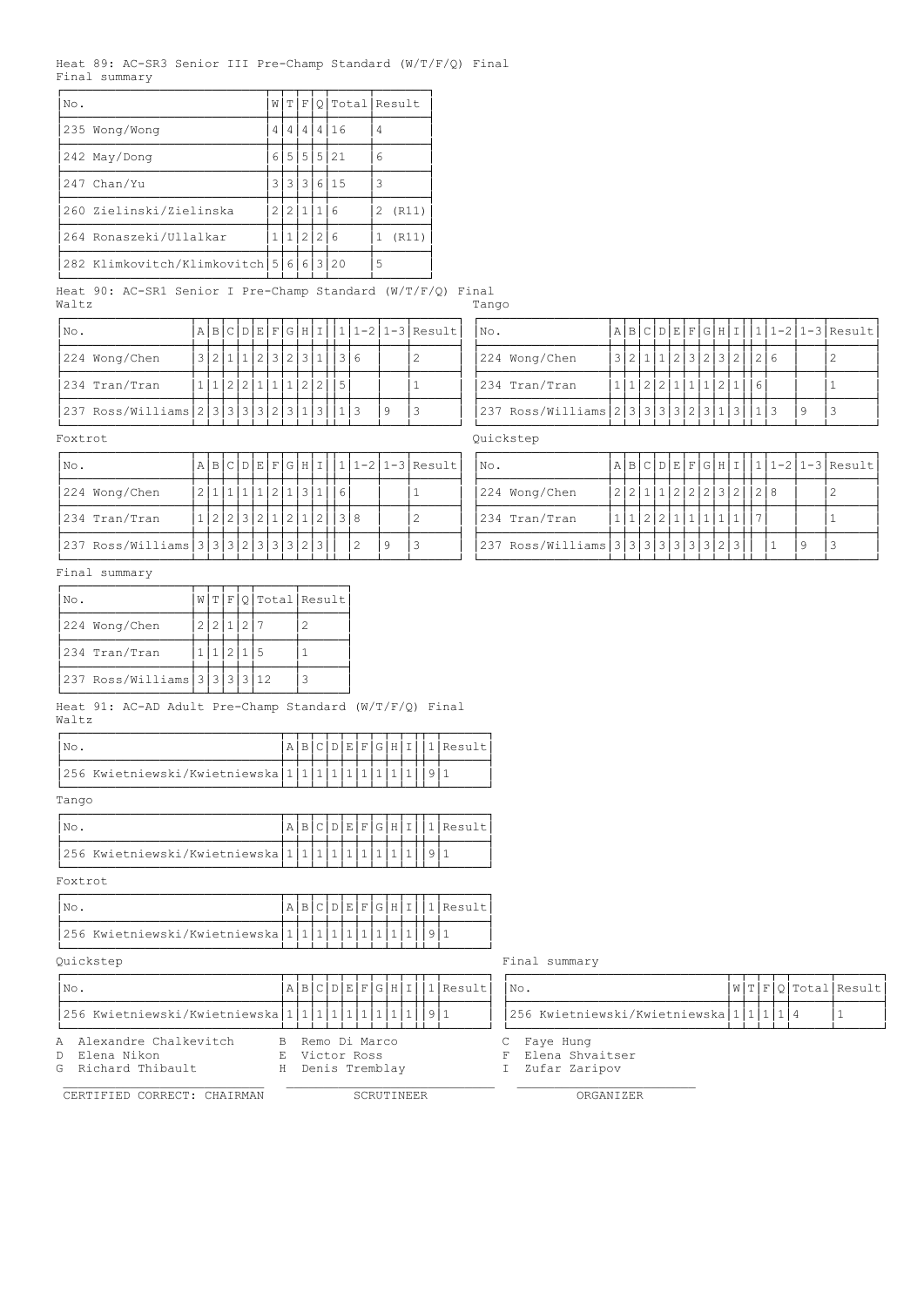Heat 89: AC-SR3 Senior III Pre-Champ Standard (W/T/F/Q) Final

Final summary

| No. | W | T | F | Q | Total | Result |
|---|---|---|---|---|---|---|
| 235 Wong/Wong | 4 | 4 | 4 | 4 | 16 | 4 |
| 242 May/Dong | 6 | 5 | 5 | 5 | 21 | 6 |
| 247 Chan/Yu | 3 | 3 | 3 | 6 | 15 | 3 |
| 260 Zielinski/Zielinska | 2 | 2 | 1 | 1 | 6 | 2 (R11) |
| 264 Ronaszeki/Ullalkar | 1 | 1 | 2 | 2 | 6 | 1 (R11) |
| 282 Klimkovitch/Klimkovitch | 5 | 6 | 6 | 3 | 20 | 5 |

Heat 90: AC-SR1 Senior I Pre-Champ Standard (W/T/F/Q) Final

Waltz

| No. | A | B | C | D | E | F | G | H | I | 1 | 1-2 | 1-3 | Result |
|---|---|---|---|---|---|---|---|---|---|---|---|---|---|
| 224 Wong/Chen | 3 | 2 | 1 | 1 | 2 | 3 | 2 | 3 | 1 | 3 | 6 | | 2 |
| 234 Tran/Tran | 1 | 1 | 2 | 2 | 1 | 1 | 1 | 2 | 2 | 5 | | | 1 |
| 237 Ross/Williams | 2 | 3 | 3 | 3 | 3 | 2 | 3 | 1 | 3 | 1 | 3 | 9 | 3 |

Tango

| No. | A | B | C | D | E | F | G | H | I | 1 | 1-2 | 1-3 | Result |
|---|---|---|---|---|---|---|---|---|---|---|---|---|---|
| 224 Wong/Chen | 3 | 2 | 1 | 1 | 2 | 3 | 2 | 3 | 2 | 2 | 6 | | 2 |
| 234 Tran/Tran | 1 | 1 | 2 | 2 | 1 | 1 | 1 | 2 | 1 | 6 | | | 1 |
| 237 Ross/Williams | 2 | 3 | 3 | 3 | 3 | 2 | 3 | 1 | 3 | 1 | 3 | 9 | 3 |

Foxtrot

| No. | A | B | C | D | E | F | G | H | I | 1 | 1-2 | 1-3 | Result |
|---|---|---|---|---|---|---|---|---|---|---|---|---|---|
| 224 Wong/Chen | 2 | 1 | 1 | 1 | 1 | 2 | 1 | 3 | 1 | 6 | | | 1 |
| 234 Tran/Tran | 1 | 2 | 2 | 3 | 2 | 1 | 2 | 1 | 2 | 3 | 8 | | 2 |
| 237 Ross/Williams | 3 | 3 | 3 | 2 | 3 | 3 | 3 | 2 | 3 | | 2 | 9 | 3 |

Quickstep

| No. | A | B | C | D | E | F | G | H | I | 1 | 1-2 | 1-3 | Result |
|---|---|---|---|---|---|---|---|---|---|---|---|---|---|
| 224 Wong/Chen | 2 | 2 | 1 | 1 | 2 | 2 | 2 | 3 | 2 | 2 | 8 | | 2 |
| 234 Tran/Tran | 1 | 1 | 2 | 2 | 1 | 1 | 1 | 1 | 1 | 7 | | | 1 |
| 237 Ross/Williams | 3 | 3 | 3 | 3 | 3 | 3 | 3 | 2 | 3 | | 1 | 9 | 3 |

Final summary

| No. | W | T | F | Q | Total | Result |
|---|---|---|---|---|---|---|
| 224 Wong/Chen | 2 | 2 | 1 | 2 | 7 | 2 |
| 234 Tran/Tran | 1 | 1 | 2 | 1 | 5 | 1 |
| 237 Ross/Williams | 3 | 3 | 3 | 3 | 12 | 3 |

Heat 91: AC-AD Adult Pre-Champ Standard (W/T/F/Q) Final

Waltz

| No. | A | B | C | D | E | F | G | H | I | 1 | Result |
|---|---|---|---|---|---|---|---|---|---|---|---|
| 256 Kwietniewski/Kwietniewska | 1 | 1 | 1 | 1 | 1 | 1 | 1 | 1 | 1 | 9 | 1 |

Tango

| No. | A | B | C | D | E | F | G | H | I | 1 | Result |
|---|---|---|---|---|---|---|---|---|---|---|---|
| 256 Kwietniewski/Kwietniewska | 1 | 1 | 1 | 1 | 1 | 1 | 1 | 1 | 1 | 9 | 1 |

Foxtrot

| No. | A | B | C | D | E | F | G | H | I | 1 | Result |
|---|---|---|---|---|---|---|---|---|---|---|---|
| 256 Kwietniewski/Kwietniewska | 1 | 1 | 1 | 1 | 1 | 1 | 1 | 1 | 1 | 9 | 1 |

Quickstep

| No. | A | B | C | D | E | F | G | H | I | 1 | Result |
|---|---|---|---|---|---|---|---|---|---|---|---|
| 256 Kwietniewski/Kwietniewska | 1 | 1 | 1 | 1 | 1 | 1 | 1 | 1 | 1 | 9 | 1 |

Final summary

| No. | W | T | F | Q | Total | Result |
|---|---|---|---|---|---|---|
| 256 Kwietniewski/Kwietniewska | 1 | 1 | 1 | 1 | 4 | 1 |

A Alexandre Chalkevitch
B Remo Di Marco
C Faye Hung
D Elena Nikon
E Victor Ross
F Elena Shvaitser
G Richard Thibault
H Denis Tremblay
I Zufar Zaripov

CERTIFIED CORRECT: CHAIRMAN ______ SCRUTINEER ______ ORGANIZER ______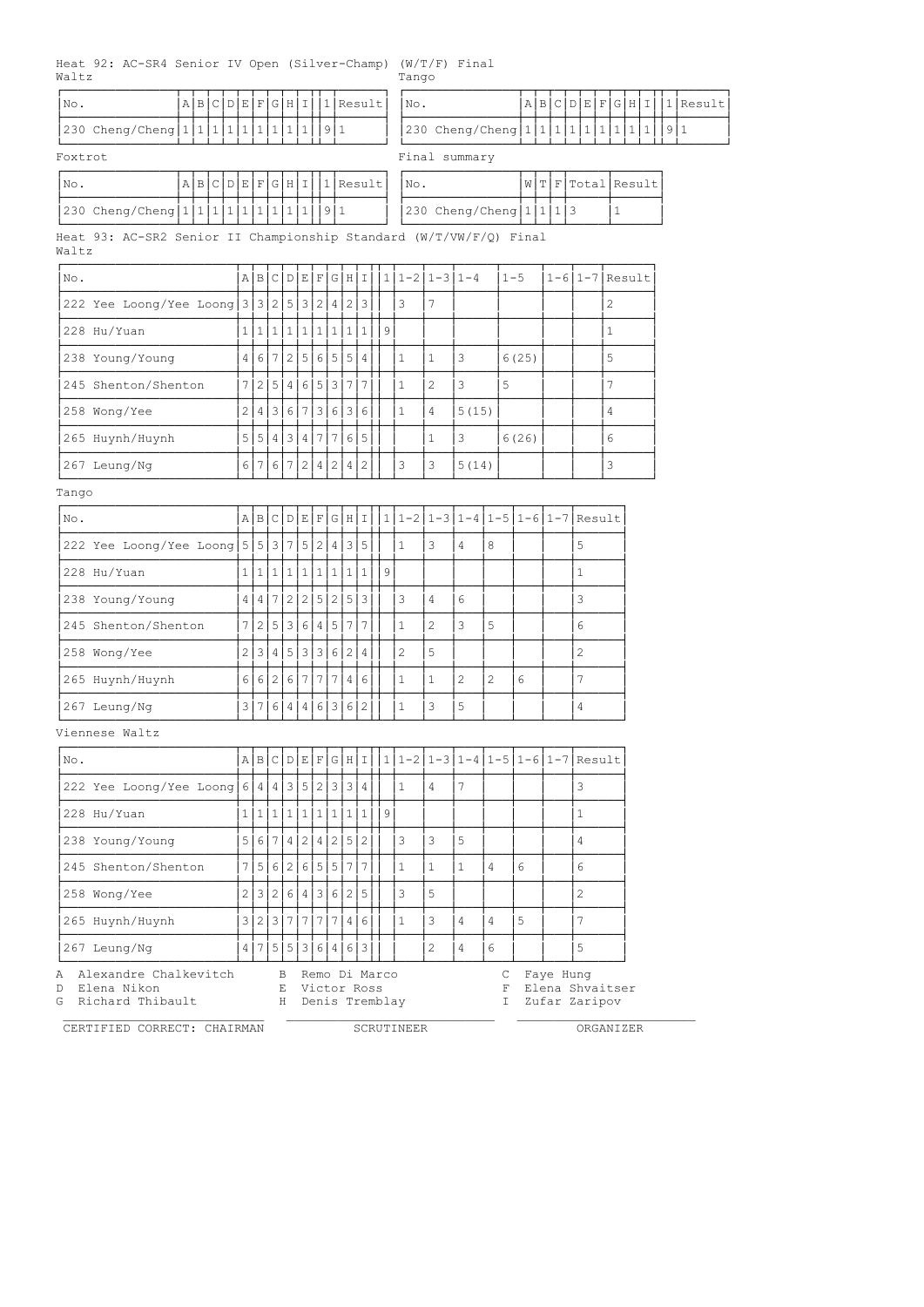Heat 92: AC-SR4 Senior IV Open (Silver-Champ) (W/T/F) Final

Waltz

| No. | A | B | C | D | E | F | G | H | I | 1 | Result |
|---|---|---|---|---|---|---|---|---|---|---|---|
| 230 Cheng/Cheng | 1 | 1 | 1 | 1 | 1 | 1 | 1 | 1 | 1 | 9 | 1 |

Tango

| No. | A | B | C | D | E | F | G | H | I | 1 | Result |
|---|---|---|---|---|---|---|---|---|---|---|---|
| 230 Cheng/Cheng | 1 | 1 | 1 | 1 | 1 | 1 | 1 | 1 | 1 | 9 | 1 |

Foxtrot

| No. | A | B | C | D | E | F | G | H | I | 1 | Result |
|---|---|---|---|---|---|---|---|---|---|---|---|
| 230 Cheng/Cheng | 1 | 1 | 1 | 1 | 1 | 1 | 1 | 1 | 1 | 9 | 1 |

Final summary

| No. | W | T | F | Total | Result |
|---|---|---|---|---|---|
| 230 Cheng/Cheng | 1 | 1 | 1 | 3 | 1 |

Heat 93: AC-SR2 Senior II Championship Standard (W/T/VW/F/Q) Final

Waltz

| No. | A | B | C | D | E | F | G | H | I | 1 | 1-2 | 1-3 | 1-4 | 1-5 | 1-6 | 1-7 | Result |
|---|---|---|---|---|---|---|---|---|---|---|---|---|---|---|---|---|---|
| 222 Yee Loong/Yee Loong | 3 | 3 | 2 | 5 | 3 | 2 | 4 | 2 | 3 | | 3 | 7 | | | | | 2 |
| 228 Hu/Yuan | 1 | 1 | 1 | 1 | 1 | 1 | 1 | 1 | 1 | 9 | | | | | | | 1 |
| 238 Young/Young | 4 | 6 | 7 | 2 | 5 | 6 | 5 | 5 | 4 | | 1 | 1 | 3 | 6(25) | | | 5 |
| 245 Shenton/Shenton | 7 | 2 | 5 | 4 | 6 | 5 | 3 | 7 | 7 | | 1 | 2 | 3 | 5 | | | 7 |
| 258 Wong/Yee | 2 | 4 | 3 | 6 | 7 | 3 | 6 | 3 | 6 | | 1 | 4 | 5(15) | | | | 4 |
| 265 Huynh/Huynh | 5 | 5 | 4 | 3 | 4 | 7 | 7 | 6 | 5 | | | 1 | 3 | 6(26) | | | 6 |
| 267 Leung/Ng | 6 | 7 | 6 | 7 | 2 | 4 | 2 | 4 | 2 | | 3 | 3 | 5(14) | | | | 3 |

Tango

| No. | A | B | C | D | E | F | G | H | I | 1 | 1-2 | 1-3 | 1-4 | 1-5 | 1-6 | 1-7 | Result |
|---|---|---|---|---|---|---|---|---|---|---|---|---|---|---|---|---|---|
| 222 Yee Loong/Yee Loong | 5 | 5 | 3 | 7 | 5 | 2 | 4 | 3 | 5 | | 1 | 3 | 4 | 8 | | | 5 |
| 228 Hu/Yuan | 1 | 1 | 1 | 1 | 1 | 1 | 1 | 1 | 1 | 9 | | | | | | | 1 |
| 238 Young/Young | 4 | 4 | 7 | 2 | 2 | 5 | 2 | 5 | 3 | | 3 | 4 | 6 | | | | 3 |
| 245 Shenton/Shenton | 7 | 2 | 5 | 3 | 6 | 4 | 5 | 7 | 7 | | 1 | 2 | 3 | 5 | | | 6 |
| 258 Wong/Yee | 2 | 3 | 4 | 5 | 3 | 3 | 6 | 2 | 4 | | 2 | 5 | | | | | 2 |
| 265 Huynh/Huynh | 6 | 6 | 2 | 6 | 7 | 7 | 7 | 4 | 6 | | 1 | 1 | 2 | 2 | 6 | | 7 |
| 267 Leung/Ng | 3 | 7 | 6 | 4 | 4 | 6 | 3 | 6 | 2 | | 1 | 3 | 5 | | | | 4 |

Viennese Waltz

| No. | A | B | C | D | E | F | G | H | I | 1 | 1-2 | 1-3 | 1-4 | 1-5 | 1-6 | 1-7 | Result |
|---|---|---|---|---|---|---|---|---|---|---|---|---|---|---|---|---|---|
| 222 Yee Loong/Yee Loong | 6 | 4 | 4 | 3 | 5 | 2 | 3 | 3 | 4 | | 1 | 4 | 7 | | | | 3 |
| 228 Hu/Yuan | 1 | 1 | 1 | 1 | 1 | 1 | 1 | 1 | 1 | 9 | | | | | | | 1 |
| 238 Young/Young | 5 | 6 | 7 | 4 | 2 | 4 | 2 | 5 | 2 | | 3 | 3 | 5 | | | | 4 |
| 245 Shenton/Shenton | 7 | 5 | 6 | 2 | 6 | 5 | 5 | 7 | 7 | | 1 | 1 | 1 | 4 | 6 | | 6 |
| 258 Wong/Yee | 2 | 3 | 2 | 6 | 4 | 3 | 6 | 2 | 5 | | 3 | 5 | | | | | 2 |
| 265 Huynh/Huynh | 3 | 2 | 3 | 7 | 7 | 7 | 7 | 4 | 6 | | 1 | 3 | 4 | 4 | 5 | | 7 |
| 267 Leung/Ng | 4 | 7 | 5 | 5 | 3 | 6 | 4 | 6 | 3 | | | 2 | 4 | 6 | | | 5 |

A Alexandre Chalkevitch B Remo Di Marco C Faye Hung
D Elena Nikon E Victor Ross F Elena Shvaitser
G Richard Thibault H Denis Tremblay I Zufar Zaripov

CERTIFIED CORRECT: CHAIRMAN SCRUTINEER ORGANIZER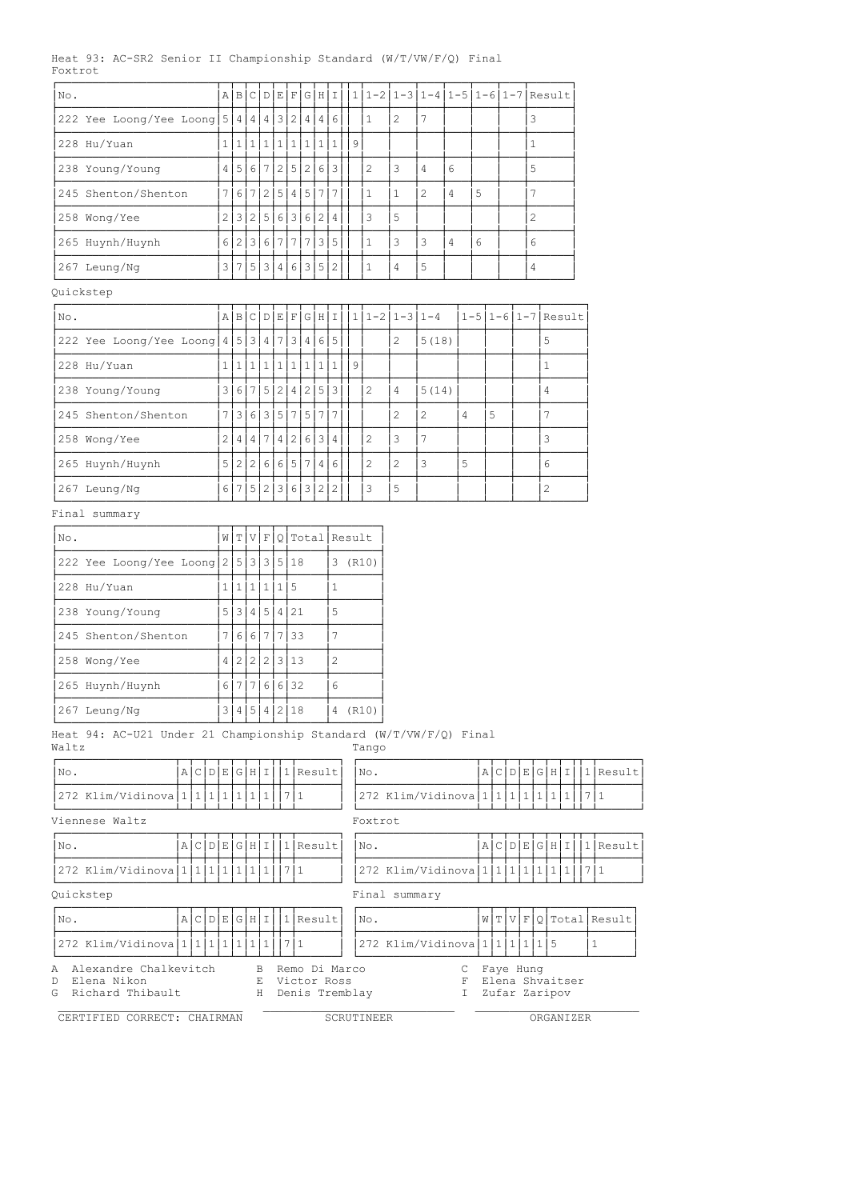Heat 93: AC-SR2 Senior II Championship Standard (W/T/VW/F/Q) Final

Foxtrot

| No. | A | B | C | D | E | F | G | H | I | 1 | 1-2 | 1-3 | 1-4 | 1-5 | 1-6 | 1-7 | Result |
|---|---|---|---|---|---|---|---|---|---|---|---|---|---|---|---|---|---|
| 222 Yee Loong/Yee Loong | 5 | 4 | 4 | 4 | 3 | 2 | 4 | 4 | 6 | | 1 | 2 | 7 | | | | 3 |
| 228 Hu/Yuan | 1 | 1 | 1 | 1 | 1 | 1 | 1 | 1 | 1 | 9 | | | | | | | 1 |
| 238 Young/Young | 4 | 5 | 6 | 7 | 2 | 5 | 2 | 6 | 3 | | 2 | 3 | 4 | 6 | | | 5 |
| 245 Shenton/Shenton | 7 | 6 | 7 | 2 | 5 | 4 | 5 | 7 | 7 | | 1 | 1 | 2 | 4 | 5 | | 7 |
| 258 Wong/Yee | 2 | 3 | 2 | 5 | 6 | 3 | 6 | 2 | 4 | | 3 | 5 | | | | | 2 |
| 265 Huynh/Huynh | 6 | 2 | 3 | 6 | 7 | 7 | 7 | 3 | 5 | | 1 | 3 | 3 | 4 | 6 | | 6 |
| 267 Leung/Ng | 3 | 7 | 5 | 3 | 4 | 6 | 3 | 5 | 2 | | 1 | 4 | 5 | | | | 4 |

Quickstep

| No. | A | B | C | D | E | F | G | H | I | 1 | 1-2 | 1-3 | 1-4 | 1-5 | 1-6 | 1-7 | Result |
|---|---|---|---|---|---|---|---|---|---|---|---|---|---|---|---|---|---|
| 222 Yee Loong/Yee Loong | 4 | 5 | 3 | 4 | 7 | 3 | 4 | 6 | 5 | | | 2 | 5(18) | | | | 5 |
| 228 Hu/Yuan | 1 | 1 | 1 | 1 | 1 | 1 | 1 | 1 | 1 | 9 | | | | | | | 1 |
| 238 Young/Young | 3 | 6 | 7 | 5 | 2 | 4 | 2 | 5 | 3 | | 2 | 4 | 5(14) | | | | 4 |
| 245 Shenton/Shenton | 7 | 3 | 6 | 3 | 5 | 7 | 5 | 7 | 7 | | | 2 | 2 | 4 | 5 | | 7 |
| 258 Wong/Yee | 2 | 4 | 4 | 7 | 4 | 2 | 6 | 3 | 4 | | 2 | 3 | 7 | | | | 3 |
| 265 Huynh/Huynh | 5 | 2 | 2 | 6 | 6 | 5 | 7 | 4 | 6 | | 2 | 2 | 3 | 5 | | | 6 |
| 267 Leung/Ng | 6 | 7 | 5 | 2 | 3 | 6 | 3 | 2 | 2 | | 3 | 5 | | | | | 2 |

Final summary

| No. | W | T | V | F | Q | Total | Result |
|---|---|---|---|---|---|---|---|
| 222 Yee Loong/Yee Loong | 2 | 5 | 3 | 3 | 5 | 18 | 3 (R10) |
| 228 Hu/Yuan | 1 | 1 | 1 | 1 | 1 | 5 | 1 |
| 238 Young/Young | 5 | 3 | 4 | 5 | 4 | 21 | 5 |
| 245 Shenton/Shenton | 7 | 6 | 6 | 7 | 7 | 33 | 7 |
| 258 Wong/Yee | 4 | 2 | 2 | 2 | 3 | 13 | 2 |
| 265 Huynh/Huynh | 6 | 7 | 7 | 6 | 6 | 32 | 6 |
| 267 Leung/Ng | 3 | 4 | 5 | 4 | 2 | 18 | 4 (R10) |

Heat 94: AC-U21 Under 21 Championship Standard (W/T/VW/F/Q) Final

Waltz

| No. | A | C | D | E | G | H | I | 1 | Result |
|---|---|---|---|---|---|---|---|---|---|
| 272 Klim/Vidinova | 1 | 1 | 1 | 1 | 1 | 1 | 1 | 7 | 1 |

Tango

| No. | A | C | D | E | G | H | I | 1 | Result |
|---|---|---|---|---|---|---|---|---|---|
| 272 Klim/Vidinova | 1 | 1 | 1 | 1 | 1 | 1 | 1 | 7 | 1 |

Viennese Waltz

| No. | A | C | D | E | G | H | I | 1 | Result |
|---|---|---|---|---|---|---|---|---|---|
| 272 Klim/Vidinova | 1 | 1 | 1 | 1 | 1 | 1 | 1 | 7 | 1 |

Foxtrot

| No. | A | C | D | E | G | H | I | 1 | Result |
|---|---|---|---|---|---|---|---|---|---|
| 272 Klim/Vidinova | 1 | 1 | 1 | 1 | 1 | 1 | 1 | 7 | 1 |

Quickstep

| No. | A | C | D | E | G | H | I | 1 | Result |
|---|---|---|---|---|---|---|---|---|---|
| 272 Klim/Vidinova | 1 | 1 | 1 | 1 | 1 | 1 | 1 | 7 | 1 |

Final summary

| No. | W | T | V | F | Q | Total | Result |
|---|---|---|---|---|---|---|---|
| 272 Klim/Vidinova | 1 | 1 | 1 | 1 | 1 | 5 | 1 |

A Alexandre Chalkevitch
B Remo Di Marco
C Faye Hung
D Elena Nikon
E Victor Ross
F Elena Shvaitser
G Richard Thibault
H Denis Tremblay
I Zufar Zaripov

CERTIFIED CORRECT: CHAIRMAN

SCRUTINEER

ORGANIZER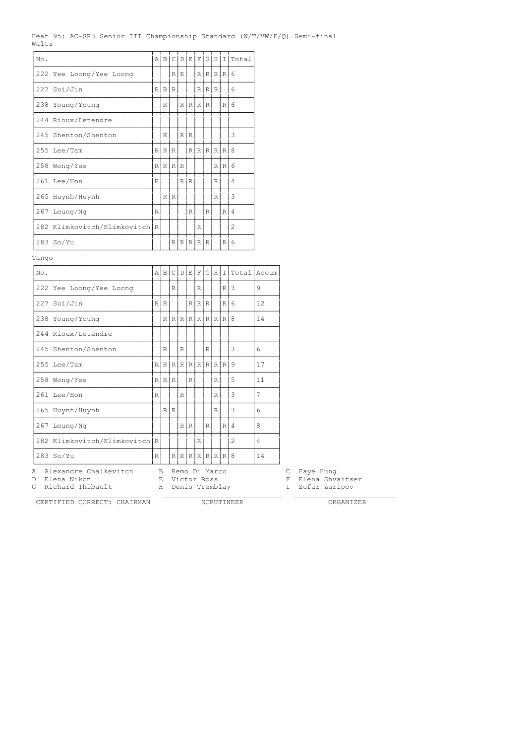Heat 95: AC-SR3 Senior III Championship Standard (W/T/VW/F/Q) Semi-final

Waltz

| No. | A | B | C | D | E | F | G | H | I | Total |
|---|---|---|---|---|---|---|---|---|---|---|
| 222 Yee Loong/Yee Loong | | | R | R | | R | R | R | R | 6 |
| 227 Sui/Jin | R | R | R | | | R | R | R | | 6 |
| 238 Young/Young | | R | | R | R | R | R | | R | 6 |
| 244 Rioux/Letendre | | | | | | | | | | |
| 245 Shenton/Shenton | | R | | R | R | | | | | 3 |
| 255 Lee/Tam | R | R | R | | R | R | R | R | R | 8 |
| 258 Wong/Yee | R | R | R | R | | | | R | R | 6 |
| 261 Lee/Hon | R | | | R | R | | | R | | 4 |
| 265 Huynh/Huynh | | R | R | | | | | R | | 3 |
| 267 Leung/Ng | R | | | | R | | R | | R | 4 |
| 282 Klimkovitch/Klimkovitch | R | | | | | R | | | | 2 |
| 283 So/Yu | | | R | R | R | R | R | | R | 6 |

Tango

| No. | A | B | C | D | E | F | G | H | I | Total | Accum |
|---|---|---|---|---|---|---|---|---|---|---|---|
| 222 Yee Loong/Yee Loong | | | R | | | R | | | R | 3 | 9 |
| 227 Sui/Jin | R | R | | | R | R | R | | R | 6 | 12 |
| 238 Young/Young | | R | R | R | R | R | R | R | R | 8 | 14 |
| 244 Rioux/Letendre | | | | | | | | | | | |
| 245 Shenton/Shenton | | R | | R | | | R | | | 3 | 6 |
| 255 Lee/Tam | R | R | R | R | R | R | R | R | R | 9 | 17 |
| 258 Wong/Yee | R | R | R | | R | | | R | | 5 | 11 |
| 261 Lee/Hon | R | | | R | | | | R | | 3 | 7 |
| 265 Huynh/Huynh | | R | R | | | | | R | | 3 | 6 |
| 267 Leung/Ng | | | | R | R | | R | | R | 4 | 8 |
| 282 Klimkovitch/Klimkovitch | R | | | | | R | | | | 2 | 4 |
| 283 So/Yu | R | | R | R | R | R | R | R | R | 8 | 14 |

A Alexandre Chalkevitch  B Remo Di Marco  C Faye Hung
D Elena Nikon  E Victor Ross  F Elena Shvaitser
G Richard Thibault  H Denis Tremblay  I Zufar Zaripov

CERTIFIED CORRECT: CHAIRMAN  SCRUTINEER  ORGANIZER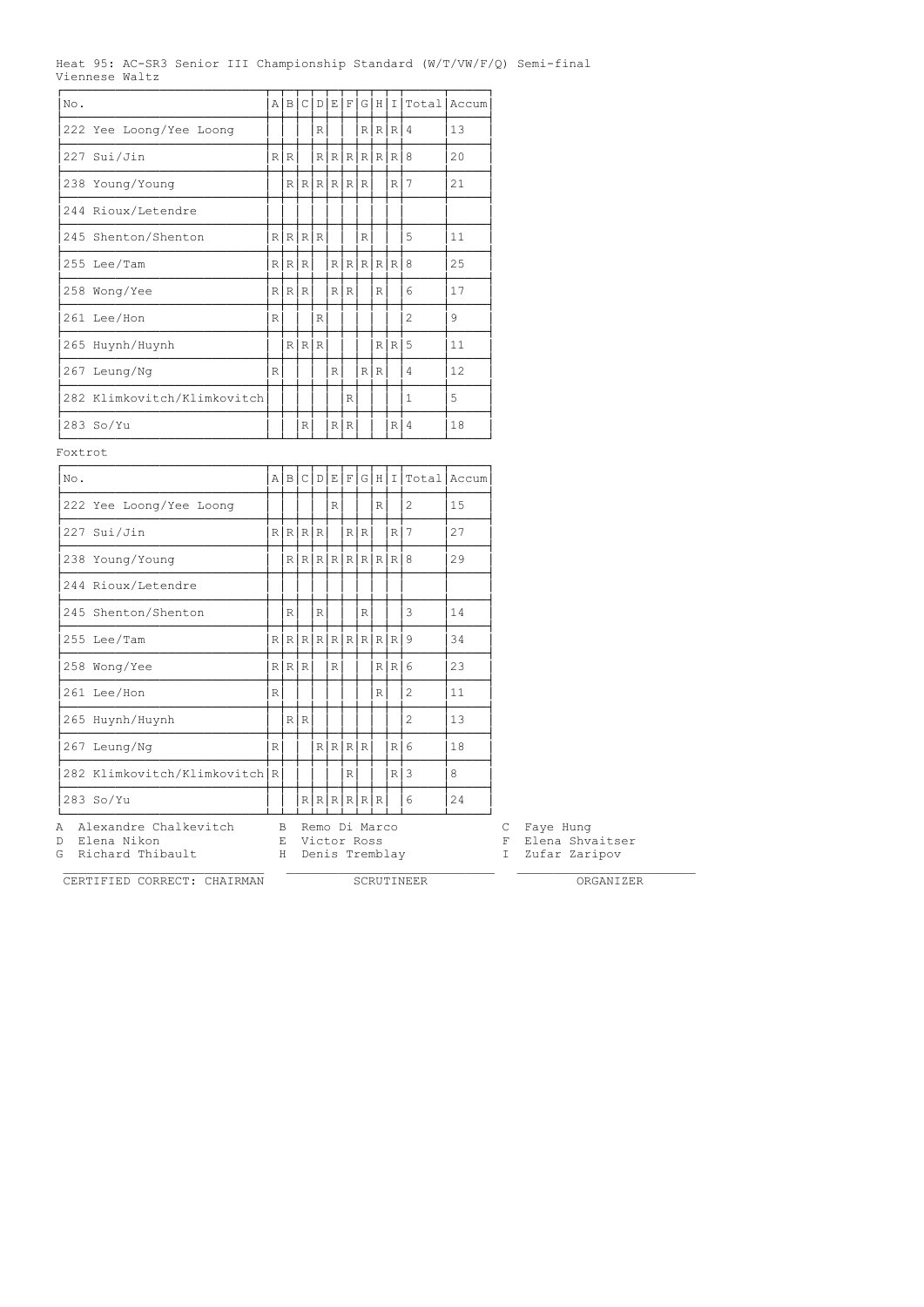Heat 95: AC-SR3 Senior III Championship Standard (W/T/VW/F/Q) Semi-final

Viennese Waltz

| No. | A | B | C | D | E | F | G | H | I | Total | Accum |
|---|---|---|---|---|---|---|---|---|---|---|---|
| 222 Yee Loong/Yee Loong | | | | R | | | R | R | R | 4 | 13 |
| 227 Sui/Jin | R | R | | R | R | R | R | R | R | 8 | 20 |
| 238 Young/Young | | R | R | R | R | R | R | | R | 7 | 21 |
| 244 Rioux/Letendre | | | | | | | | | | | |
| 245 Shenton/Shenton | R | R | R | R | | | R | | | 5 | 11 |
| 255 Lee/Tam | R | R | R | | R | R | R | R | R | 8 | 25 |
| 258 Wong/Yee | R | R | R | | R | R | | R | | 6 | 17 |
| 261 Lee/Hon | R | | | R | | | | | | 2 | 9 |
| 265 Huynh/Huynh | | R | R | R | | | | R | R | 5 | 11 |
| 267 Leung/Ng | R | | | | R | | R | R | | 4 | 12 |
| 282 Klimkovitch/Klimkovitch | | | | | | R | | | | 1 | 5 |
| 283 So/Yu | | | R | | R | R | | | R | 4 | 18 |

Foxtrot

| No. | A | B | C | D | E | F | G | H | I | Total | Accum |
|---|---|---|---|---|---|---|---|---|---|---|---|
| 222 Yee Loong/Yee Loong | | | | | R | | | R | | 2 | 15 |
| 227 Sui/Jin | R | R | R | R | | R | R | | R | 7 | 27 |
| 238 Young/Young | | R | R | R | R | R | R | R | R | 8 | 29 |
| 244 Rioux/Letendre | | | | | | | | | | | |
| 245 Shenton/Shenton | | R | | R | | | R | | | 3 | 14 |
| 255 Lee/Tam | R | R | R | R | R | R | R | R | R | 9 | 34 |
| 258 Wong/Yee | R | R | R | | R | | | R | R | 6 | 23 |
| 261 Lee/Hon | R | | | | | | | R | | 2 | 11 |
| 265 Huynh/Huynh | | R | R | | | | | | | 2 | 13 |
| 267 Leung/Ng | R | | | R | R | R | R | | R | 6 | 18 |
| 282 Klimkovitch/Klimkovitch | R | | | | | R | | | R | 3 | 8 |
| 283 So/Yu | | | R | R | R | R | R | R | | 6 | 24 |

A Alexandre Chalkevitch B Remo Di Marco C Faye Hung
D Elena Nikon E Victor Ross F Elena Shvaitser
G Richard Thibault H Denis Tremblay I Zufar Zaripov

CERTIFIED CORRECT: CHAIRMAN _______________ SCRUTINEER _______________ ORGANIZER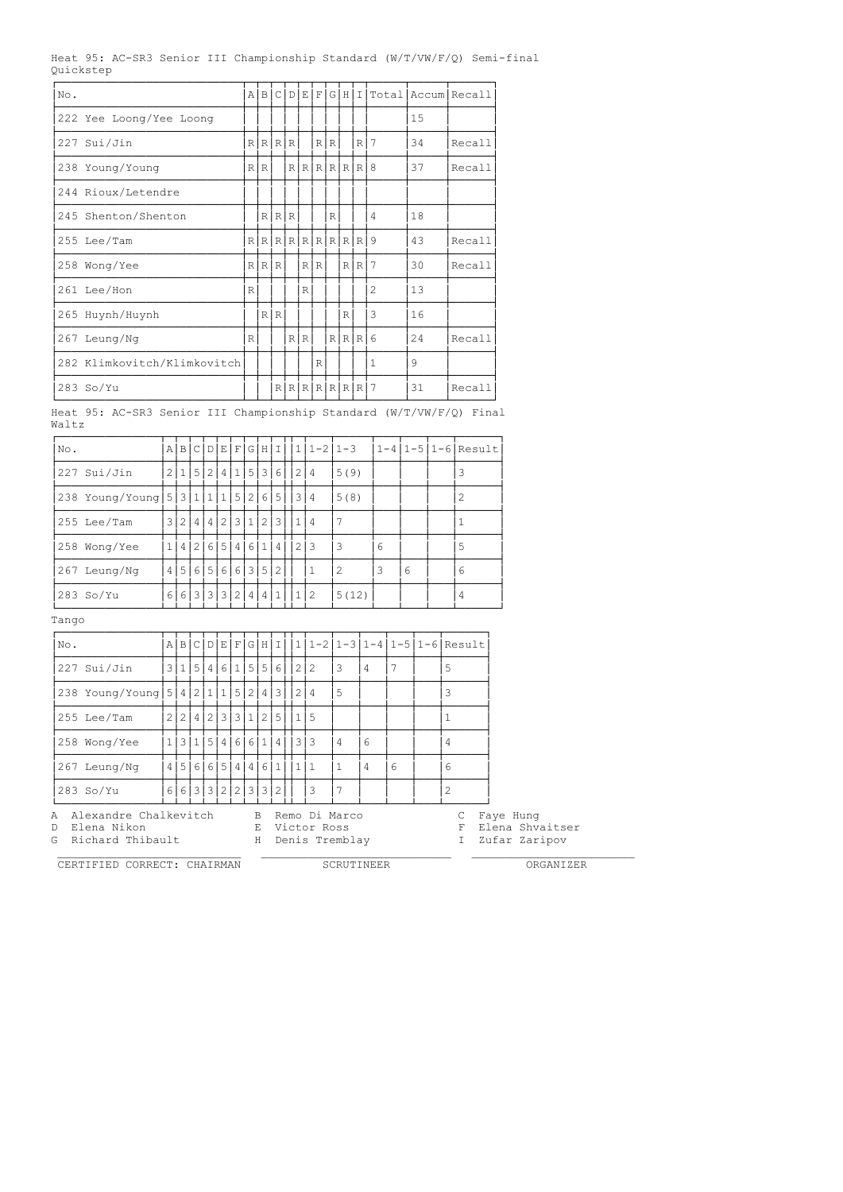Heat 95: AC-SR3 Senior III Championship Standard (W/T/VW/F/Q) Semi-final

Quickstep

| No. | A | B | C | D | E | F | G | H | I | Total | Accum | Recall |
|---|---|---|---|---|---|---|---|---|---|---|---|---|
| 222 Yee Loong/Yee Loong | | | | | | | | | | | 15 | |
| 227 Sui/Jin | R | R | R | R | | R | R | | R | 7 | 34 | Recall |
| 238 Young/Young | R | R | | R | R | R | R | R | R | 8 | 37 | Recall |
| 244 Rioux/Letendre | | | | | | | | | | | | |
| 245 Shenton/Shenton | | R | R | R | | | R | | | 4 | 18 | |
| 255 Lee/Tam | R | R | R | R | R | R | R | R | R | 9 | 43 | Recall |
| 258 Wong/Yee | R | R | R | | R | R | | R | R | 7 | 30 | Recall |
| 261 Lee/Hon | R | | | | R | | | | | 2 | 13 | |
| 265 Huynh/Huynh | | R | R | | | | | R | | 3 | 16 | |
| 267 Leung/Ng | R | | | R | R | | R | R | R | 6 | 24 | Recall |
| 282 Klimkovitch/Klimkovitch | | | | | | R | | | | 1 | 9 | |
| 283 So/Yu | | | R | R | R | R | R | R | R | 7 | 31 | Recall |

Heat 95: AC-SR3 Senior III Championship Standard (W/T/VW/F/Q) Final

Waltz

| No. | A | B | C | D | E | F | G | H | I | 1 | 1-2 | 1-3 | 1-4 | 1-5 | 1-6 | Result |
|---|---|---|---|---|---|---|---|---|---|---|---|---|---|---|---|---|
| 227 Sui/Jin | 2 | 1 | 5 | 2 | 4 | 1 | 5 | 3 | 6 | 2 | 4 | 5(9) | | | | 3 |
| 238 Young/Young | 5 | 3 | 1 | 1 | 1 | 5 | 2 | 6 | 5 | 3 | 4 | 5(8) | | | | 2 |
| 255 Lee/Tam | 3 | 2 | 4 | 4 | 2 | 3 | 1 | 2 | 3 | 1 | 4 | 7 | | | | 1 |
| 258 Wong/Yee | 1 | 4 | 2 | 6 | 5 | 4 | 6 | 1 | 4 | 2 | 3 | 3 | 6 | | | 5 |
| 267 Leung/Ng | 4 | 5 | 6 | 5 | 6 | 6 | 3 | 5 | 2 | | 1 | 2 | 3 | 6 | | 6 |
| 283 So/Yu | 6 | 6 | 3 | 3 | 3 | 2 | 4 | 4 | 1 | 1 | 2 | 5(12) | | | | 4 |

Tango

| No. | A | B | C | D | E | F | G | H | I | 1 | 1-2 | 1-3 | 1-4 | 1-5 | 1-6 | Result |
|---|---|---|---|---|---|---|---|---|---|---|---|---|---|---|---|---|
| 227 Sui/Jin | 3 | 1 | 5 | 4 | 6 | 1 | 5 | 5 | 6 | 2 | 2 | 3 | 4 | 7 | | 5 |
| 238 Young/Young | 5 | 4 | 2 | 1 | 1 | 5 | 2 | 4 | 3 | 2 | 4 | 5 | | | | 3 |
| 255 Lee/Tam | 2 | 2 | 4 | 2 | 3 | 3 | 1 | 2 | 5 | 1 | 5 | | | | | 1 |
| 258 Wong/Yee | 1 | 3 | 1 | 5 | 4 | 6 | 6 | 1 | 4 | 3 | 3 | 4 | 6 | | | 4 |
| 267 Leung/Ng | 4 | 5 | 6 | 6 | 5 | 4 | 4 | 6 | 1 | 1 | 1 | 1 | 4 | 6 | | 6 |
| 283 So/Yu | 6 | 6 | 3 | 3 | 2 | 2 | 3 | 3 | 2 | | 3 | 7 | | | | 2 |

A Alexandre Chalkevitch B Remo Di Marco C Faye Hung
D Elena Nikon E Victor Ross F Elena Shvaitser
G Richard Thibault H Denis Tremblay I Zufar Zaripov

CERTIFIED CORRECT: CHAIRMAN SCRUTINEER ORGANIZER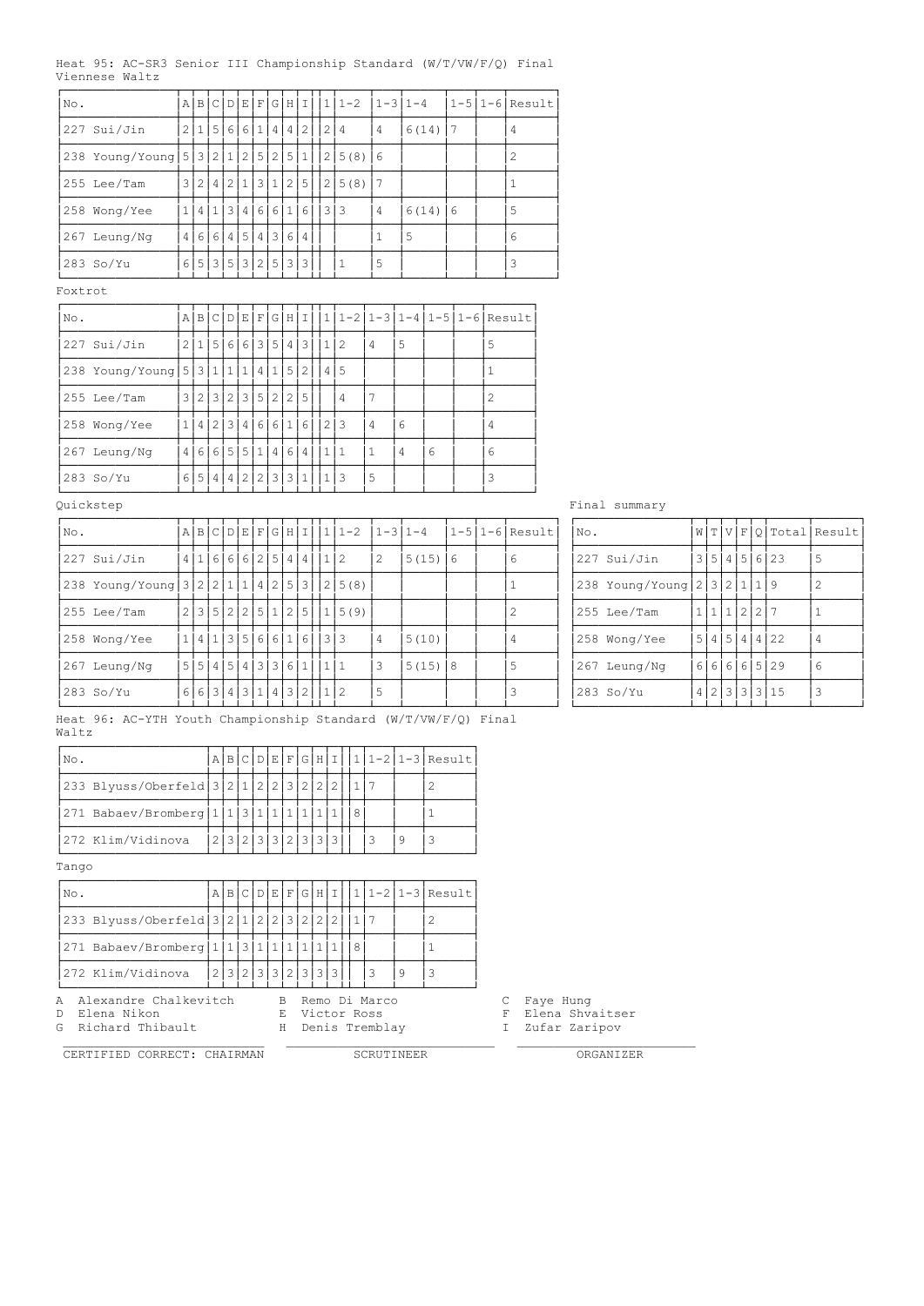Heat 95: AC-SR3 Senior III Championship Standard (W/T/VW/F/Q) Final

Viennese Waltz

| No. | A | B | C | D | E | F | G | H | I | 1 | 1-2 | 1-3 | 1-4 | 1-5 | 1-6 | Result |
|---|---|---|---|---|---|---|---|---|---|---|---|---|---|---|---|---|
| 227 Sui/Jin | 2 | 1 | 5 | 6 | 6 | 1 | 4 | 4 | 2 | 2 | 4 | 4 | 6(14) | 7 | | 4 |
| 238 Young/Young | 5 | 3 | 2 | 1 | 2 | 5 | 2 | 5 | 1 | 2 | 5(8) | 6 | | | | 2 |
| 255 Lee/Tam | 3 | 2 | 4 | 2 | 1 | 3 | 1 | 2 | 5 | 2 | 5(8) | 7 | | | | 1 |
| 258 Wong/Yee | 1 | 4 | 1 | 3 | 4 | 6 | 6 | 1 | 6 | 3 | 3 | 4 | 6(14) | 6 | | 5 |
| 267 Leung/Ng | 4 | 6 | 6 | 4 | 5 | 4 | 3 | 6 | 4 | | | 1 | 5 | | | 6 |
| 283 So/Yu | 6 | 5 | 3 | 5 | 3 | 2 | 5 | 3 | 3 | | 1 | 5 | | | | 3 |

Foxtrot

| No. | A | B | C | D | E | F | G | H | I | 1 | 1-2 | 1-3 | 1-4 | 1-5 | 1-6 | Result |
|---|---|---|---|---|---|---|---|---|---|---|---|---|---|---|---|---|
| 227 Sui/Jin | 2 | 1 | 5 | 6 | 6 | 3 | 5 | 4 | 3 | 1 | 2 | 4 | 5 | | | 5 |
| 238 Young/Young | 5 | 3 | 1 | 1 | 1 | 4 | 1 | 5 | 2 | 4 | 5 | | | | | 1 |
| 255 Lee/Tam | 3 | 2 | 3 | 2 | 3 | 5 | 2 | 2 | 5 | | 4 | 7 | | | | 2 |
| 258 Wong/Yee | 1 | 4 | 2 | 3 | 4 | 6 | 6 | 1 | 6 | 2 | 3 | 4 | 6 | | | 4 |
| 267 Leung/Ng | 4 | 6 | 6 | 5 | 5 | 1 | 4 | 6 | 4 | 1 | 1 | 1 | 4 | 6 | | 6 |
| 283 So/Yu | 6 | 5 | 4 | 4 | 2 | 2 | 3 | 3 | 1 | 1 | 3 | 5 | | | | 3 |

Quickstep

| No. | A | B | C | D | E | F | G | H | I | 1 | 1-2 | 1-3 | 1-4 | 1-5 | 1-6 | Result |
|---|---|---|---|---|---|---|---|---|---|---|---|---|---|---|---|---|
| 227 Sui/Jin | 4 | 1 | 6 | 6 | 6 | 2 | 5 | 4 | 4 | 1 | 2 | 2 | 5(15) | 6 | | 6 |
| 238 Young/Young | 3 | 2 | 2 | 1 | 1 | 4 | 2 | 5 | 3 | 2 | 5(8) | | | | | 1 |
| 255 Lee/Tam | 2 | 3 | 5 | 2 | 2 | 5 | 1 | 2 | 5 | 1 | 5(9) | | | | | 2 |
| 258 Wong/Yee | 1 | 4 | 1 | 3 | 5 | 6 | 6 | 1 | 6 | 3 | 3 | 4 | 5(10) | | | 4 |
| 267 Leung/Ng | 5 | 5 | 4 | 5 | 4 | 3 | 3 | 6 | 1 | 1 | 1 | 3 | 5(15) | 8 | | 5 |
| 283 So/Yu | 6 | 6 | 3 | 4 | 3 | 1 | 4 | 3 | 2 | 1 | 2 | 5 | | | | 3 |

Final summary

| No. | W | T | V | F | Q | Total | Result |
|---|---|---|---|---|---|---|---|
| 227 Sui/Jin | 3 | 5 | 4 | 5 | 6 | 23 | 5 |
| 238 Young/Young | 2 | 3 | 2 | 1 | 1 | 9 | 2 |
| 255 Lee/Tam | 1 | 1 | 1 | 2 | 2 | 7 | 1 |
| 258 Wong/Yee | 5 | 4 | 5 | 4 | 4 | 22 | 4 |
| 267 Leung/Ng | 6 | 6 | 6 | 6 | 5 | 29 | 6 |
| 283 So/Yu | 4 | 2 | 3 | 3 | 3 | 15 | 3 |

Heat 96: AC-YTH Youth Championship Standard (W/T/VW/F/Q) Final

Waltz

| No. | A | B | C | D | E | F | G | H | I | 1 | 1-2 | 1-3 | Result |
|---|---|---|---|---|---|---|---|---|---|---|---|---|---|
| 233 Blyuss/Oberfeld | 3 | 2 | 1 | 2 | 2 | 3 | 2 | 2 | 2 | 1 | 7 | | 2 |
| 271 Babaev/Bromberg | 1 | 1 | 3 | 1 | 1 | 1 | 1 | 1 | 1 | 8 | | | 1 |
| 272 Klim/Vidinova | 2 | 3 | 2 | 3 | 3 | 2 | 3 | 3 | 3 | | 3 | 9 | 3 |

Tango

| No. | A | B | C | D | E | F | G | H | I | 1 | 1-2 | 1-3 | Result |
|---|---|---|---|---|---|---|---|---|---|---|---|---|---|
| 233 Blyuss/Oberfeld | 3 | 2 | 1 | 2 | 2 | 3 | 2 | 2 | 2 | 1 | 7 | | 2 |
| 271 Babaev/Bromberg | 1 | 1 | 3 | 1 | 1 | 1 | 1 | 1 | 1 | 8 | | | 1 |
| 272 Klim/Vidinova | 2 | 3 | 2 | 3 | 3 | 2 | 3 | 3 | 3 | | 3 | 9 | 3 |

A Alexandre Chalkevitch
B Remo Di Marco
C Faye Hung
D Elena Nikon
E Victor Ross
F Elena Shvaitser
G Richard Thibault
H Denis Tremblay
I Zufar Zaripov

CERTIFIED CORRECT: CHAIRMAN    SCRUTINEER    ORGANIZER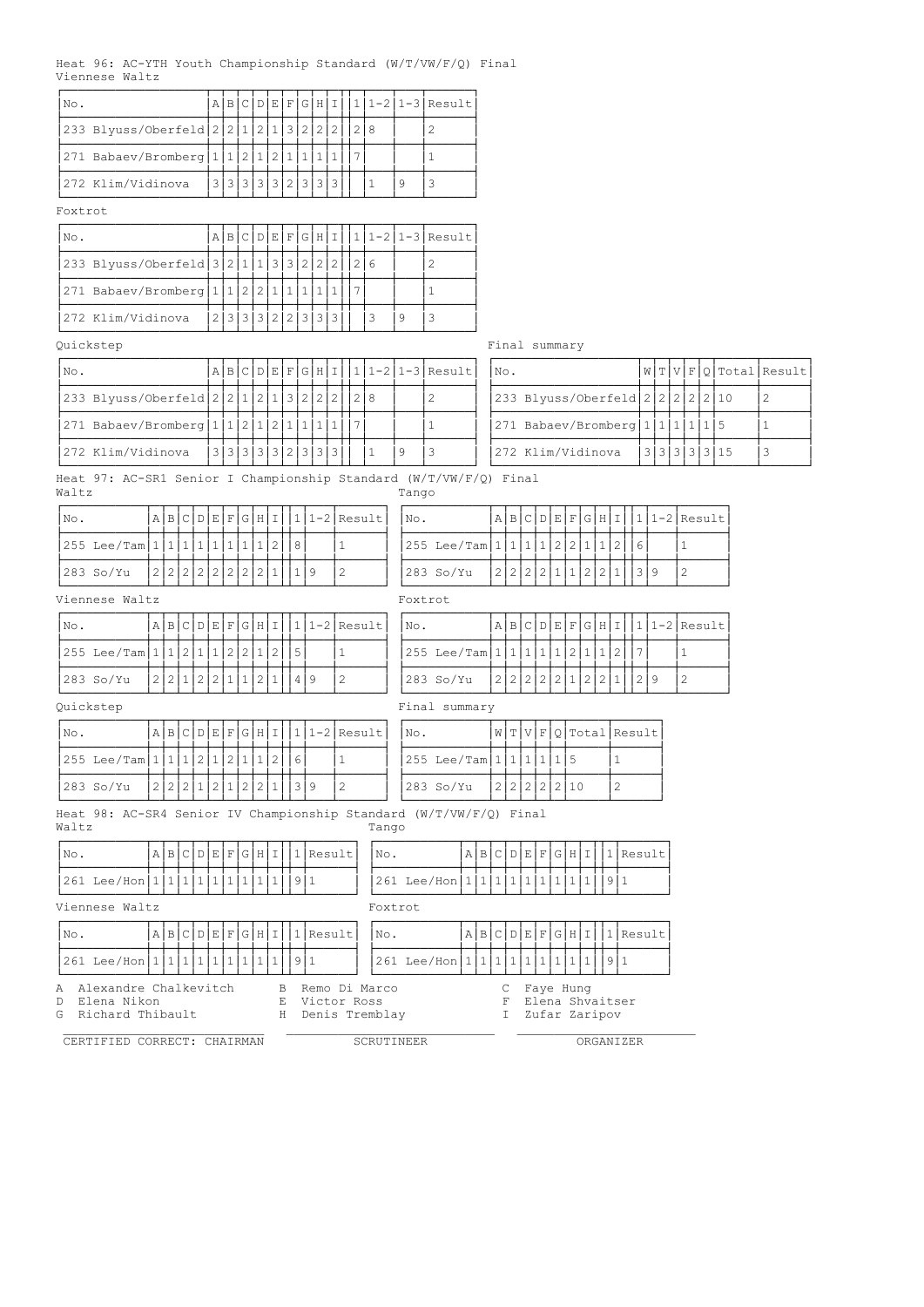Heat 96: AC-YTH Youth Championship Standard (W/T/VW/F/Q) Final

Viennese Waltz

| No. | A | B | C | D | E | F | G | H | I | 1 | 1-2 | 1-3 | Result |
|---|---|---|---|---|---|---|---|---|---|---|---|---|---|
| 233 Blyuss/Oberfeld | 2 | 2 | 1 | 2 | 1 | 3 | 2 | 2 | 2 | 2 | 8 | | 2 |
| 271 Babaev/Bromberg | 1 | 1 | 2 | 1 | 2 | 1 | 1 | 1 | 1 | 7 | | | 1 |
| 272 Klim/Vidinova | 3 | 3 | 3 | 3 | 3 | 2 | 3 | 3 | 3 | | 1 | 9 | 3 |

Foxtrot

| No. | A | B | C | D | E | F | G | H | I | 1 | 1-2 | 1-3 | Result |
|---|---|---|---|---|---|---|---|---|---|---|---|---|---|
| 233 Blyuss/Oberfeld | 3 | 2 | 1 | 1 | 3 | 3 | 2 | 2 | 2 | 2 | 6 | | 2 |
| 271 Babaev/Bromberg | 1 | 1 | 2 | 2 | 1 | 1 | 1 | 1 | 1 | 7 | | | 1 |
| 272 Klim/Vidinova | 2 | 3 | 3 | 3 | 2 | 2 | 3 | 3 | 3 | | 3 | 9 | 3 |

Quickstep

| No. | A | B | C | D | E | F | G | H | I | 1 | 1-2 | 1-3 | Result |
|---|---|---|---|---|---|---|---|---|---|---|---|---|---|
| 233 Blyuss/Oberfeld | 2 | 2 | 1 | 2 | 1 | 3 | 2 | 2 | 2 | 2 | 8 | | 2 |
| 271 Babaev/Bromberg | 1 | 1 | 2 | 1 | 2 | 1 | 1 | 1 | 1 | 7 | | | 1 |
| 272 Klim/Vidinova | 3 | 3 | 3 | 3 | 3 | 2 | 3 | 3 | 3 | | 1 | 9 | 3 |

Final summary

| No. | W | T | V | F | Q | Total | Result |
|---|---|---|---|---|---|---|---|
| 233 Blyuss/Oberfeld | 2 | 2 | 2 | 2 | 2 | 10 | 2 |
| 271 Babaev/Bromberg | 1 | 1 | 1 | 1 | 1 | 5 | 1 |
| 272 Klim/Vidinova | 3 | 3 | 3 | 3 | 3 | 15 | 3 |

Heat 97: AC-SR1 Senior I Championship Standard (W/T/VW/F/Q) Final

Waltz

| No. | A | B | C | D | E | F | G | H | I | 1 | 1-2 | Result |
|---|---|---|---|---|---|---|---|---|---|---|---|---|
| 255 Lee/Tam | 1 | 1 | 1 | 1 | 1 | 1 | 1 | 1 | 2 | 8 | | 1 |
| 283 So/Yu | 2 | 2 | 2 | 2 | 2 | 2 | 2 | 2 | 1 | 1 | 9 | 2 |

Tango

| No. | A | B | C | D | E | F | G | H | I | 1 | 1-2 | Result |
|---|---|---|---|---|---|---|---|---|---|---|---|---|
| 255 Lee/Tam | 1 | 1 | 1 | 1 | 2 | 2 | 1 | 1 | 2 | 6 | | 1 |
| 283 So/Yu | 2 | 2 | 2 | 2 | 1 | 1 | 2 | 2 | 1 | 3 | 9 | 2 |

Viennese Waltz

| No. | A | B | C | D | E | F | G | H | I | 1 | 1-2 | Result |
|---|---|---|---|---|---|---|---|---|---|---|---|---|
| 255 Lee/Tam | 1 | 1 | 2 | 1 | 1 | 2 | 2 | 1 | 2 | 5 | | 1 |
| 283 So/Yu | 2 | 2 | 1 | 2 | 2 | 1 | 1 | 2 | 1 | 4 | 9 | 2 |

Foxtrot

| No. | A | B | C | D | E | F | G | H | I | 1 | 1-2 | Result |
|---|---|---|---|---|---|---|---|---|---|---|---|---|
| 255 Lee/Tam | 1 | 1 | 1 | 1 | 1 | 2 | 1 | 1 | 2 | 7 | | 1 |
| 283 So/Yu | 2 | 2 | 2 | 2 | 2 | 1 | 2 | 2 | 1 | 2 | 9 | 2 |

Quickstep

| No. | A | B | C | D | E | F | G | H | I | 1 | 1-2 | Result |
|---|---|---|---|---|---|---|---|---|---|---|---|---|
| 255 Lee/Tam | 1 | 1 | 1 | 2 | 1 | 2 | 1 | 1 | 2 | 6 | | 1 |
| 283 So/Yu | 2 | 2 | 2 | 1 | 2 | 1 | 2 | 2 | 1 | 3 | 9 | 2 |

Final summary

| No. | W | T | V | F | Q | Total | Result |
|---|---|---|---|---|---|---|---|
| 255 Lee/Tam | 1 | 1 | 1 | 1 | 1 | 5 | 1 |
| 283 So/Yu | 2 | 2 | 2 | 2 | 2 | 10 | 2 |

Heat 98: AC-SR4 Senior IV Championship Standard (W/T/VW/F/Q) Final

Waltz

| No. | A | B | C | D | E | F | G | H | I | 1 | Result |
|---|---|---|---|---|---|---|---|---|---|---|---|
| 261 Lee/Hon | 1 | 1 | 1 | 1 | 1 | 1 | 1 | 1 | 1 | 9 | 1 |

Tango

| No. | A | B | C | D | E | F | G | H | I | 1 | Result |
|---|---|---|---|---|---|---|---|---|---|---|---|
| 261 Lee/Hon | 1 | 1 | 1 | 1 | 1 | 1 | 1 | 1 | 1 | 9 | 1 |

Viennese Waltz

| No. | A | B | C | D | E | F | G | H | I | 1 | Result |
|---|---|---|---|---|---|---|---|---|---|---|---|
| 261 Lee/Hon | 1 | 1 | 1 | 1 | 1 | 1 | 1 | 1 | 1 | 9 | 1 |

Foxtrot

| No. | A | B | C | D | E | F | G | H | I | 1 | Result |
|---|---|---|---|---|---|---|---|---|---|---|---|
| 261 Lee/Hon | 1 | 1 | 1 | 1 | 1 | 1 | 1 | 1 | 1 | 9 | 1 |

A Alexandre Chalkevitch
B Remo Di Marco
C Faye Hung
D Elena Nikon
E Victor Ross
F Elena Shvaitser
G Richard Thibault
H Denis Tremblay
I Zufar Zaripov

CERTIFIED CORRECT: CHAIRMAN ____________ SCRUTINEER ____________ ORGANIZER ____________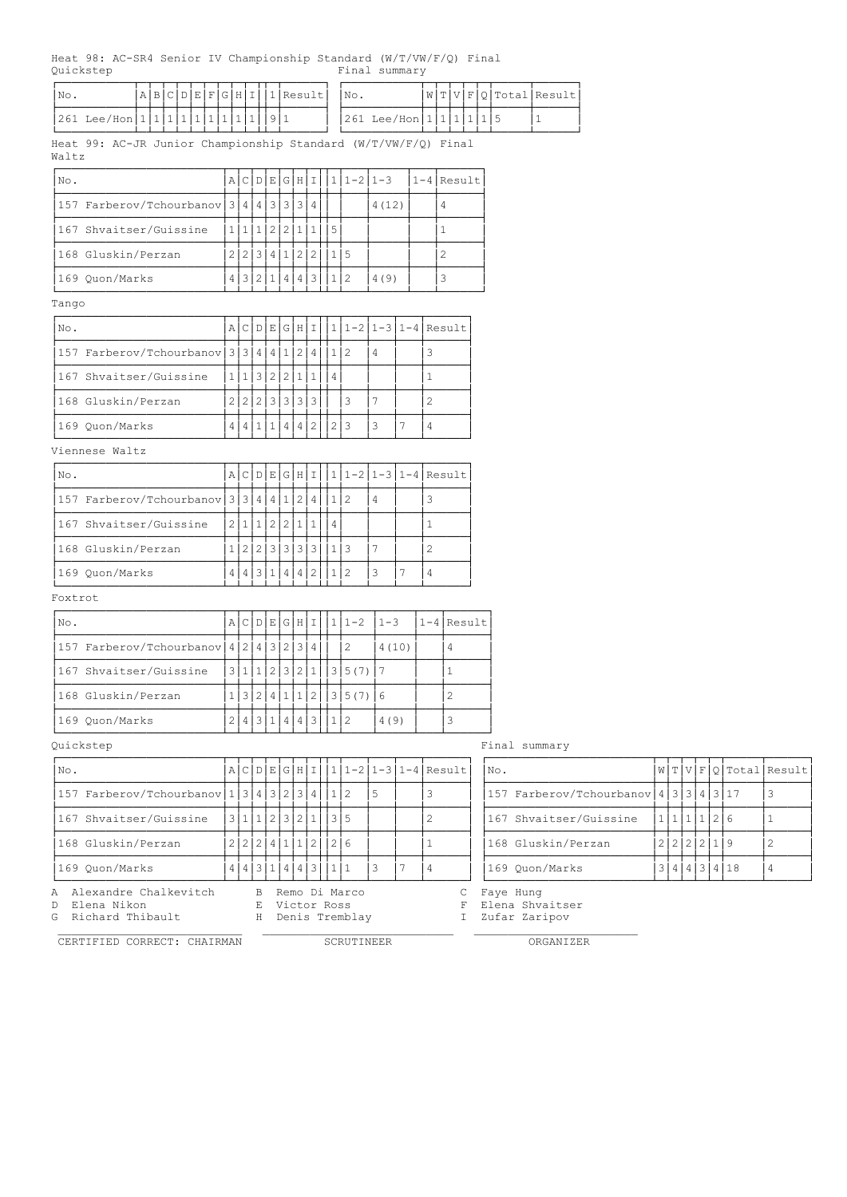Heat 98: AC-SR4 Senior IV Championship Standard (W/T/VW/F/Q) Final

Quickstep

| No. | A | B | C | D | E | F | G | H | I | 1 | Result |
|---|---|---|---|---|---|---|---|---|---|---|---|
| 261 Lee/Hon | 1 | 1 | 1 | 1 | 1 | 1 | 1 | 1 | 1 | 9 | 1 |

Final summary

| No. | W | T | V | F | Q | Total | Result |
|---|---|---|---|---|---|---|---|
| 261 Lee/Hon | 1 | 1 | 1 | 1 | 1 | 5 | 1 |

Heat 99: AC-JR Junior Championship Standard (W/T/VW/F/Q) Final

Waltz

| No. | A | C | D | E | G | H | I | 1 | 1-2 | 1-3 | 1-4 | Result |
|---|---|---|---|---|---|---|---|---|---|---|---|---|
| 157 Farberov/Tchourbanov | 3 | 4 | 4 | 3 | 3 | 3 | 4 | | | 4(12) | | 4 |
| 167 Shvaitser/Guissine | 1 | 1 | 1 | 2 | 2 | 1 | 1 | 5 | | | | 1 |
| 168 Gluskin/Perzan | 2 | 2 | 3 | 4 | 1 | 2 | 2 | 1 | 5 | | | 2 |
| 169 Quon/Marks | 4 | 3 | 2 | 1 | 4 | 4 | 3 | 1 | 2 | 4(9) | | 3 |

Tango

| No. | A | C | D | E | G | H | I | 1 | 1-2 | 1-3 | 1-4 | Result |
|---|---|---|---|---|---|---|---|---|---|---|---|---|
| 157 Farberov/Tchourbanov | 3 | 3 | 4 | 4 | 1 | 2 | 4 | 1 | 2 | 4 | | 3 |
| 167 Shvaitser/Guissine | 1 | 1 | 3 | 2 | 2 | 1 | 1 | 4 | | | | 1 |
| 168 Gluskin/Perzan | 2 | 2 | 2 | 3 | 3 | 3 | 3 | | 3 | 7 | | 2 |
| 169 Quon/Marks | 4 | 4 | 1 | 1 | 4 | 4 | 2 | 2 | 3 | 3 | 7 | 4 |

Viennese Waltz

| No. | A | C | D | E | G | H | I | 1 | 1-2 | 1-3 | 1-4 | Result |
|---|---|---|---|---|---|---|---|---|---|---|---|---|
| 157 Farberov/Tchourbanov | 3 | 3 | 4 | 4 | 1 | 2 | 4 | 1 | 2 | 4 | | 3 |
| 167 Shvaitser/Guissine | 2 | 1 | 1 | 2 | 2 | 1 | 1 | 4 | | | | 1 |
| 168 Gluskin/Perzan | 1 | 2 | 2 | 3 | 3 | 3 | 3 | 1 | 3 | 7 | | 2 |
| 169 Quon/Marks | 4 | 4 | 3 | 1 | 4 | 4 | 2 | 1 | 2 | 3 | 7 | 4 |

Foxtrot

| No. | A | C | D | E | G | H | I | 1 | 1-2 | 1-3 | 1-4 | Result |
|---|---|---|---|---|---|---|---|---|---|---|---|---|
| 157 Farberov/Tchourbanov | 4 | 2 | 4 | 3 | 2 | 3 | 4 | | 2 | 4(10) | | 4 |
| 167 Shvaitser/Guissine | 3 | 1 | 1 | 2 | 3 | 2 | 1 | 3 | 5(7) | 7 | | 1 |
| 168 Gluskin/Perzan | 1 | 3 | 2 | 4 | 1 | 1 | 2 | 3 | 5(7) | 6 | | 2 |
| 169 Quon/Marks | 2 | 4 | 3 | 1 | 4 | 4 | 3 | 1 | 2 | 4(9) | | 3 |

Quickstep

| No. | A | C | D | E | G | H | I | 1 | 1-2 | 1-3 | 1-4 | Result |
|---|---|---|---|---|---|---|---|---|---|---|---|---|
| 157 Farberov/Tchourbanov | 1 | 3 | 4 | 3 | 2 | 3 | 4 | 1 | 2 | 5 | | 3 |
| 167 Shvaitser/Guissine | 3 | 1 | 1 | 2 | 3 | 2 | 1 | 3 | 5 | | | 2 |
| 168 Gluskin/Perzan | 2 | 2 | 2 | 4 | 1 | 1 | 2 | 2 | 6 | | | 1 |
| 169 Quon/Marks | 4 | 4 | 3 | 1 | 4 | 4 | 3 | 1 | 1 | 3 | 7 | 4 |

Final summary

| No. | W | T | V | F | Q | Total | Result |
|---|---|---|---|---|---|---|---|
| 157 Farberov/Tchourbanov | 4 | 3 | 3 | 4 | 3 | 17 | 3 |
| 167 Shvaitser/Guissine | 1 | 1 | 1 | 1 | 2 | 6 | 1 |
| 168 Gluskin/Perzan | 2 | 2 | 2 | 2 | 1 | 9 | 2 |
| 169 Quon/Marks | 3 | 4 | 4 | 3 | 4 | 18 | 4 |

A Alexandre Chalkevitch  B Remo Di Marco  C Faye Hung
D Elena Nikon  E Victor Ross  F Elena Shvaitser
G Richard Thibault  H Denis Tremblay  I Zufar Zaripov

CERTIFIED CORRECT: CHAIRMAN  SCRUTINEER  ORGANIZER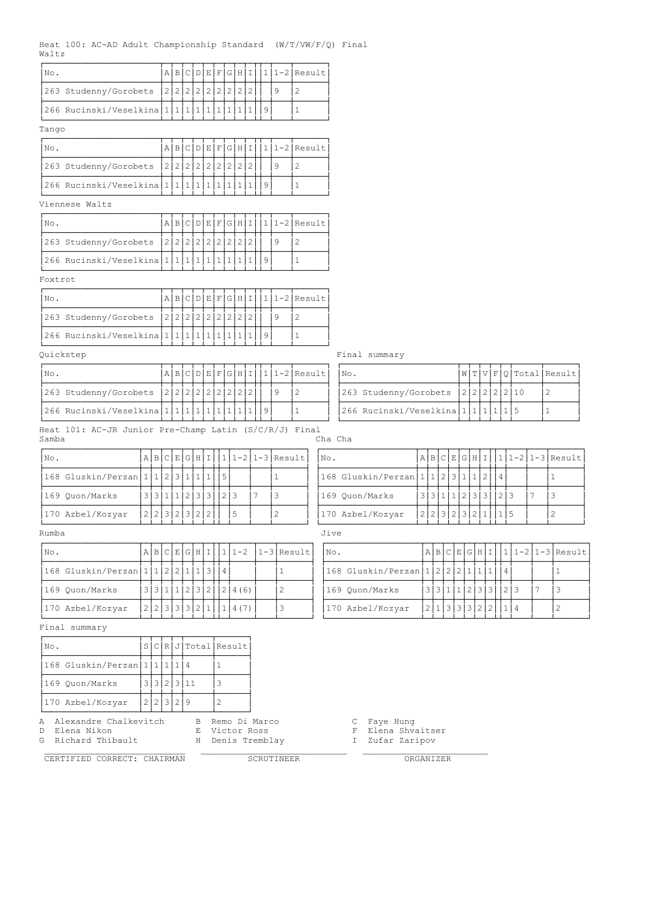Heat 100: AC-AD Adult Championship Standard (W/T/VW/F/Q) Final

Waltz

| No. | A | B | C | D | E | F | G | H | I | 1 | 1-2 | Result |
|---|---|---|---|---|---|---|---|---|---|---|---|---|
| 263 Studenny/Gorobets | 2 | 2 | 2 | 2 | 2 | 2 | 2 | 2 | 2 | | 9 | 2 |
| 266 Rucinski/Veselkina | 1 | 1 | 1 | 1 | 1 | 1 | 1 | 1 | 1 | 9 | | 1 |

Tango

| No. | A | B | C | D | E | F | G | H | I | 1 | 1-2 | Result |
|---|---|---|---|---|---|---|---|---|---|---|---|---|
| 263 Studenny/Gorobets | 2 | 2 | 2 | 2 | 2 | 2 | 2 | 2 | 2 | | 9 | 2 |
| 266 Rucinski/Veselkina | 1 | 1 | 1 | 1 | 1 | 1 | 1 | 1 | 1 | 9 | | 1 |

Viennese Waltz

| No. | A | B | C | D | E | F | G | H | I | 1 | 1-2 | Result |
|---|---|---|---|---|---|---|---|---|---|---|---|---|
| 263 Studenny/Gorobets | 2 | 2 | 2 | 2 | 2 | 2 | 2 | 2 | 2 | | 9 | 2 |
| 266 Rucinski/Veselkina | 1 | 1 | 1 | 1 | 1 | 1 | 1 | 1 | 1 | 9 | | 1 |

Foxtrot

| No. | A | B | C | D | E | F | G | H | I | 1 | 1-2 | Result |
|---|---|---|---|---|---|---|---|---|---|---|---|---|
| 263 Studenny/Gorobets | 2 | 2 | 2 | 2 | 2 | 2 | 2 | 2 | 2 | | 9 | 2 |
| 266 Rucinski/Veselkina | 1 | 1 | 1 | 1 | 1 | 1 | 1 | 1 | 1 | 9 | | 1 |

Quickstep

| No. | A | B | C | D | E | F | G | H | I | 1 | 1-2 | Result |
|---|---|---|---|---|---|---|---|---|---|---|---|---|
| 263 Studenny/Gorobets | 2 | 2 | 2 | 2 | 2 | 2 | 2 | 2 | 2 | | 9 | 2 |
| 266 Rucinski/Veselkina | 1 | 1 | 1 | 1 | 1 | 1 | 1 | 1 | 1 | 9 | | 1 |

Final summary

| No. | W | T | V | F | Q | Total | Result |
|---|---|---|---|---|---|---|---|
| 263 Studenny/Gorobets | 2 | 2 | 2 | 2 | 2 | 10 | 2 |
| 266 Rucinski/Veselkina | 1 | 1 | 1 | 1 | 1 | 5 | 1 |

Heat 101: AC-JR Junior Pre-Champ Latin (S/C/R/J) Final

Samba

| No. | A | B | C | E | G | H | I | 1 | 1-2 | 1-3 | Result |
|---|---|---|---|---|---|---|---|---|---|---|---|
| 168 Gluskin/Perzan | 1 | 1 | 2 | 3 | 1 | 1 | 1 | 5 | | | 1 |
| 169 Quon/Marks | 3 | 3 | 1 | 1 | 2 | 3 | 3 | 2 | 3 | 7 | 3 |
| 170 Azbel/Kozyar | 2 | 2 | 3 | 2 | 3 | 2 | 2 | | 5 | | 2 |

Cha Cha

| No. | A | B | C | E | G | H | I | 1 | 1-2 | 1-3 | Result |
|---|---|---|---|---|---|---|---|---|---|---|---|
| 168 Gluskin/Perzan | 1 | 1 | 2 | 3 | 1 | 1 | 2 | 4 | | | 1 |
| 169 Quon/Marks | 3 | 3 | 1 | 1 | 2 | 3 | 3 | 2 | 3 | 7 | 3 |
| 170 Azbel/Kozyar | 2 | 2 | 3 | 2 | 3 | 2 | 1 | 1 | 5 | | 2 |

Rumba

| No. | A | B | C | E | G | H | I | 1 | 1-2 | 1-3 | Result |
|---|---|---|---|---|---|---|---|---|---|---|---|
| 168 Gluskin/Perzan | 1 | 1 | 2 | 2 | 1 | 1 | 3 | 4 | | | 1 |
| 169 Quon/Marks | 3 | 3 | 1 | 1 | 2 | 3 | 2 | 2 | 4 (6) | | 2 |
| 170 Azbel/Kozyar | 2 | 2 | 3 | 3 | 3 | 2 | 1 | 1 | 4 (7) | | 3 |

Jive

| No. | A | B | C | E | G | H | I | 1 | 1-2 | 1-3 | Result |
|---|---|---|---|---|---|---|---|---|---|---|---|
| 168 Gluskin/Perzan | 1 | 2 | 2 | 2 | 1 | 1 | 1 | 4 | | | 1 |
| 169 Quon/Marks | 3 | 3 | 1 | 1 | 2 | 3 | 3 | 2 | 3 | 7 | 3 |
| 170 Azbel/Kozyar | 2 | 1 | 3 | 3 | 3 | 2 | 2 | 1 | 4 | | 2 |

Final summary

| No. | S | C | R | J | Total | Result |
|---|---|---|---|---|---|---|
| 168 Gluskin/Perzan | 1 | 1 | 1 | 1 | 4 | 1 |
| 169 Quon/Marks | 3 | 3 | 2 | 3 | 11 | 3 |
| 170 Azbel/Kozyar | 2 | 2 | 3 | 2 | 9 | 2 |

A Alexandre Chalkevitch
B Remo Di Marco
C Faye Hung
D Elena Nikon
E Victor Ross
F Elena Shvaitser
G Richard Thibault
H Denis Tremblay
I Zufar Zaripov

CERTIFIED CORRECT: CHAIRMAN ____________ SCRUTINEER ____________ ORGANIZER ____________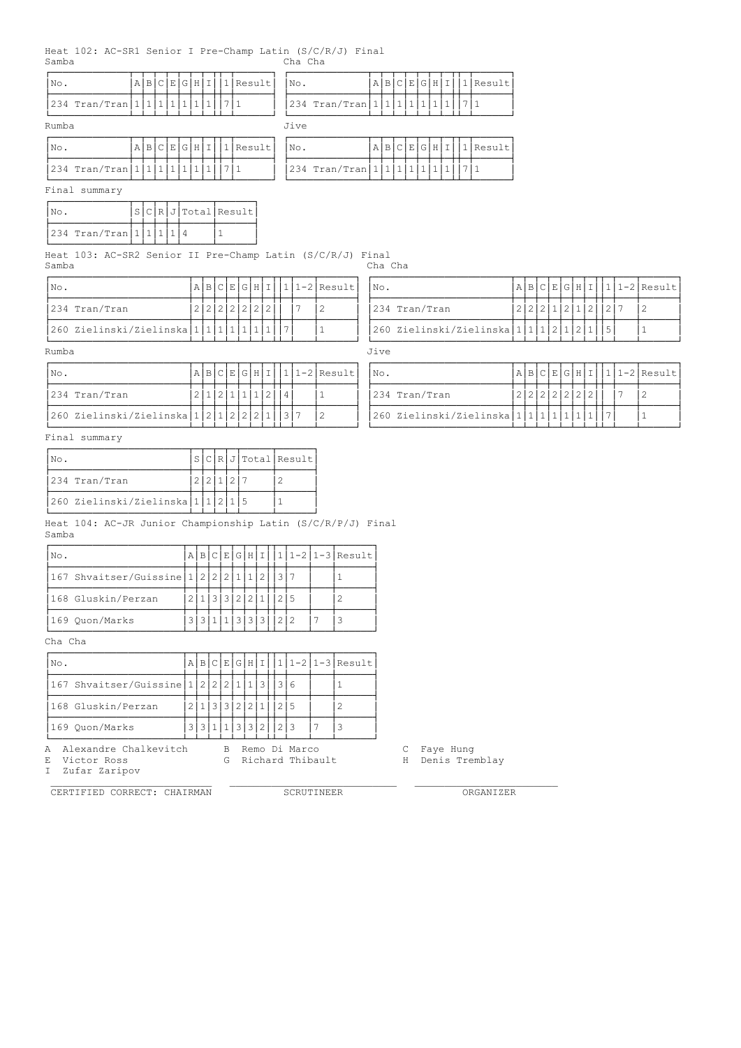Heat 102: AC-SR1 Senior I Pre-Champ Latin (S/C/R/J) Final

Samba

| No. | A | B | C | E | G | H | I | 1 | Result |
|---|---|---|---|---|---|---|---|---|---|
| 234 Tran/Tran | 1 | 1 | 1 | 1 | 1 | 1 | 1 | 7 | 1 |

Cha Cha

| No. | A | B | C | E | G | H | I | 1 | Result |
|---|---|---|---|---|---|---|---|---|---|
| 234 Tran/Tran | 1 | 1 | 1 | 1 | 1 | 1 | 1 | 7 | 1 |

Rumba

| No. | A | B | C | E | G | H | I | 1 | Result |
|---|---|---|---|---|---|---|---|---|---|
| 234 Tran/Tran | 1 | 1 | 1 | 1 | 1 | 1 | 1 | 7 | 1 |

Jive

| No. | A | B | C | E | G | H | I | 1 | Result |
|---|---|---|---|---|---|---|---|---|---|
| 234 Tran/Tran | 1 | 1 | 1 | 1 | 1 | 1 | 1 | 7 | 1 |

Final summary

| No. | S | C | R | J | Total | Result |
|---|---|---|---|---|---|---|
| 234 Tran/Tran | 1 | 1 | 1 | 1 | 4 | 1 |

Heat 103: AC-SR2 Senior II Pre-Champ Latin (S/C/R/J) Final

Samba

| No. | A | B | C | E | G | H | I | 1 | 1-2 | Result |
|---|---|---|---|---|---|---|---|---|---|---|
| 234 Tran/Tran | 2 | 2 | 2 | 2 | 2 | 2 | 2 | | 7 | 2 |
| 260 Zielinski/Zielinska | 1 | 1 | 1 | 1 | 1 | 1 | 1 | 7 | | 1 |

Cha Cha

| No. | A | B | C | E | G | H | I | 1 | 1-2 | Result |
|---|---|---|---|---|---|---|---|---|---|---|
| 234 Tran/Tran | 2 | 2 | 2 | 1 | 2 | 1 | 2 | 2 | 7 | 2 |
| 260 Zielinski/Zielinska | 1 | 1 | 1 | 2 | 1 | 2 | 1 | 5 | | 1 |

Rumba

| No. | A | B | C | E | G | H | I | 1 | 1-2 | Result |
|---|---|---|---|---|---|---|---|---|---|---|
| 234 Tran/Tran | 2 | 1 | 2 | 1 | 1 | 1 | 2 | 4 | | 1 |
| 260 Zielinski/Zielinska | 1 | 2 | 1 | 2 | 2 | 2 | 1 | 3 | 7 | 2 |

Jive

| No. | A | B | C | E | G | H | I | 1 | 1-2 | Result |
|---|---|---|---|---|---|---|---|---|---|---|
| 234 Tran/Tran | 2 | 2 | 2 | 2 | 2 | 2 | 2 | | 7 | 2 |
| 260 Zielinski/Zielinska | 1 | 1 | 1 | 1 | 1 | 1 | 1 | 7 | | 1 |

Final summary

| No. | S | C | R | J | Total | Result |
|---|---|---|---|---|---|---|
| 234 Tran/Tran | 2 | 2 | 1 | 2 | 7 | 2 |
| 260 Zielinski/Zielinska | 1 | 1 | 2 | 1 | 5 | 1 |

Heat 104: AC-JR Junior Championship Latin (S/C/R/P/J) Final

Samba

| No. | A | B | C | E | G | H | I | 1 | 1-2 | 1-3 | Result |
|---|---|---|---|---|---|---|---|---|---|---|---|
| 167 Shvaitser/Guissine | 1 | 2 | 2 | 2 | 1 | 1 | 2 | 3 | 7 | | 1 |
| 168 Gluskin/Perzan | 2 | 1 | 3 | 3 | 2 | 2 | 1 | 2 | 5 | | 2 |
| 169 Quon/Marks | 3 | 3 | 1 | 1 | 3 | 3 | 3 | 2 | 2 | 7 | 3 |

Cha Cha

| No. | A | B | C | E | G | H | I | 1 | 1-2 | 1-3 | Result |
|---|---|---|---|---|---|---|---|---|---|---|---|
| 167 Shvaitser/Guissine | 1 | 2 | 2 | 2 | 1 | 1 | 3 | 3 | 6 | | 1 |
| 168 Gluskin/Perzan | 2 | 1 | 3 | 3 | 2 | 2 | 1 | 2 | 5 | | 2 |
| 169 Quon/Marks | 3 | 3 | 1 | 1 | 3 | 3 | 2 | 2 | 3 | 7 | 3 |

A Alexandre Chalkevitch B Remo Di Marco C Faye Hung
E Victor Ross G Richard Thibault H Denis Tremblay
I Zufar Zaripov

CERTIFIED CORRECT: CHAIRMAN SCRUTINEER ORGANIZER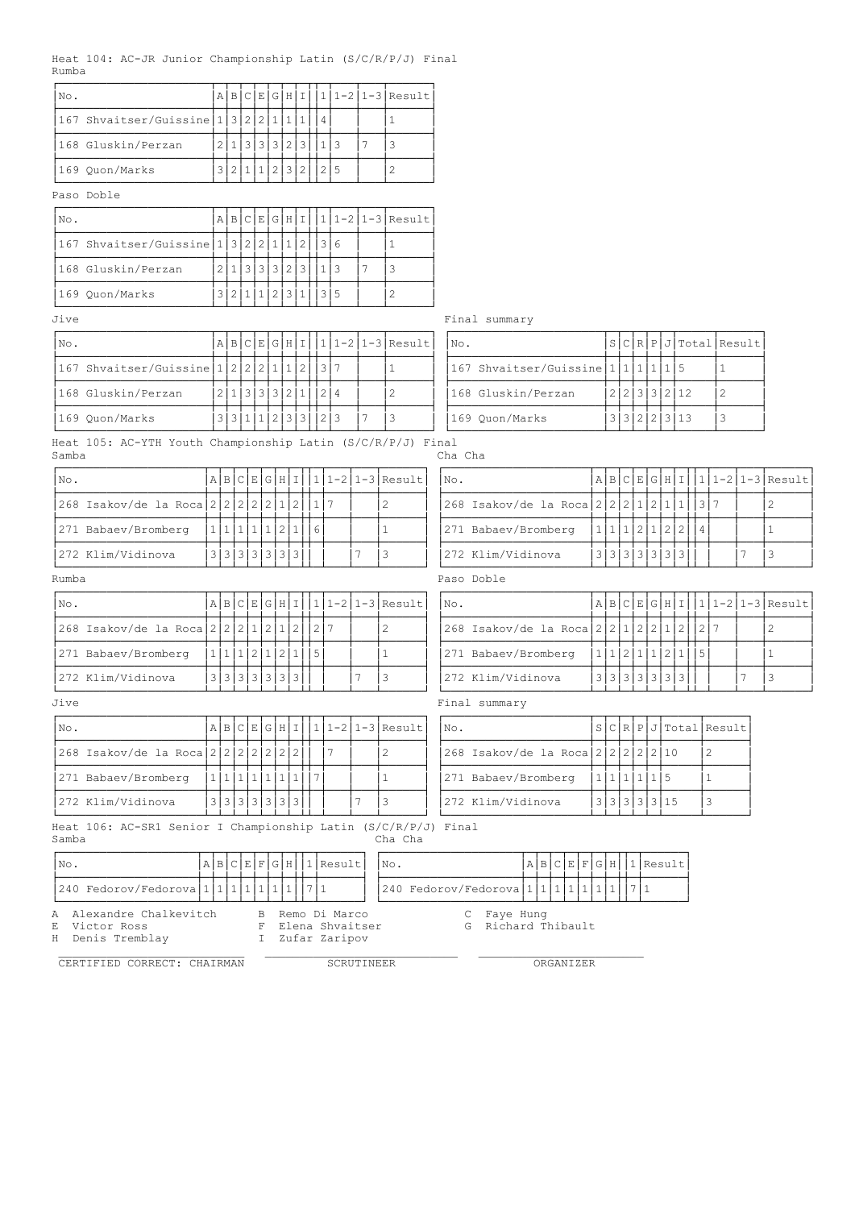Heat 104: AC-JR Junior Championship Latin (S/C/R/P/J) Final

Rumba

| No. | A | B | C | E | G | H | I | 1 | 1-2 | 1-3 | Result |
|---|---|---|---|---|---|---|---|---|---|---|---|
| 167 Shvaitser/Guissine | 1 | 3 | 2 | 2 | 1 | 1 | 1 | 4 | | | 1 |
| 168 Gluskin/Perzan | 2 | 1 | 3 | 3 | 3 | 2 | 3 | 1 | 3 | 7 | 3 |
| 169 Quon/Marks | 3 | 2 | 1 | 1 | 2 | 3 | 2 | 2 | 5 | | 2 |

Paso Doble

| No. | A | B | C | E | G | H | I | 1 | 1-2 | 1-3 | Result |
|---|---|---|---|---|---|---|---|---|---|---|---|
| 167 Shvaitser/Guissine | 1 | 3 | 2 | 2 | 1 | 1 | 2 | 3 | 6 | | 1 |
| 168 Gluskin/Perzan | 2 | 1 | 3 | 3 | 3 | 2 | 3 | 1 | 3 | 7 | 3 |
| 169 Quon/Marks | 3 | 2 | 1 | 1 | 2 | 3 | 1 | 3 | 5 | | 2 |

Jive

| No. | A | B | C | E | G | H | I | 1 | 1-2 | 1-3 | Result |
|---|---|---|---|---|---|---|---|---|---|---|---|
| 167 Shvaitser/Guissine | 1 | 2 | 2 | 2 | 1 | 1 | 2 | 3 | 7 | | 1 |
| 168 Gluskin/Perzan | 2 | 1 | 3 | 3 | 3 | 2 | 1 | 2 | 4 | | 2 |
| 169 Quon/Marks | 3 | 3 | 1 | 1 | 2 | 3 | 3 | 2 | 3 | 7 | 3 |

Final summary

| No. | S | C | R | P | J | Total | Result |
|---|---|---|---|---|---|---|---|
| 167 Shvaitser/Guissine | 1 | 1 | 1 | 1 | 1 | 5 | 1 |
| 168 Gluskin/Perzan | 2 | 2 | 3 | 3 | 2 | 12 | 2 |
| 169 Quon/Marks | 3 | 3 | 2 | 2 | 3 | 13 | 3 |

Heat 105: AC-YTH Youth Championship Latin (S/C/R/P/J) Final

Samba

| No. | A | B | C | E | G | H | I | 1 | 1-2 | 1-3 | Result |
|---|---|---|---|---|---|---|---|---|---|---|---|
| 268 Isakov/de la Roca | 2 | 2 | 2 | 2 | 2 | 1 | 2 | 1 | 7 | | 2 |
| 271 Babaev/Bromberg | 1 | 1 | 1 | 1 | 1 | 2 | 1 | 6 | | | 1 |
| 272 Klim/Vidinova | 3 | 3 | 3 | 3 | 3 | 3 | 3 | | | 7 | 3 |

Cha Cha

| No. | A | B | C | E | G | H | I | 1 | 1-2 | 1-3 | Result |
|---|---|---|---|---|---|---|---|---|---|---|---|
| 268 Isakov/de la Roca | 2 | 2 | 2 | 1 | 2 | 1 | 1 | 3 | 7 | | 2 |
| 271 Babaev/Bromberg | 1 | 1 | 1 | 2 | 1 | 2 | 2 | 4 | | | 1 |
| 272 Klim/Vidinova | 3 | 3 | 3 | 3 | 3 | 3 | 3 | | | 7 | 3 |

Rumba

| No. | A | B | C | E | G | H | I | 1 | 1-2 | 1-3 | Result |
|---|---|---|---|---|---|---|---|---|---|---|---|
| 268 Isakov/de la Roca | 2 | 2 | 2 | 1 | 2 | 1 | 2 | 2 | 7 | | 2 |
| 271 Babaev/Bromberg | 1 | 1 | 1 | 2 | 1 | 2 | 1 | 5 | | | 1 |
| 272 Klim/Vidinova | 3 | 3 | 3 | 3 | 3 | 3 | 3 | | | 7 | 3 |

Paso Doble

| No. | A | B | C | E | G | H | I | 1 | 1-2 | 1-3 | Result |
|---|---|---|---|---|---|---|---|---|---|---|---|
| 268 Isakov/de la Roca | 2 | 2 | 1 | 2 | 2 | 1 | 2 | 2 | 7 | | 2 |
| 271 Babaev/Bromberg | 1 | 1 | 2 | 1 | 1 | 2 | 1 | 5 | | | 1 |
| 272 Klim/Vidinova | 3 | 3 | 3 | 3 | 3 | 3 | 3 | | | 7 | 3 |

Jive

| No. | A | B | C | E | G | H | I | 1 | 1-2 | 1-3 | Result |
|---|---|---|---|---|---|---|---|---|---|---|---|
| 268 Isakov/de la Roca | 2 | 2 | 2 | 2 | 2 | 2 | 2 | | 7 | | 2 |
| 271 Babaev/Bromberg | 1 | 1 | 1 | 1 | 1 | 1 | 1 | 7 | | | 1 |
| 272 Klim/Vidinova | 3 | 3 | 3 | 3 | 3 | 3 | 3 | | | 7 | 3 |

Final summary

| No. | S | C | R | P | J | Total | Result |
|---|---|---|---|---|---|---|---|
| 268 Isakov/de la Roca | 2 | 2 | 2 | 2 | 2 | 10 | 2 |
| 271 Babaev/Bromberg | 1 | 1 | 1 | 1 | 1 | 5 | 1 |
| 272 Klim/Vidinova | 3 | 3 | 3 | 3 | 3 | 15 | 3 |

Heat 106: AC-SR1 Senior I Championship Latin (S/C/R/P/J) Final

Samba

| No. | A | B | C | E | F | G | H | 1 | Result |
|---|---|---|---|---|---|---|---|---|---|
| 240 Fedorov/Fedorova | 1 | 1 | 1 | 1 | 1 | 1 | 1 | 7 | 1 |

Cha Cha

| No. | A | B | C | E | F | G | H | 1 | Result |
|---|---|---|---|---|---|---|---|---|---|
| 240 Fedorov/Fedorova | 1 | 1 | 1 | 1 | 1 | 1 | 1 | 7 | 1 |

A Alexandre Chalkevitch
B Remo Di Marco
C Faye Hung
E Victor Ross
F Elena Shvaitser
G Richard Thibault
H Denis Tremblay
I Zufar Zaripov

CERTIFIED CORRECT: CHAIRMAN ____________ SCRUTINEER ____________ ORGANIZER ____________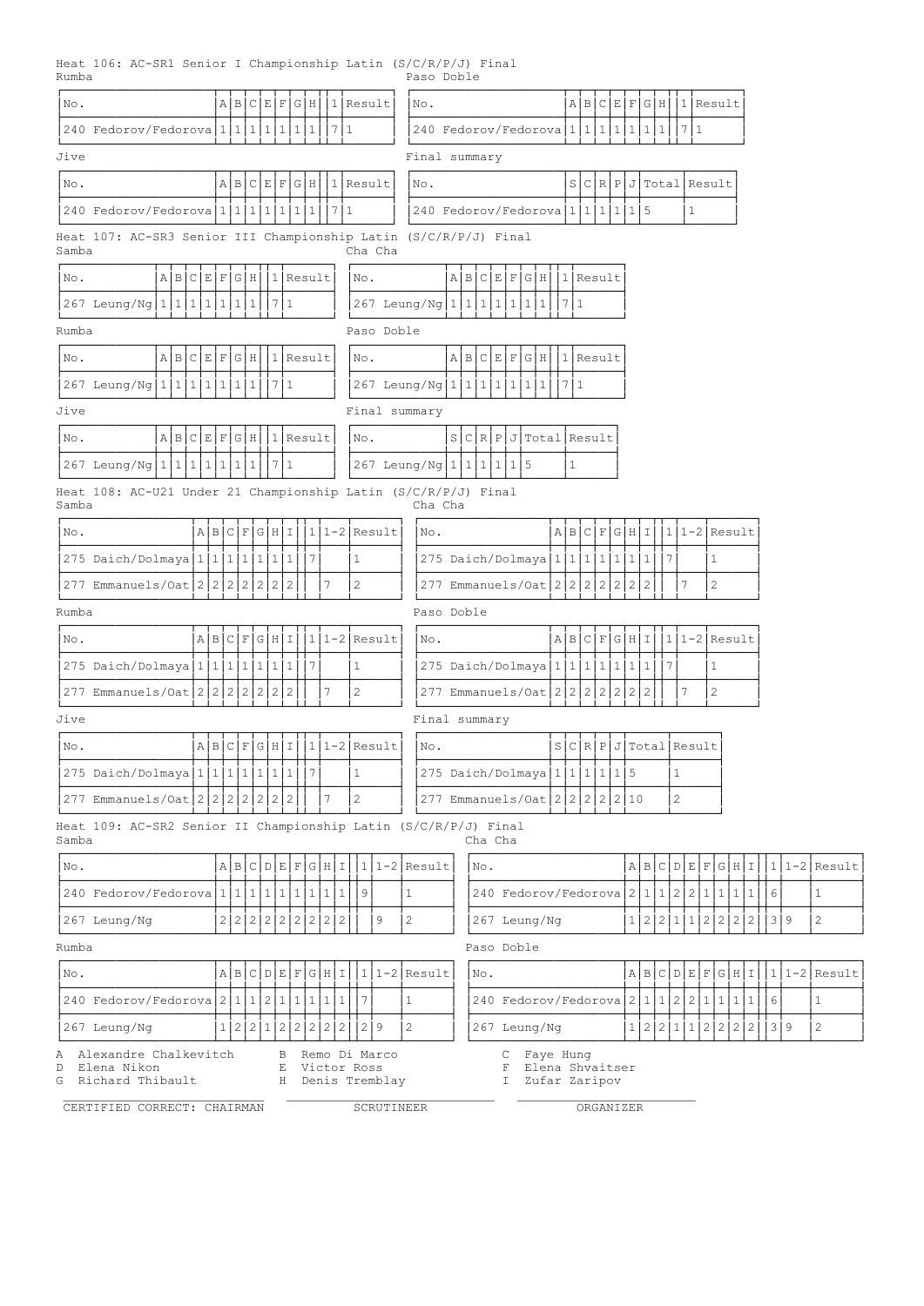Heat 106: AC-SR1 Senior I Championship Latin (S/C/R/P/J) Final

Rumba

| No. | A | B | C | E | F | G | H | 1 | Result |
|---|---|---|---|---|---|---|---|---|---|
| 240 Fedorov/Fedorova | 1 | 1 | 1 | 1 | 1 | 1 | 1 | 7 | 1 |

Paso Doble

| No. | A | B | C | E | F | G | H | 1 | Result |
|---|---|---|---|---|---|---|---|---|---|
| 240 Fedorov/Fedorova | 1 | 1 | 1 | 1 | 1 | 1 | 1 | 7 | 1 |

Jive

| No. | A | B | C | E | F | G | H | 1 | Result |
|---|---|---|---|---|---|---|---|---|---|
| 240 Fedorov/Fedorova | 1 | 1 | 1 | 1 | 1 | 1 | 1 | 7 | 1 |

Final summary

| No. | S | C | R | P | J | Total | Result |
|---|---|---|---|---|---|---|---|
| 240 Fedorov/Fedorova | 1 | 1 | 1 | 1 | 1 | 5 | 1 |

Heat 107: AC-SR3 Senior III Championship Latin (S/C/R/P/J) Final

Samba

| No. | A | B | C | E | F | G | H | 1 | Result |
|---|---|---|---|---|---|---|---|---|---|
| 267 Leung/Ng | 1 | 1 | 1 | 1 | 1 | 1 | 1 | 7 | 1 |

Cha Cha

| No. | A | B | C | E | F | G | H | 1 | Result |
|---|---|---|---|---|---|---|---|---|---|
| 267 Leung/Ng | 1 | 1 | 1 | 1 | 1 | 1 | 1 | 7 | 1 |

Rumba

| No. | A | B | C | E | F | G | H | 1 | Result |
|---|---|---|---|---|---|---|---|---|---|
| 267 Leung/Ng | 1 | 1 | 1 | 1 | 1 | 1 | 1 | 7 | 1 |

Paso Doble

| No. | A | B | C | E | F | G | H | 1 | Result |
|---|---|---|---|---|---|---|---|---|---|
| 267 Leung/Ng | 1 | 1 | 1 | 1 | 1 | 1 | 1 | 7 | 1 |

Jive

| No. | A | B | C | E | F | G | H | 1 | Result |
|---|---|---|---|---|---|---|---|---|---|
| 267 Leung/Ng | 1 | 1 | 1 | 1 | 1 | 1 | 1 | 7 | 1 |

Final summary

| No. | S | C | R | P | J | Total | Result |
|---|---|---|---|---|---|---|---|
| 267 Leung/Ng | 1 | 1 | 1 | 1 | 1 | 5 | 1 |

Heat 108: AC-U21 Under 21 Championship Latin (S/C/R/P/J) Final

Samba

| No. | A | B | C | F | G | H | I | 1 | 1-2 | Result |
|---|---|---|---|---|---|---|---|---|---|---|
| 275 Daich/Dolmaya | 1 | 1 | 1 | 1 | 1 | 1 | 1 | 7 | | 1 |
| 277 Emmanuels/Oat | 2 | 2 | 2 | 2 | 2 | 2 | 2 | | 7 | 2 |

Cha Cha

| No. | A | B | C | F | G | H | I | 1 | 1-2 | Result |
|---|---|---|---|---|---|---|---|---|---|---|
| 275 Daich/Dolmaya | 1 | 1 | 1 | 1 | 1 | 1 | 1 | 7 | | 1 |
| 277 Emmanuels/Oat | 2 | 2 | 2 | 2 | 2 | 2 | 2 | | 7 | 2 |

Rumba

| No. | A | B | C | F | G | H | I | 1 | 1-2 | Result |
|---|---|---|---|---|---|---|---|---|---|---|
| 275 Daich/Dolmaya | 1 | 1 | 1 | 1 | 1 | 1 | 1 | 7 | | 1 |
| 277 Emmanuels/Oat | 2 | 2 | 2 | 2 | 2 | 2 | 2 | | 7 | 2 |

Paso Doble

| No. | A | B | C | F | G | H | I | 1 | 1-2 | Result |
|---|---|---|---|---|---|---|---|---|---|---|
| 275 Daich/Dolmaya | 1 | 1 | 1 | 1 | 1 | 1 | 1 | 7 | | 1 |
| 277 Emmanuels/Oat | 2 | 2 | 2 | 2 | 2 | 2 | 2 | | 7 | 2 |

Jive

| No. | A | B | C | F | G | H | I | 1 | 1-2 | Result |
|---|---|---|---|---|---|---|---|---|---|---|
| 275 Daich/Dolmaya | 1 | 1 | 1 | 1 | 1 | 1 | 1 | 7 | | 1 |
| 277 Emmanuels/Oat | 2 | 2 | 2 | 2 | 2 | 2 | 2 | | 7 | 2 |

Final summary

| No. | S | C | R | P | J | Total | Result |
|---|---|---|---|---|---|---|---|
| 275 Daich/Dolmaya | 1 | 1 | 1 | 1 | 1 | 5 | 1 |
| 277 Emmanuels/Oat | 2 | 2 | 2 | 2 | 2 | 10 | 2 |

Heat 109: AC-SR2 Senior II Championship Latin (S/C/R/P/J) Final

Samba

| No. | A | B | C | D | E | F | G | H | I | 1 | 1-2 | Result |
|---|---|---|---|---|---|---|---|---|---|---|---|---|
| 240 Fedorov/Fedorova | 1 | 1 | 1 | 1 | 1 | 1 | 1 | 1 | 1 | 9 | | 1 |
| 267 Leung/Ng | 2 | 2 | 2 | 2 | 2 | 2 | 2 | 2 | 2 | | 9 | 2 |

Cha Cha

| No. | A | B | C | D | E | F | G | H | I | 1 | 1-2 | Result |
|---|---|---|---|---|---|---|---|---|---|---|---|---|
| 240 Fedorov/Fedorova | 2 | 1 | 1 | 2 | 2 | 1 | 1 | 1 | 1 | 6 | | 1 |
| 267 Leung/Ng | 1 | 2 | 2 | 1 | 1 | 2 | 2 | 2 | 2 | 3 | 9 | 2 |

Rumba

| No. | A | B | C | D | E | F | G | H | I | 1 | 1-2 | Result |
|---|---|---|---|---|---|---|---|---|---|---|---|---|
| 240 Fedorov/Fedorova | 2 | 1 | 1 | 2 | 1 | 1 | 1 | 1 | 1 | 7 | | 1 |
| 267 Leung/Ng | 1 | 2 | 2 | 1 | 2 | 2 | 2 | 2 | 2 | 2 | 9 | 2 |

Paso Doble

| No. | A | B | C | D | E | F | G | H | I | 1 | 1-2 | Result |
|---|---|---|---|---|---|---|---|---|---|---|---|---|
| 240 Fedorov/Fedorova | 2 | 1 | 1 | 2 | 2 | 1 | 1 | 1 | 1 | 6 | | 1 |
| 267 Leung/Ng | 1 | 2 | 2 | 1 | 1 | 2 | 2 | 2 | 2 | 3 | 9 | 2 |

A Alexandre Chalkevitch  
B Remo Di Marco  
C Faye Hung  
D Elena Nikon  
E Victor Ross  
F Elena Shvaitser  
G Richard Thibault  
H Denis Tremblay  
I Zufar Zaripov

CERTIFIED CORRECT: CHAIRMAN ____________ SCRUTINEER ____________ ORGANIZER ____________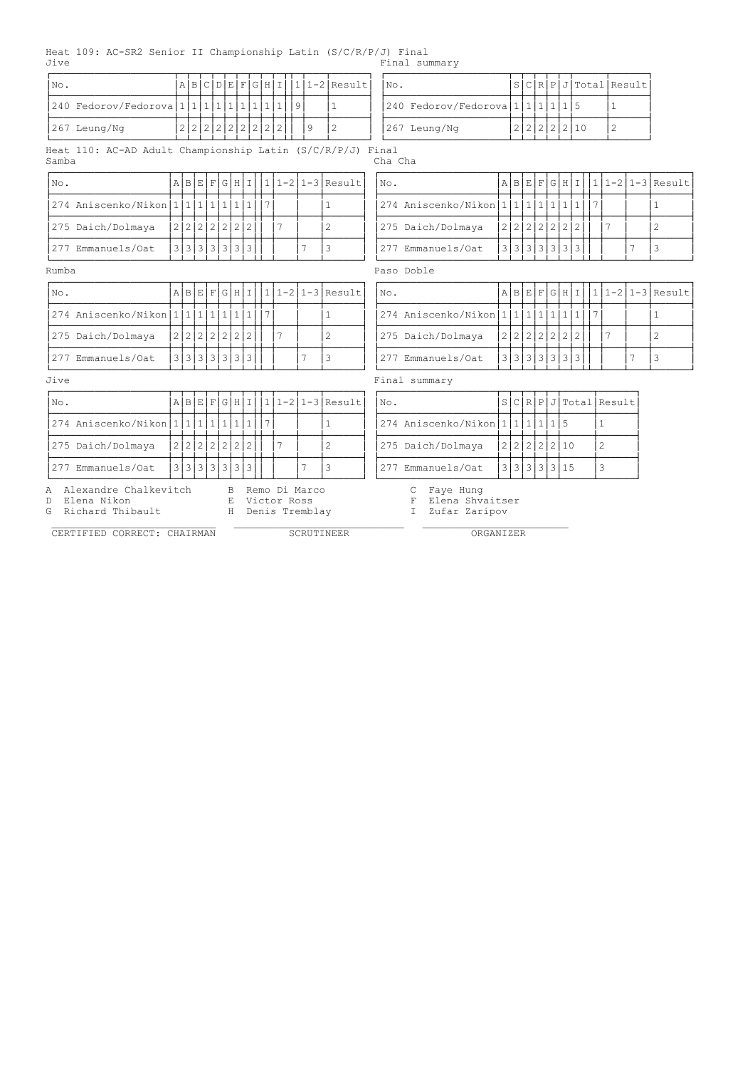Heat 109: AC-SR2 Senior II Championship Latin (S/C/R/P/J) Final

Jive

| No. | A | B | C | D | E | F | G | H | I | | 1 | 1-2 | Result |
|---|---|---|---|---|---|---|---|---|---|---|---|---|---|
| 240 Fedorov/Fedorova | 1 | 1 | 1 | 1 | 1 | 1 | 1 | 1 | 1 | | 9 | | 1 |
| 267 Leung/Ng | 2 | 2 | 2 | 2 | 2 | 2 | 2 | 2 | 2 | | | 9 | 2 |

Final summary

| No. | S | C | R | P | J | Total | Result |
|---|---|---|---|---|---|---|---|
| 240 Fedorov/Fedorova | 1 | 1 | 1 | 1 | 1 | 5 | 1 |
| 267 Leung/Ng | 2 | 2 | 2 | 2 | 2 | 10 | 2 |

Heat 110: AC-AD Adult Championship Latin (S/C/R/P/J) Final

Samba

| No. | A | B | E | F | G | H | I | | 1 | 1-2 | 1-3 | Result |
|---|---|---|---|---|---|---|---|---|---|---|---|---|
| 274 Aniscenko/Nikon | 1 | 1 | 1 | 1 | 1 | 1 | 1 | | 7 | | | 1 |
| 275 Daich/Dolmaya | 2 | 2 | 2 | 2 | 2 | 2 | 2 | | | 7 | | 2 |
| 277 Emmanuels/Oat | 3 | 3 | 3 | 3 | 3 | 3 | 3 | | | | 7 | 3 |

Cha Cha

| No. | A | B | E | F | G | H | I | | 1 | 1-2 | 1-3 | Result |
|---|---|---|---|---|---|---|---|---|---|---|---|---|
| 274 Aniscenko/Nikon | 1 | 1 | 1 | 1 | 1 | 1 | 1 | | 7 | | | 1 |
| 275 Daich/Dolmaya | 2 | 2 | 2 | 2 | 2 | 2 | 2 | | | 7 | | 2 |
| 277 Emmanuels/Oat | 3 | 3 | 3 | 3 | 3 | 3 | 3 | | | | 7 | 3 |

Rumba

| No. | A | B | E | F | G | H | I | | 1 | 1-2 | 1-3 | Result |
|---|---|---|---|---|---|---|---|---|---|---|---|---|
| 274 Aniscenko/Nikon | 1 | 1 | 1 | 1 | 1 | 1 | 1 | | 7 | | | 1 |
| 275 Daich/Dolmaya | 2 | 2 | 2 | 2 | 2 | 2 | 2 | | | 7 | | 2 |
| 277 Emmanuels/Oat | 3 | 3 | 3 | 3 | 3 | 3 | 3 | | | | 7 | 3 |

Paso Doble

| No. | A | B | E | F | G | H | I | | 1 | 1-2 | 1-3 | Result |
|---|---|---|---|---|---|---|---|---|---|---|---|---|
| 274 Aniscenko/Nikon | 1 | 1 | 1 | 1 | 1 | 1 | 1 | | 7 | | | 1 |
| 275 Daich/Dolmaya | 2 | 2 | 2 | 2 | 2 | 2 | 2 | | | 7 | | 2 |
| 277 Emmanuels/Oat | 3 | 3 | 3 | 3 | 3 | 3 | 3 | | | | 7 | 3 |

Jive

| No. | A | B | E | F | G | H | I | | 1 | 1-2 | 1-3 | Result |
|---|---|---|---|---|---|---|---|---|---|---|---|---|
| 274 Aniscenko/Nikon | 1 | 1 | 1 | 1 | 1 | 1 | 1 | | 7 | | | 1 |
| 275 Daich/Dolmaya | 2 | 2 | 2 | 2 | 2 | 2 | 2 | | | 7 | | 2 |
| 277 Emmanuels/Oat | 3 | 3 | 3 | 3 | 3 | 3 | 3 | | | | 7 | 3 |

Final summary

| No. | S | C | R | P | J | Total | Result |
|---|---|---|---|---|---|---|---|
| 274 Aniscenko/Nikon | 1 | 1 | 1 | 1 | 1 | 5 | 1 |
| 275 Daich/Dolmaya | 2 | 2 | 2 | 2 | 2 | 10 | 2 |
| 277 Emmanuels/Oat | 3 | 3 | 3 | 3 | 3 | 15 | 3 |

A Alexandre Chalkevitch
B Remo Di Marco
C Faye Hung
D Elena Nikon
E Victor Ross
F Elena Shvaitser
G Richard Thibault
H Denis Tremblay
I Zufar Zaripov

CERTIFIED CORRECT: CHAIRMAN — SCRUTINEER — ORGANIZER